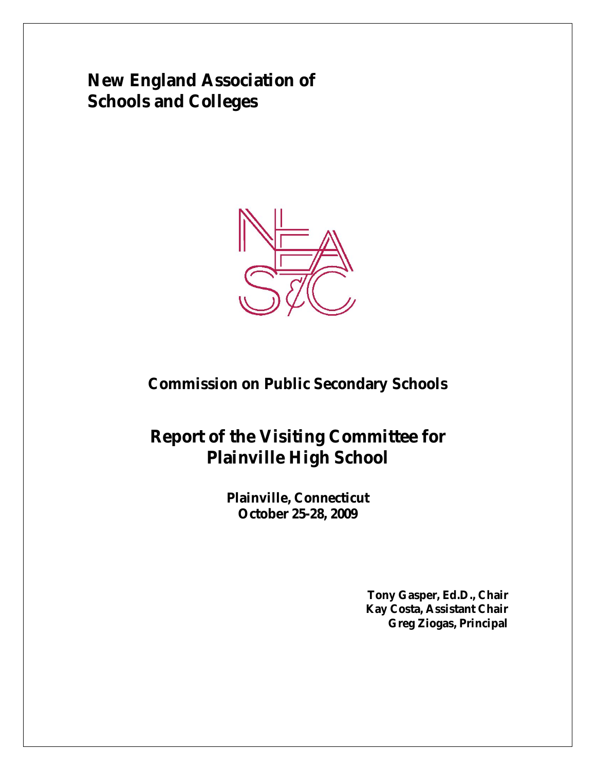# New England Association of Schools and Colleges

## Commission on Public Secondary Schools

# Report of the Visiting Committee for Plainville High School

**Plainville, Connecticut**
**October 25-28, 2009**

**Tony Gasper, Ed.D., Chair**
**Kay Costa, Assistant Chair**
**Greg Ziogas, Principal**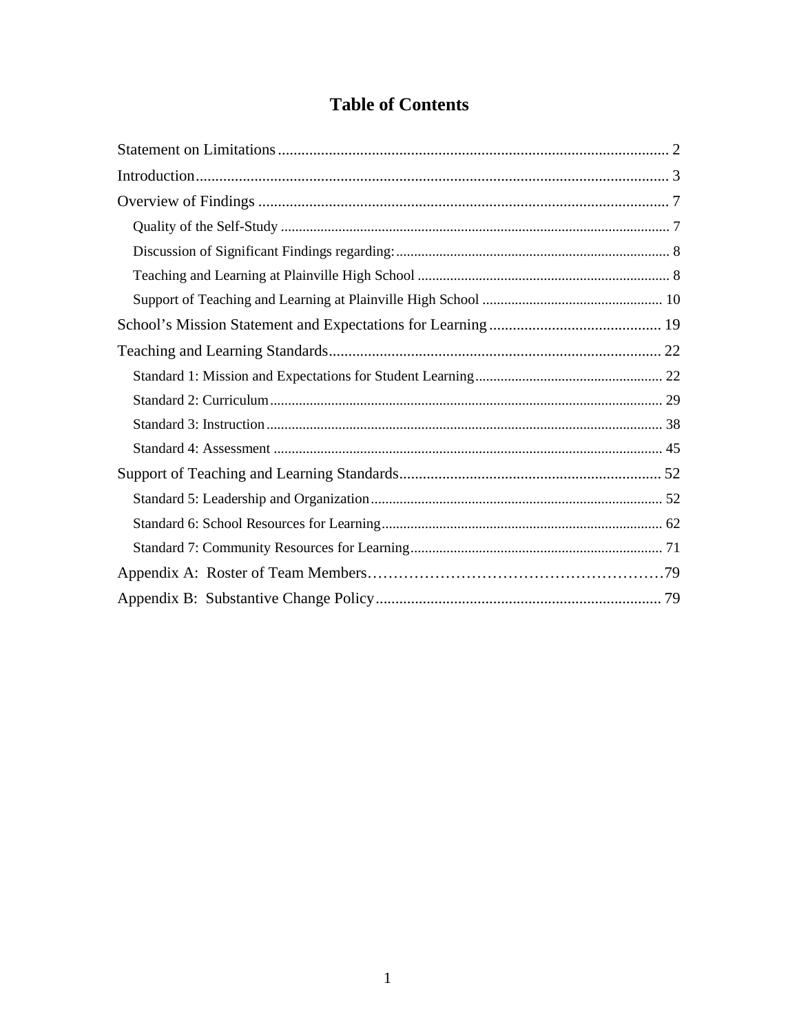# Table of Contents

Statement on Limitations .................................................................................................... 2

Introduction......................................................................................................................... 3

Overview of Findings ......................................................................................................... 7

- Quality of the Self-Study ............................................................................................ 7
- Discussion of Significant Findings regarding: ........................................................... 8
- Teaching and Learning at Plainville High School ...................................................... 8
- Support of Teaching and Learning at Plainville High School .................................. 10

School's Mission Statement and Expectations for Learning ............................................ 19

Teaching and Learning Standards..................................................................................... 22

- Standard 1: Mission and Expectations for Student Learning .................................... 22
- Standard 2: Curriculum ............................................................................................. 29
- Standard 3: Instruction .............................................................................................. 38
- Standard 4: Assessment ............................................................................................ 45

Support of Teaching and Learning Standards................................................................... 52

- Standard 5: Leadership and Organization ................................................................. 52
- Standard 6: School Resources for Learning .............................................................. 62
- Standard 7: Community Resources for Learning ...................................................... 71

Appendix A: Roster of Team Members……………………………………………………79

Appendix B: Substantive Change Policy .......................................................................... 79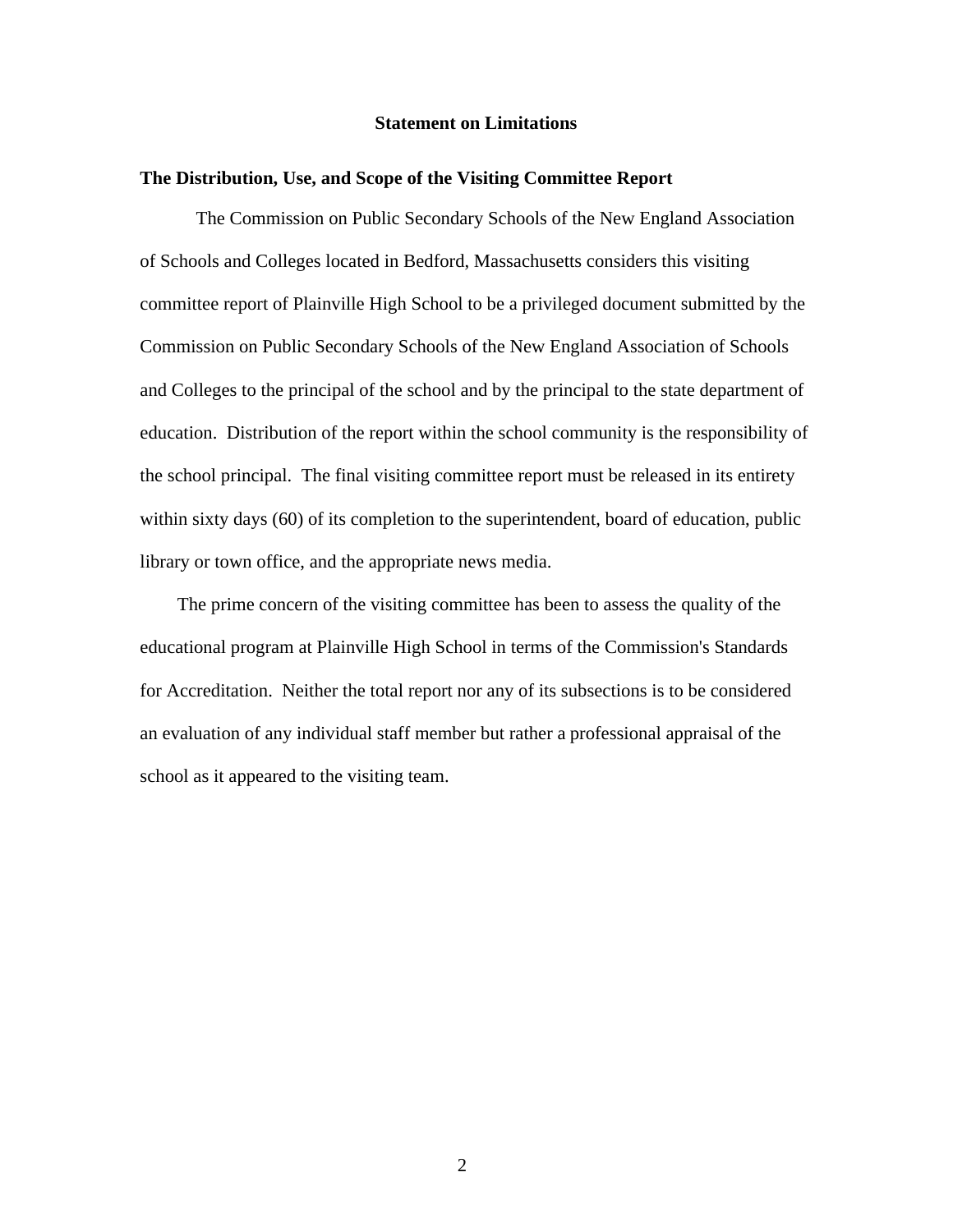# Statement on Limitations

## The Distribution, Use, and Scope of the Visiting Committee Report

The Commission on Public Secondary Schools of the New England Association of Schools and Colleges located in Bedford, Massachusetts considers this visiting committee report of Plainville High School to be a privileged document submitted by the Commission on Public Secondary Schools of the New England Association of Schools and Colleges to the principal of the school and by the principal to the state department of education. Distribution of the report within the school community is the responsibility of the school principal. The final visiting committee report must be released in its entirety within sixty days (60) of its completion to the superintendent, board of education, public library or town office, and the appropriate news media.

The prime concern of the visiting committee has been to assess the quality of the educational program at Plainville High School in terms of the Commission's Standards for Accreditation. Neither the total report nor any of its subsections is to be considered an evaluation of any individual staff member but rather a professional appraisal of the school as it appeared to the visiting team.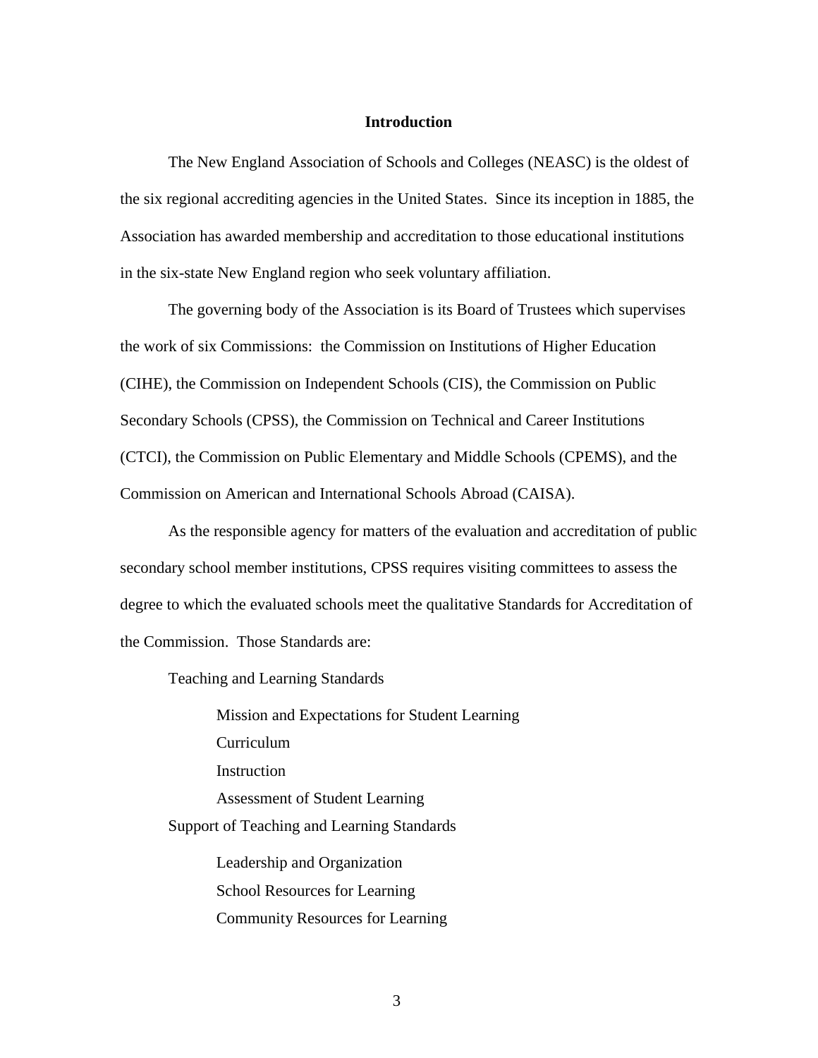## Introduction

The New England Association of Schools and Colleges (NEASC) is the oldest of the six regional accrediting agencies in the United States. Since its inception in 1885, the Association has awarded membership and accreditation to those educational institutions in the six-state New England region who seek voluntary affiliation.

The governing body of the Association is its Board of Trustees which supervises the work of six Commissions: the Commission on Institutions of Higher Education (CIHE), the Commission on Independent Schools (CIS), the Commission on Public Secondary Schools (CPSS), the Commission on Technical and Career Institutions (CTCI), the Commission on Public Elementary and Middle Schools (CPEMS), and the Commission on American and International Schools Abroad (CAISA).

As the responsible agency for matters of the evaluation and accreditation of public secondary school member institutions, CPSS requires visiting committees to assess the degree to which the evaluated schools meet the qualitative Standards for Accreditation of the Commission. Those Standards are:

Teaching and Learning Standards

- Mission and Expectations for Student Learning
- Curriculum
- Instruction
- Assessment of Student Learning

Support of Teaching and Learning Standards

- Leadership and Organization
- School Resources for Learning
- Community Resources for Learning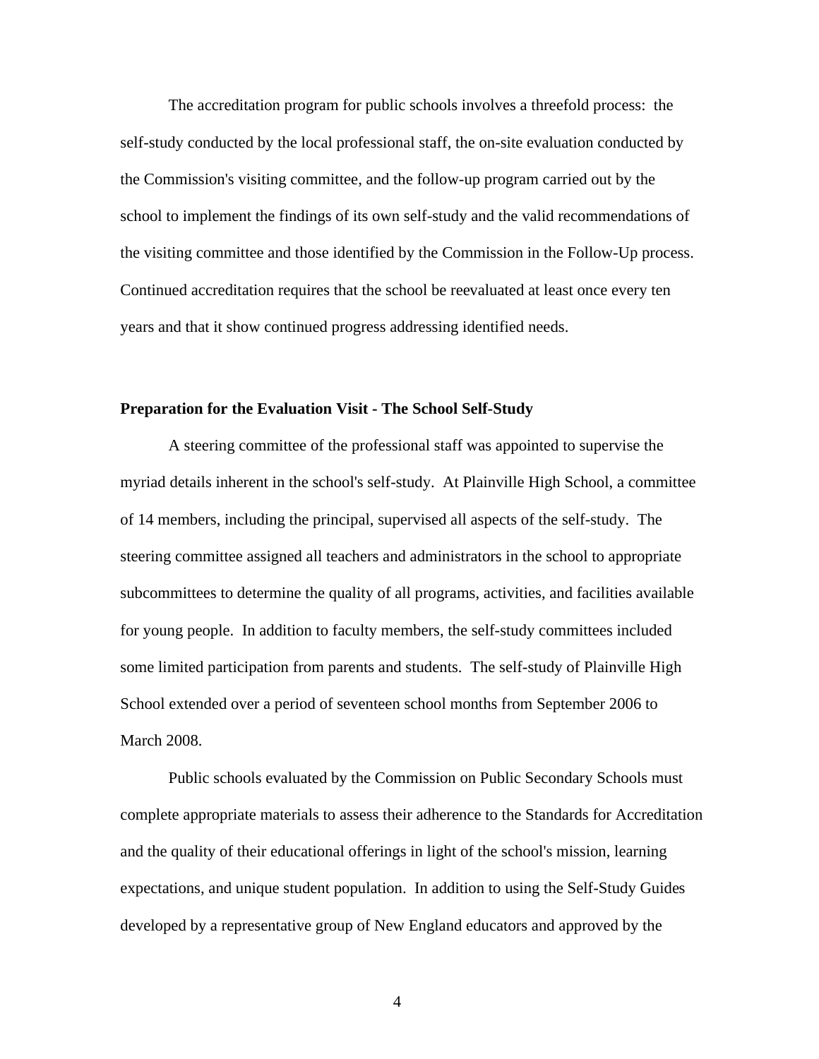The accreditation program for public schools involves a threefold process: the self-study conducted by the local professional staff, the on-site evaluation conducted by the Commission's visiting committee, and the follow-up program carried out by the school to implement the findings of its own self-study and the valid recommendations of the visiting committee and those identified by the Commission in the Follow-Up process. Continued accreditation requires that the school be reevaluated at least once every ten years and that it show continued progress addressing identified needs.

**Preparation for the Evaluation Visit - The School Self-Study**

A steering committee of the professional staff was appointed to supervise the myriad details inherent in the school's self-study. At Plainville High School, a committee of 14 members, including the principal, supervised all aspects of the self-study. The steering committee assigned all teachers and administrators in the school to appropriate subcommittees to determine the quality of all programs, activities, and facilities available for young people. In addition to faculty members, the self-study committees included some limited participation from parents and students. The self-study of Plainville High School extended over a period of seventeen school months from September 2006 to March 2008.

Public schools evaluated by the Commission on Public Secondary Schools must complete appropriate materials to assess their adherence to the Standards for Accreditation and the quality of their educational offerings in light of the school's mission, learning expectations, and unique student population. In addition to using the Self-Study Guides developed by a representative group of New England educators and approved by the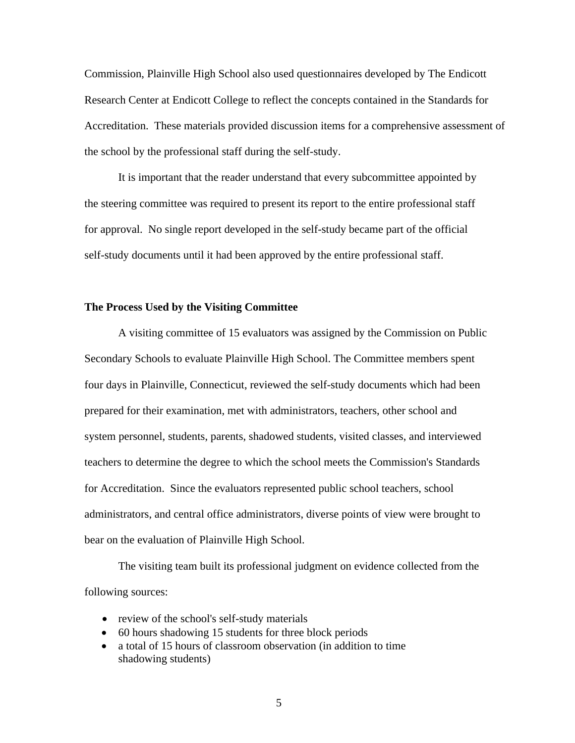Commission, Plainville High School also used questionnaires developed by The Endicott Research Center at Endicott College to reflect the concepts contained in the Standards for Accreditation. These materials provided discussion items for a comprehensive assessment of the school by the professional staff during the self-study.

It is important that the reader understand that every subcommittee appointed by the steering committee was required to present its report to the entire professional staff for approval. No single report developed in the self-study became part of the official self-study documents until it had been approved by the entire professional staff.

**The Process Used by the Visiting Committee**

A visiting committee of 15 evaluators was assigned by the Commission on Public Secondary Schools to evaluate Plainville High School. The Committee members spent four days in Plainville, Connecticut, reviewed the self-study documents which had been prepared for their examination, met with administrators, teachers, other school and system personnel, students, parents, shadowed students, visited classes, and interviewed teachers to determine the degree to which the school meets the Commission's Standards for Accreditation. Since the evaluators represented public school teachers, school administrators, and central office administrators, diverse points of view were brought to bear on the evaluation of Plainville High School.

The visiting team built its professional judgment on evidence collected from the following sources:

- review of the school's self-study materials
- 60 hours shadowing 15 students for three block periods
- a total of 15 hours of classroom observation (in addition to time shadowing students)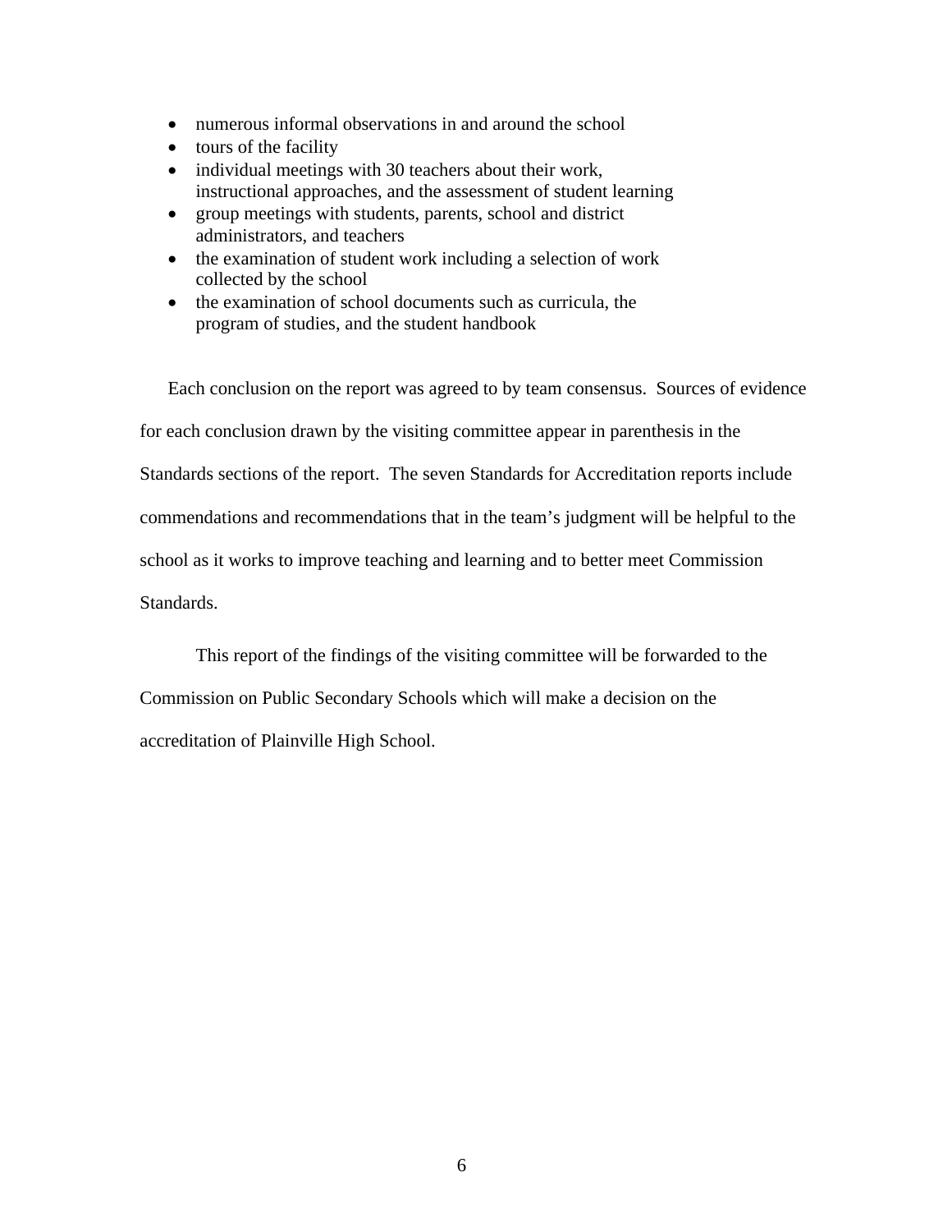- numerous informal observations in and around the school
- tours of the facility
- individual meetings with 30 teachers about their work, instructional approaches, and the assessment of student learning
- group meetings with students, parents, school and district administrators, and teachers
- the examination of student work including a selection of work collected by the school
- the examination of school documents such as curricula, the program of studies, and the student handbook

Each conclusion on the report was agreed to by team consensus. Sources of evidence for each conclusion drawn by the visiting committee appear in parenthesis in the Standards sections of the report. The seven Standards for Accreditation reports include commendations and recommendations that in the team's judgment will be helpful to the school as it works to improve teaching and learning and to better meet Commission Standards.

This report of the findings of the visiting committee will be forwarded to the Commission on Public Secondary Schools which will make a decision on the accreditation of Plainville High School.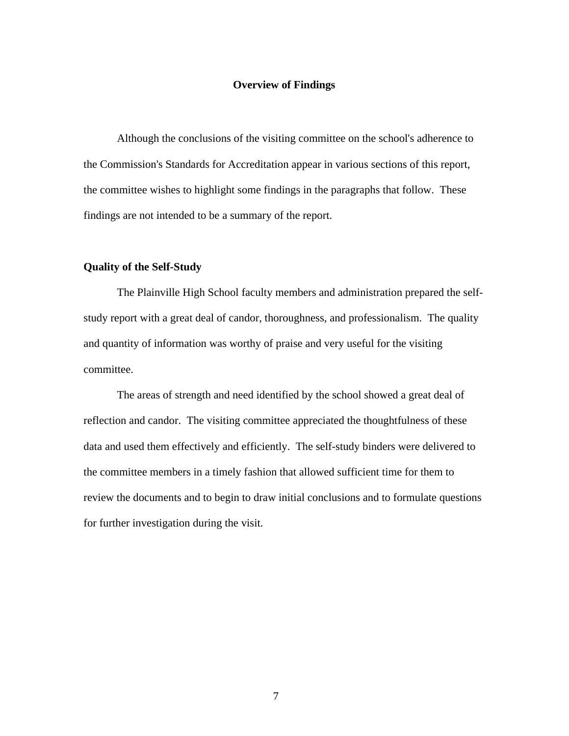## Overview of Findings

Although the conclusions of the visiting committee on the school's adherence to the Commission's Standards for Accreditation appear in various sections of this report, the committee wishes to highlight some findings in the paragraphs that follow. These findings are not intended to be a summary of the report.

### Quality of the Self-Study

The Plainville High School faculty members and administration prepared the self-study report with a great deal of candor, thoroughness, and professionalism. The quality and quantity of information was worthy of praise and very useful for the visiting committee.

The areas of strength and need identified by the school showed a great deal of reflection and candor. The visiting committee appreciated the thoughtfulness of these data and used them effectively and efficiently. The self-study binders were delivered to the committee members in a timely fashion that allowed sufficient time for them to review the documents and to begin to draw initial conclusions and to formulate questions for further investigation during the visit.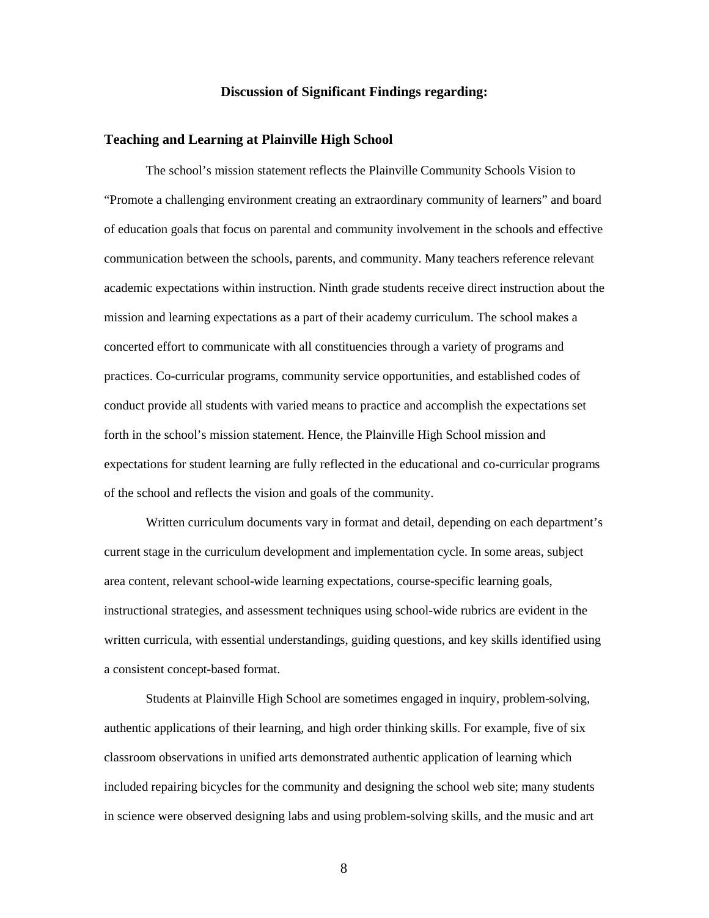## Discussion of Significant Findings regarding:

### Teaching and Learning at Plainville High School

The school's mission statement reflects the Plainville Community Schools Vision to "Promote a challenging environment creating an extraordinary community of learners" and board of education goals that focus on parental and community involvement in the schools and effective communication between the schools, parents, and community. Many teachers reference relevant academic expectations within instruction. Ninth grade students receive direct instruction about the mission and learning expectations as a part of their academy curriculum. The school makes a concerted effort to communicate with all constituencies through a variety of programs and practices. Co-curricular programs, community service opportunities, and established codes of conduct provide all students with varied means to practice and accomplish the expectations set forth in the school's mission statement. Hence, the Plainville High School mission and expectations for student learning are fully reflected in the educational and co-curricular programs of the school and reflects the vision and goals of the community.

Written curriculum documents vary in format and detail, depending on each department's current stage in the curriculum development and implementation cycle. In some areas, subject area content, relevant school-wide learning expectations, course-specific learning goals, instructional strategies, and assessment techniques using school-wide rubrics are evident in the written curricula, with essential understandings, guiding questions, and key skills identified using a consistent concept-based format.

Students at Plainville High School are sometimes engaged in inquiry, problem-solving, authentic applications of their learning, and high order thinking skills. For example, five of six classroom observations in unified arts demonstrated authentic application of learning which included repairing bicycles for the community and designing the school web site; many students in science were observed designing labs and using problem-solving skills, and the music and art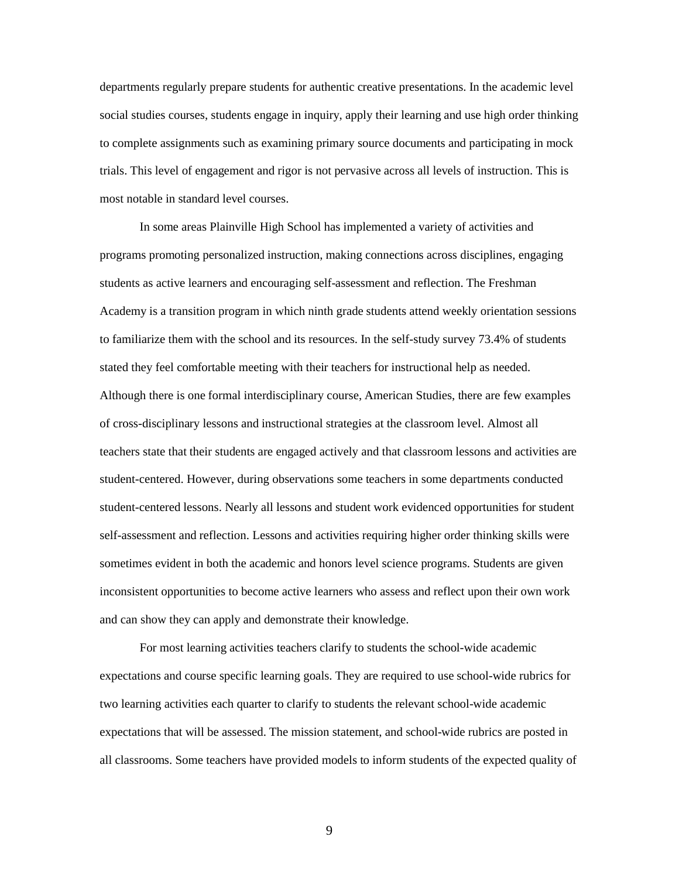departments regularly prepare students for authentic creative presentations. In the academic level social studies courses, students engage in inquiry, apply their learning and use high order thinking to complete assignments such as examining primary source documents and participating in mock trials. This level of engagement and rigor is not pervasive across all levels of instruction. This is most notable in standard level courses.

In some areas Plainville High School has implemented a variety of activities and programs promoting personalized instruction, making connections across disciplines, engaging students as active learners and encouraging self-assessment and reflection. The Freshman Academy is a transition program in which ninth grade students attend weekly orientation sessions to familiarize them with the school and its resources. In the self-study survey 73.4% of students stated they feel comfortable meeting with their teachers for instructional help as needed. Although there is one formal interdisciplinary course, American Studies, there are few examples of cross-disciplinary lessons and instructional strategies at the classroom level. Almost all teachers state that their students are engaged actively and that classroom lessons and activities are student-centered. However, during observations some teachers in some departments conducted student-centered lessons. Nearly all lessons and student work evidenced opportunities for student self-assessment and reflection. Lessons and activities requiring higher order thinking skills were sometimes evident in both the academic and honors level science programs. Students are given inconsistent opportunities to become active learners who assess and reflect upon their own work and can show they can apply and demonstrate their knowledge.

For most learning activities teachers clarify to students the school-wide academic expectations and course specific learning goals. They are required to use school-wide rubrics for two learning activities each quarter to clarify to students the relevant school-wide academic expectations that will be assessed. The mission statement, and school-wide rubrics are posted in all classrooms. Some teachers have provided models to inform students of the expected quality of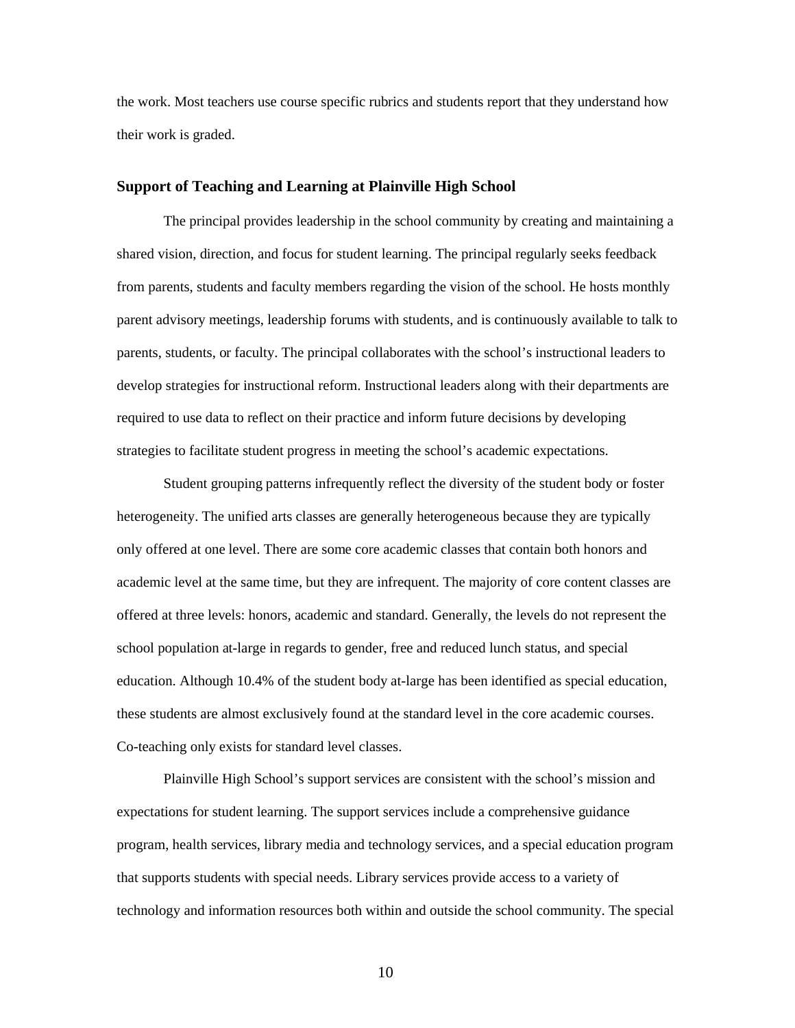the work. Most teachers use course specific rubrics and students report that they understand how their work is graded.

### Support of Teaching and Learning at Plainville High School

The principal provides leadership in the school community by creating and maintaining a shared vision, direction, and focus for student learning. The principal regularly seeks feedback from parents, students and faculty members regarding the vision of the school. He hosts monthly parent advisory meetings, leadership forums with students, and is continuously available to talk to parents, students, or faculty. The principal collaborates with the school's instructional leaders to develop strategies for instructional reform. Instructional leaders along with their departments are required to use data to reflect on their practice and inform future decisions by developing strategies to facilitate student progress in meeting the school's academic expectations.

Student grouping patterns infrequently reflect the diversity of the student body or foster heterogeneity. The unified arts classes are generally heterogeneous because they are typically only offered at one level. There are some core academic classes that contain both honors and academic level at the same time, but they are infrequent. The majority of core content classes are offered at three levels: honors, academic and standard. Generally, the levels do not represent the school population at-large in regards to gender, free and reduced lunch status, and special education. Although 10.4% of the student body at-large has been identified as special education, these students are almost exclusively found at the standard level in the core academic courses. Co-teaching only exists for standard level classes.

Plainville High School's support services are consistent with the school's mission and expectations for student learning. The support services include a comprehensive guidance program, health services, library media and technology services, and a special education program that supports students with special needs. Library services provide access to a variety of technology and information resources both within and outside the school community. The special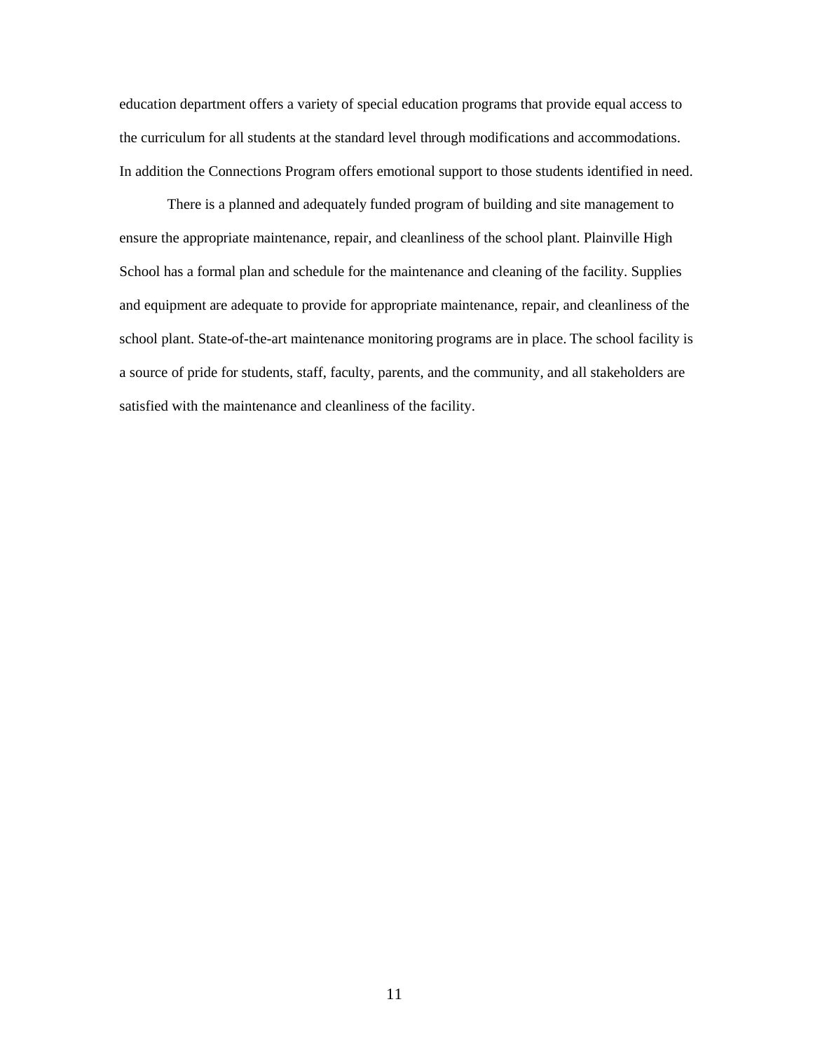education department offers a variety of special education programs that provide equal access to the curriculum for all students at the standard level through modifications and accommodations. In addition the Connections Program offers emotional support to those students identified in need.

There is a planned and adequately funded program of building and site management to ensure the appropriate maintenance, repair, and cleanliness of the school plant. Plainville High School has a formal plan and schedule for the maintenance and cleaning of the facility. Supplies and equipment are adequate to provide for appropriate maintenance, repair, and cleanliness of the school plant. State-of-the-art maintenance monitoring programs are in place. The school facility is a source of pride for students, staff, faculty, parents, and the community, and all stakeholders are satisfied with the maintenance and cleanliness of the facility.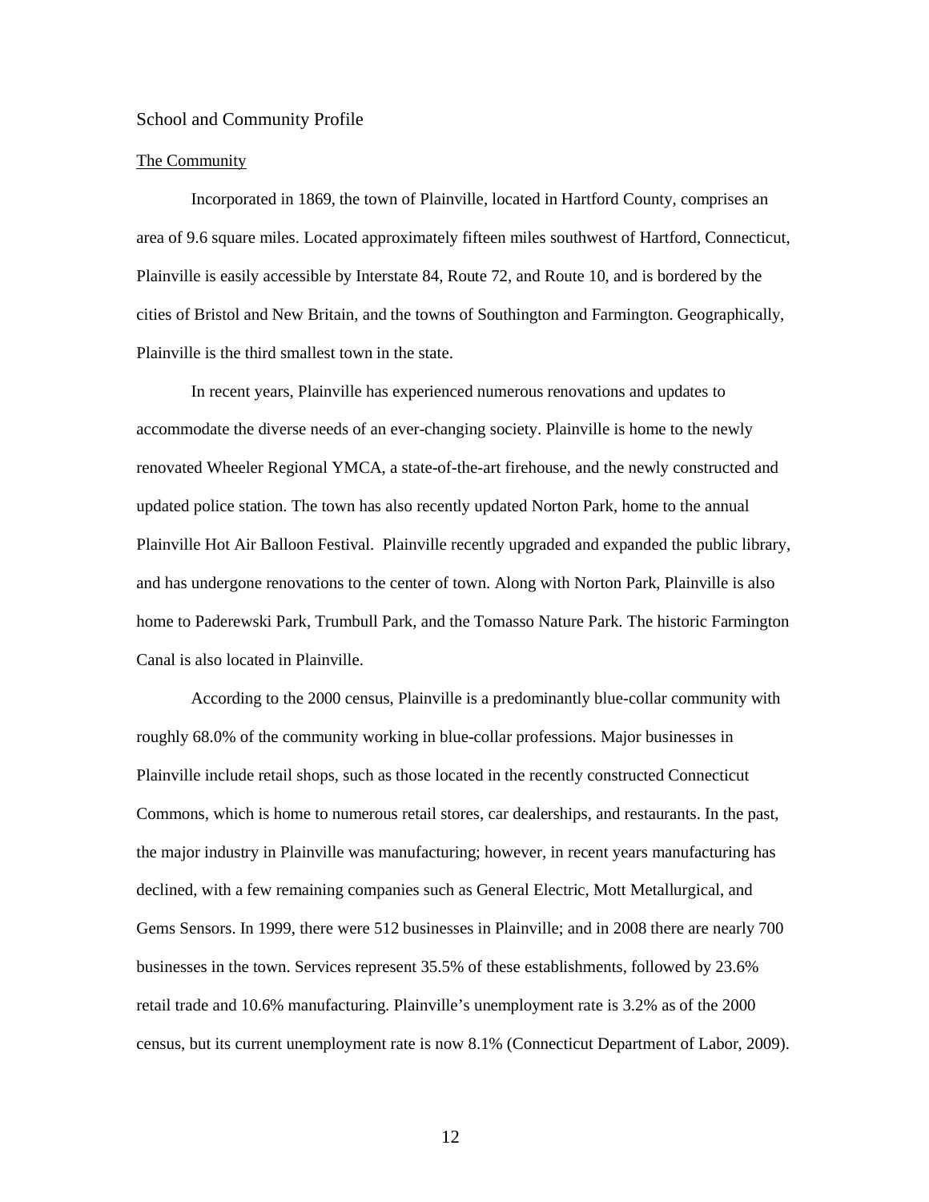## School and Community Profile

### The Community

Incorporated in 1869, the town of Plainville, located in Hartford County, comprises an area of 9.6 square miles. Located approximately fifteen miles southwest of Hartford, Connecticut, Plainville is easily accessible by Interstate 84, Route 72, and Route 10, and is bordered by the cities of Bristol and New Britain, and the towns of Southington and Farmington. Geographically, Plainville is the third smallest town in the state.

In recent years, Plainville has experienced numerous renovations and updates to accommodate the diverse needs of an ever-changing society. Plainville is home to the newly renovated Wheeler Regional YMCA, a state-of-the-art firehouse, and the newly constructed and updated police station. The town has also recently updated Norton Park, home to the annual Plainville Hot Air Balloon Festival. Plainville recently upgraded and expanded the public library, and has undergone renovations to the center of town. Along with Norton Park, Plainville is also home to Paderewski Park, Trumbull Park, and the Tomasso Nature Park. The historic Farmington Canal is also located in Plainville.

According to the 2000 census, Plainville is a predominantly blue-collar community with roughly 68.0% of the community working in blue-collar professions. Major businesses in Plainville include retail shops, such as those located in the recently constructed Connecticut Commons, which is home to numerous retail stores, car dealerships, and restaurants. In the past, the major industry in Plainville was manufacturing; however, in recent years manufacturing has declined, with a few remaining companies such as General Electric, Mott Metallurgical, and Gems Sensors. In 1999, there were 512 businesses in Plainville; and in 2008 there are nearly 700 businesses in the town. Services represent 35.5% of these establishments, followed by 23.6% retail trade and 10.6% manufacturing. Plainville's unemployment rate is 3.2% as of the 2000 census, but its current unemployment rate is now 8.1% (Connecticut Department of Labor, 2009).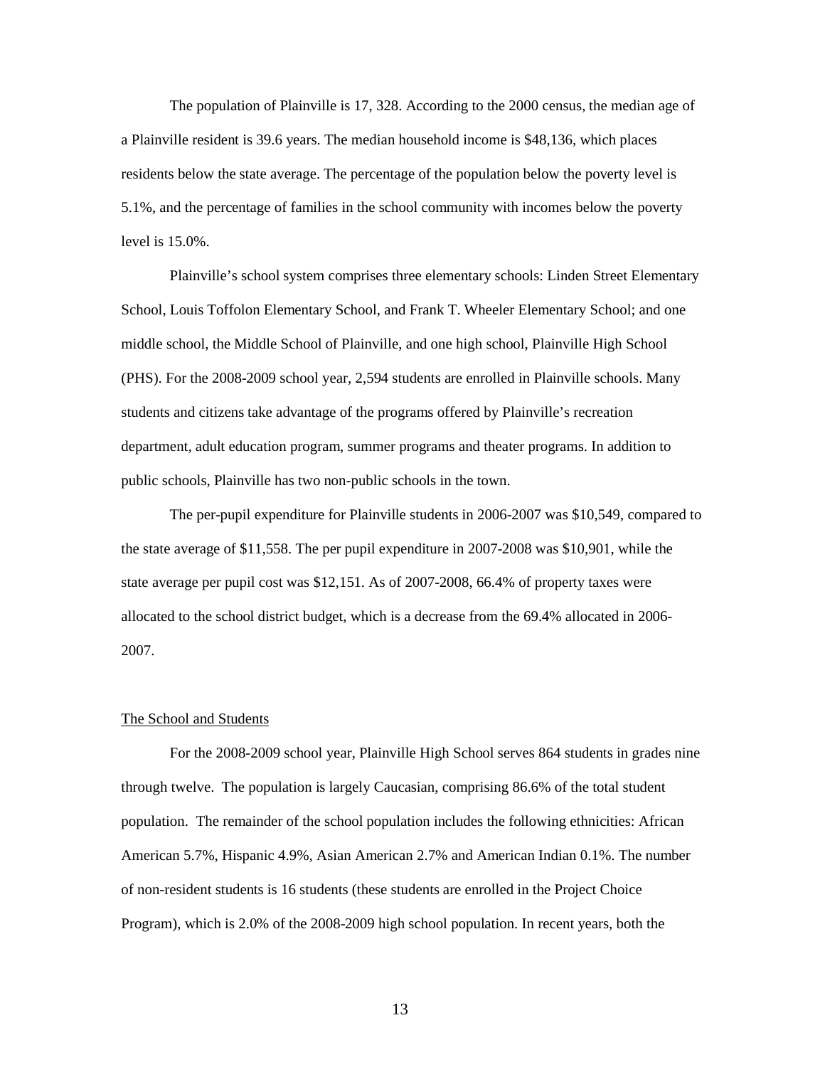The population of Plainville is 17, 328. According to the 2000 census, the median age of a Plainville resident is 39.6 years. The median household income is $48,136, which places residents below the state average. The percentage of the population below the poverty level is 5.1%, and the percentage of families in the school community with incomes below the poverty level is 15.0%.

Plainville's school system comprises three elementary schools: Linden Street Elementary School, Louis Toffolon Elementary School, and Frank T. Wheeler Elementary School; and one middle school, the Middle School of Plainville, and one high school, Plainville High School (PHS). For the 2008-2009 school year, 2,594 students are enrolled in Plainville schools. Many students and citizens take advantage of the programs offered by Plainville's recreation department, adult education program, summer programs and theater programs. In addition to public schools, Plainville has two non-public schools in the town.

The per-pupil expenditure for Plainville students in 2006-2007 was $10,549, compared to the state average of $11,558. The per pupil expenditure in 2007-2008 was $10,901, while the state average per pupil cost was $12,151. As of 2007-2008, 66.4% of property taxes were allocated to the school district budget, which is a decrease from the 69.4% allocated in 2006-2007.

## The School and Students

For the 2008-2009 school year, Plainville High School serves 864 students in grades nine through twelve. The population is largely Caucasian, comprising 86.6% of the total student population. The remainder of the school population includes the following ethnicities: African American 5.7%, Hispanic 4.9%, Asian American 2.7% and American Indian 0.1%. The number of non-resident students is 16 students (these students are enrolled in the Project Choice Program), which is 2.0% of the 2008-2009 high school population. In recent years, both the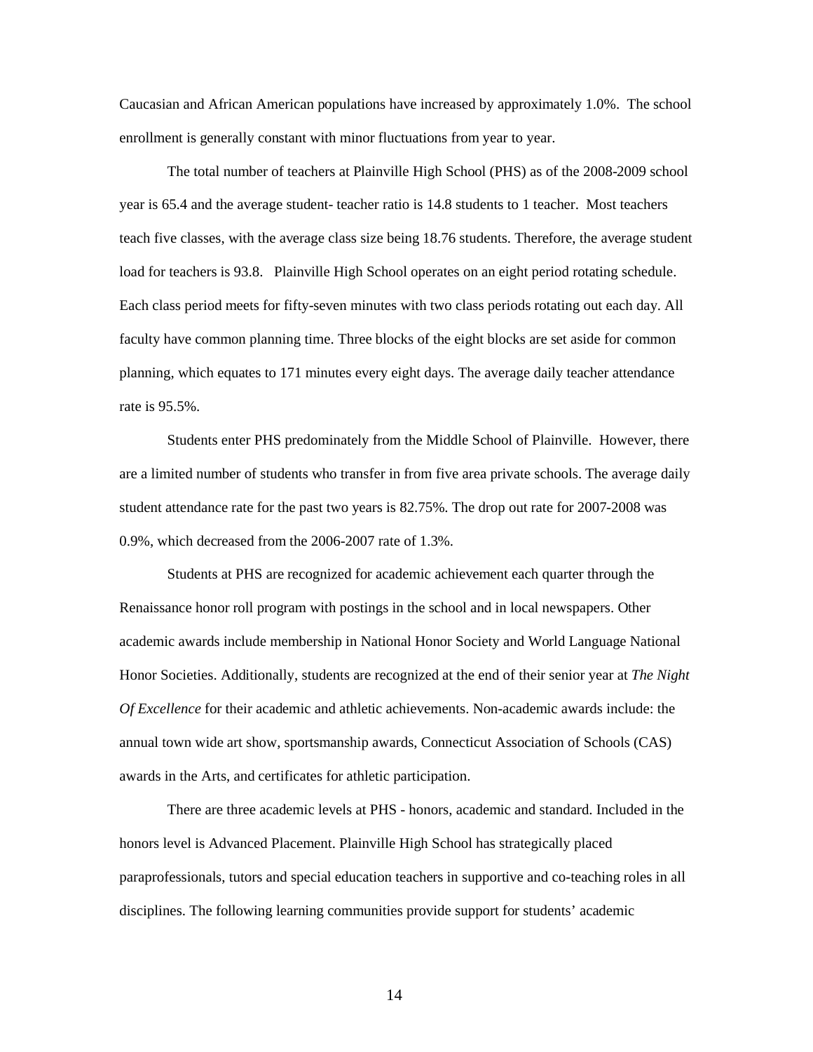Caucasian and African American populations have increased by approximately 1.0%. The school enrollment is generally constant with minor fluctuations from year to year.

The total number of teachers at Plainville High School (PHS) as of the 2008-2009 school year is 65.4 and the average student- teacher ratio is 14.8 students to 1 teacher. Most teachers teach five classes, with the average class size being 18.76 students. Therefore, the average student load for teachers is 93.8. Plainville High School operates on an eight period rotating schedule. Each class period meets for fifty-seven minutes with two class periods rotating out each day. All faculty have common planning time. Three blocks of the eight blocks are set aside for common planning, which equates to 171 minutes every eight days. The average daily teacher attendance rate is 95.5%.

Students enter PHS predominately from the Middle School of Plainville. However, there are a limited number of students who transfer in from five area private schools. The average daily student attendance rate for the past two years is 82.75%. The drop out rate for 2007-2008 was 0.9%, which decreased from the 2006-2007 rate of 1.3%.

Students at PHS are recognized for academic achievement each quarter through the Renaissance honor roll program with postings in the school and in local newspapers. Other academic awards include membership in National Honor Society and World Language National Honor Societies. Additionally, students are recognized at the end of their senior year at *The Night Of Excellence* for their academic and athletic achievements. Non-academic awards include: the annual town wide art show, sportsmanship awards, Connecticut Association of Schools (CAS) awards in the Arts, and certificates for athletic participation.

There are three academic levels at PHS - honors, academic and standard. Included in the honors level is Advanced Placement. Plainville High School has strategically placed paraprofessionals, tutors and special education teachers in supportive and co-teaching roles in all disciplines. The following learning communities provide support for students' academic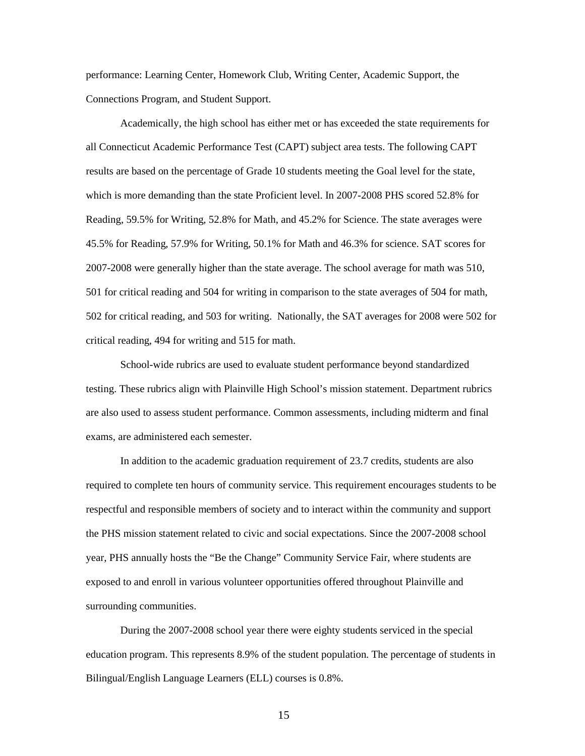performance: Learning Center, Homework Club, Writing Center, Academic Support, the Connections Program, and Student Support.

Academically, the high school has either met or has exceeded the state requirements for all Connecticut Academic Performance Test (CAPT) subject area tests. The following CAPT results are based on the percentage of Grade 10 students meeting the Goal level for the state, which is more demanding than the state Proficient level. In 2007-2008 PHS scored 52.8% for Reading, 59.5% for Writing, 52.8% for Math, and 45.2% for Science. The state averages were 45.5% for Reading, 57.9% for Writing, 50.1% for Math and 46.3% for science. SAT scores for 2007-2008 were generally higher than the state average. The school average for math was 510, 501 for critical reading and 504 for writing in comparison to the state averages of 504 for math, 502 for critical reading, and 503 for writing. Nationally, the SAT averages for 2008 were 502 for critical reading, 494 for writing and 515 for math.

School-wide rubrics are used to evaluate student performance beyond standardized testing. These rubrics align with Plainville High School's mission statement. Department rubrics are also used to assess student performance. Common assessments, including midterm and final exams, are administered each semester.

In addition to the academic graduation requirement of 23.7 credits, students are also required to complete ten hours of community service. This requirement encourages students to be respectful and responsible members of society and to interact within the community and support the PHS mission statement related to civic and social expectations. Since the 2007-2008 school year, PHS annually hosts the "Be the Change" Community Service Fair, where students are exposed to and enroll in various volunteer opportunities offered throughout Plainville and surrounding communities.

During the 2007-2008 school year there were eighty students serviced in the special education program. This represents 8.9% of the student population. The percentage of students in Bilingual/English Language Learners (ELL) courses is 0.8%.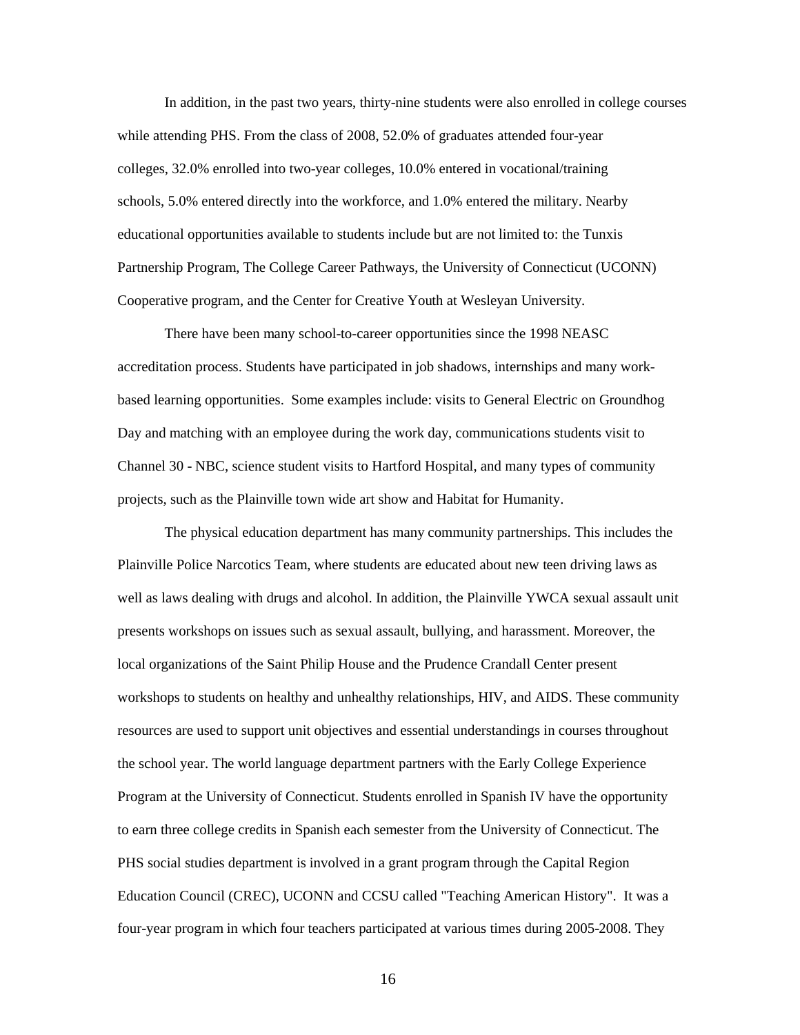In addition, in the past two years, thirty-nine students were also enrolled in college courses while attending PHS. From the class of 2008, 52.0% of graduates attended four-year colleges, 32.0% enrolled into two-year colleges, 10.0% entered in vocational/training schools, 5.0% entered directly into the workforce, and 1.0% entered the military. Nearby educational opportunities available to students include but are not limited to: the Tunxis Partnership Program, The College Career Pathways, the University of Connecticut (UCONN) Cooperative program, and the Center for Creative Youth at Wesleyan University.

There have been many school-to-career opportunities since the 1998 NEASC accreditation process. Students have participated in job shadows, internships and many work-based learning opportunities. Some examples include: visits to General Electric on Groundhog Day and matching with an employee during the work day, communications students visit to Channel 30 - NBC, science student visits to Hartford Hospital, and many types of community projects, such as the Plainville town wide art show and Habitat for Humanity.

The physical education department has many community partnerships. This includes the Plainville Police Narcotics Team, where students are educated about new teen driving laws as well as laws dealing with drugs and alcohol. In addition, the Plainville YWCA sexual assault unit presents workshops on issues such as sexual assault, bullying, and harassment. Moreover, the local organizations of the Saint Philip House and the Prudence Crandall Center present workshops to students on healthy and unhealthy relationships, HIV, and AIDS. These community resources are used to support unit objectives and essential understandings in courses throughout the school year. The world language department partners with the Early College Experience Program at the University of Connecticut. Students enrolled in Spanish IV have the opportunity to earn three college credits in Spanish each semester from the University of Connecticut. The PHS social studies department is involved in a grant program through the Capital Region Education Council (CREC), UCONN and CCSU called "Teaching American History". It was a four-year program in which four teachers participated at various times during 2005-2008. They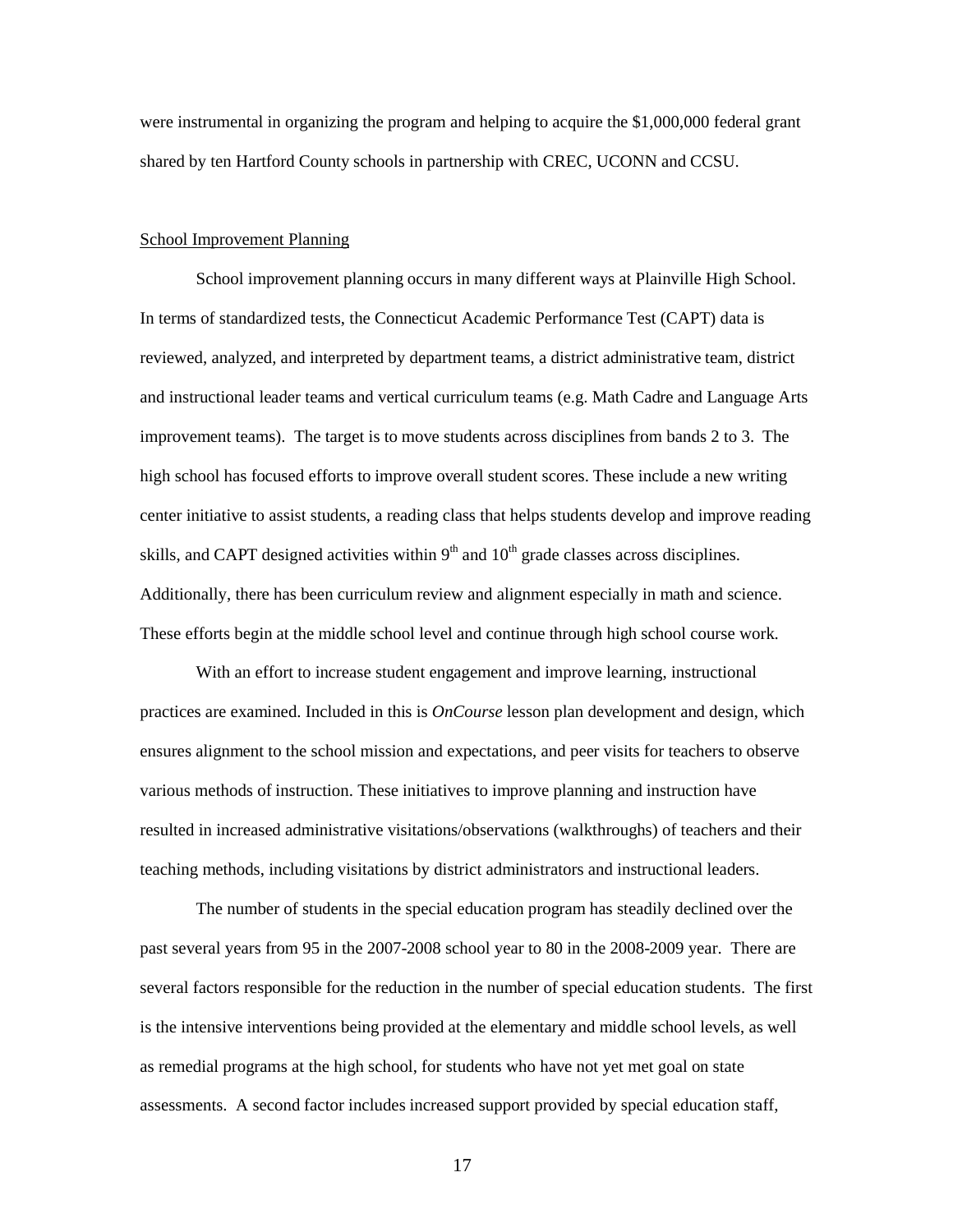were instrumental in organizing the program and helping to acquire the $1,000,000 federal grant shared by ten Hartford County schools in partnership with CREC, UCONN and CCSU.

School Improvement Planning

School improvement planning occurs in many different ways at Plainville High School. In terms of standardized tests, the Connecticut Academic Performance Test (CAPT) data is reviewed, analyzed, and interpreted by department teams, a district administrative team, district and instructional leader teams and vertical curriculum teams (e.g. Math Cadre and Language Arts improvement teams). The target is to move students across disciplines from bands 2 to 3. The high school has focused efforts to improve overall student scores. These include a new writing center initiative to assist students, a reading class that helps students develop and improve reading skills, and CAPT designed activities within 9th and 10th grade classes across disciplines. Additionally, there has been curriculum review and alignment especially in math and science. These efforts begin at the middle school level and continue through high school course work.

With an effort to increase student engagement and improve learning, instructional practices are examined. Included in this is *OnCourse* lesson plan development and design, which ensures alignment to the school mission and expectations, and peer visits for teachers to observe various methods of instruction. These initiatives to improve planning and instruction have resulted in increased administrative visitations/observations (walkthroughs) of teachers and their teaching methods, including visitations by district administrators and instructional leaders.

The number of students in the special education program has steadily declined over the past several years from 95 in the 2007-2008 school year to 80 in the 2008-2009 year. There are several factors responsible for the reduction in the number of special education students. The first is the intensive interventions being provided at the elementary and middle school levels, as well as remedial programs at the high school, for students who have not yet met goal on state assessments. A second factor includes increased support provided by special education staff,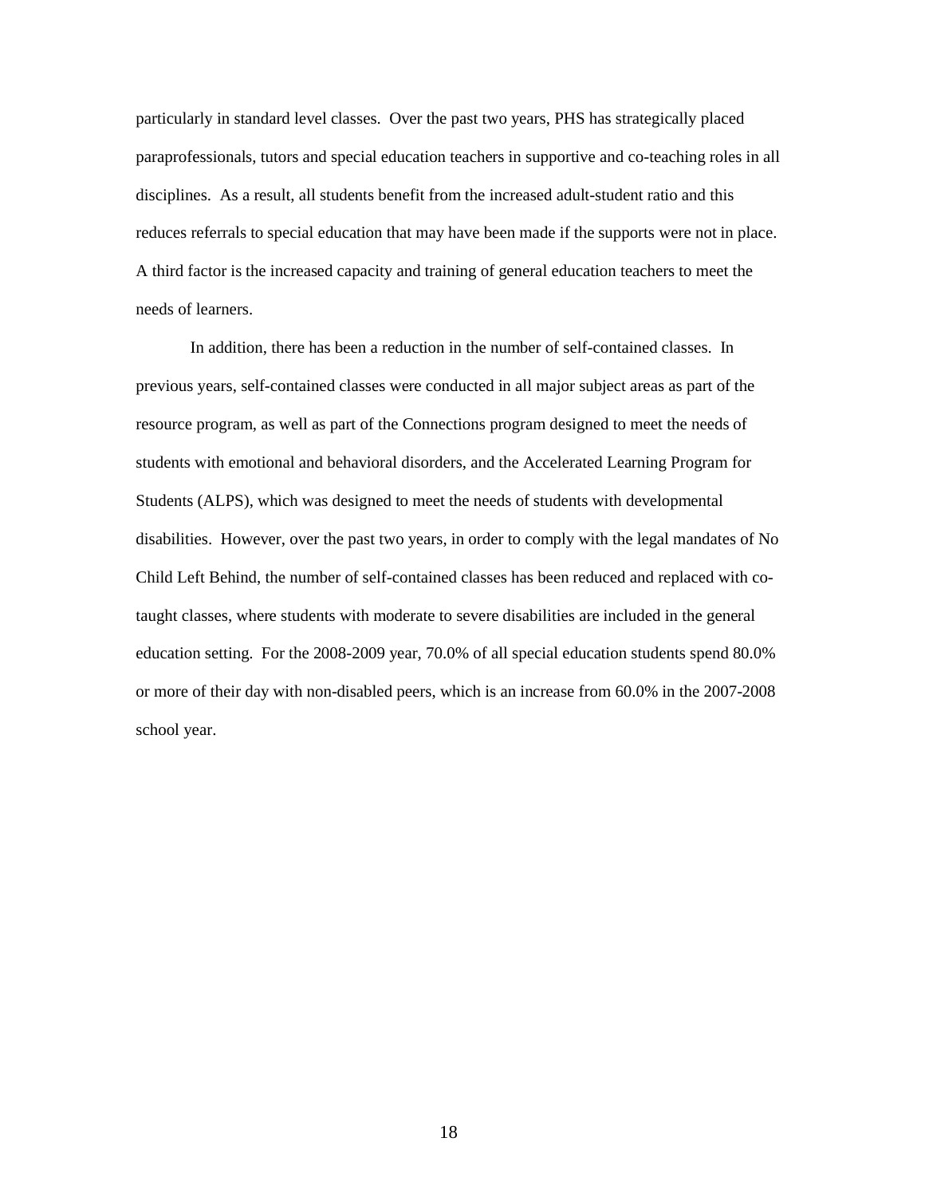particularly in standard level classes. Over the past two years, PHS has strategically placed paraprofessionals, tutors and special education teachers in supportive and co-teaching roles in all disciplines. As a result, all students benefit from the increased adult-student ratio and this reduces referrals to special education that may have been made if the supports were not in place. A third factor is the increased capacity and training of general education teachers to meet the needs of learners.

In addition, there has been a reduction in the number of self-contained classes. In previous years, self-contained classes were conducted in all major subject areas as part of the resource program, as well as part of the Connections program designed to meet the needs of students with emotional and behavioral disorders, and the Accelerated Learning Program for Students (ALPS), which was designed to meet the needs of students with developmental disabilities. However, over the past two years, in order to comply with the legal mandates of No Child Left Behind, the number of self-contained classes has been reduced and replaced with co-taught classes, where students with moderate to severe disabilities are included in the general education setting. For the 2008-2009 year, 70.0% of all special education students spend 80.0% or more of their day with non-disabled peers, which is an increase from 60.0% in the 2007-2008 school year.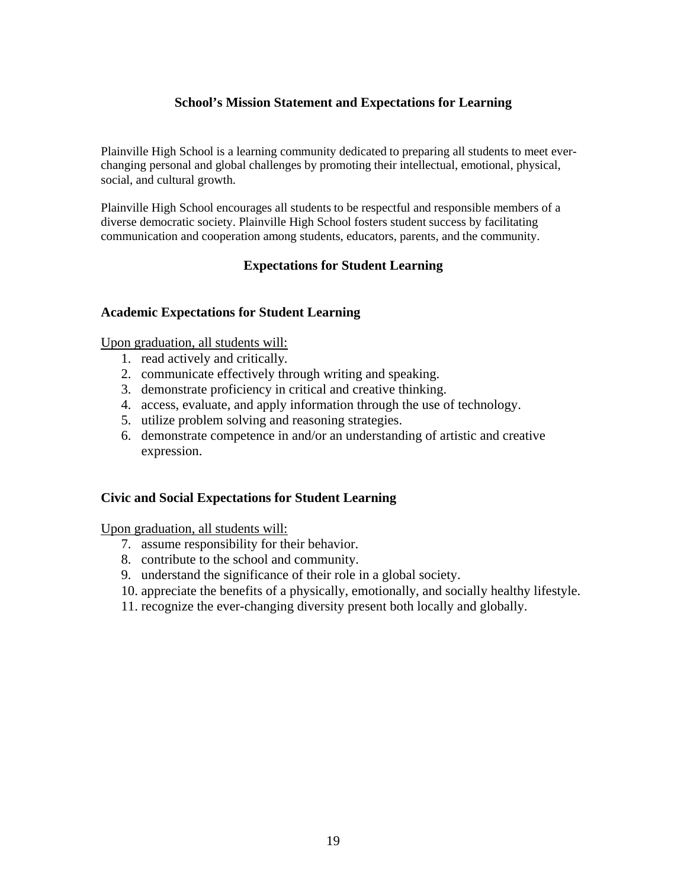## School's Mission Statement and Expectations for Learning

Plainville High School is a learning community dedicated to preparing all students to meet ever-changing personal and global challenges by promoting their intellectual, emotional, physical, social, and cultural growth.

Plainville High School encourages all students to be respectful and responsible members of a diverse democratic society. Plainville High School fosters student success by facilitating communication and cooperation among students, educators, parents, and the community.

## Expectations for Student Learning

### Academic Expectations for Student Learning

Upon graduation, all students will:

1. read actively and critically.
2. communicate effectively through writing and speaking.
3. demonstrate proficiency in critical and creative thinking.
4. access, evaluate, and apply information through the use of technology.
5. utilize problem solving and reasoning strategies.
6. demonstrate competence in and/or an understanding of artistic and creative expression.

### Civic and Social Expectations for Student Learning

Upon graduation, all students will:

7. assume responsibility for their behavior.
8. contribute to the school and community.
9. understand the significance of their role in a global society.
10. appreciate the benefits of a physically, emotionally, and socially healthy lifestyle.
11. recognize the ever-changing diversity present both locally and globally.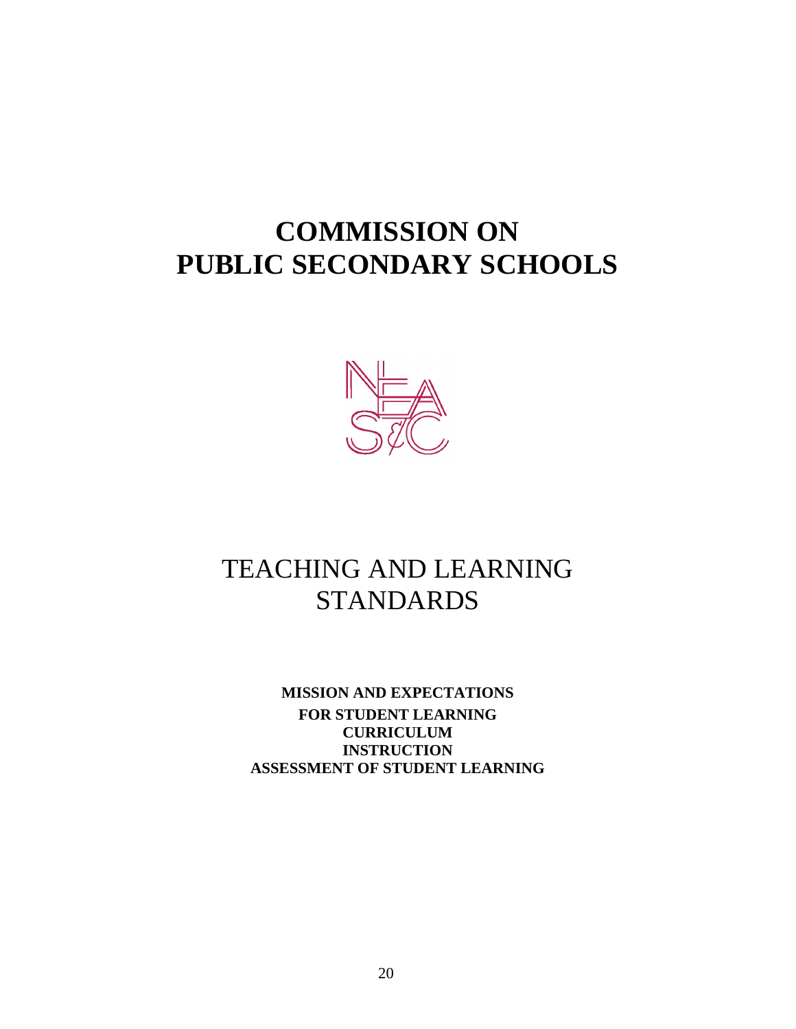# COMMISSION ON
# PUBLIC SECONDARY SCHOOLS

## TEACHING AND LEARNING STANDARDS

**MISSION AND EXPECTATIONS FOR STUDENT LEARNING**
**CURRICULUM**
**INSTRUCTION**
**ASSESSMENT OF STUDENT LEARNING**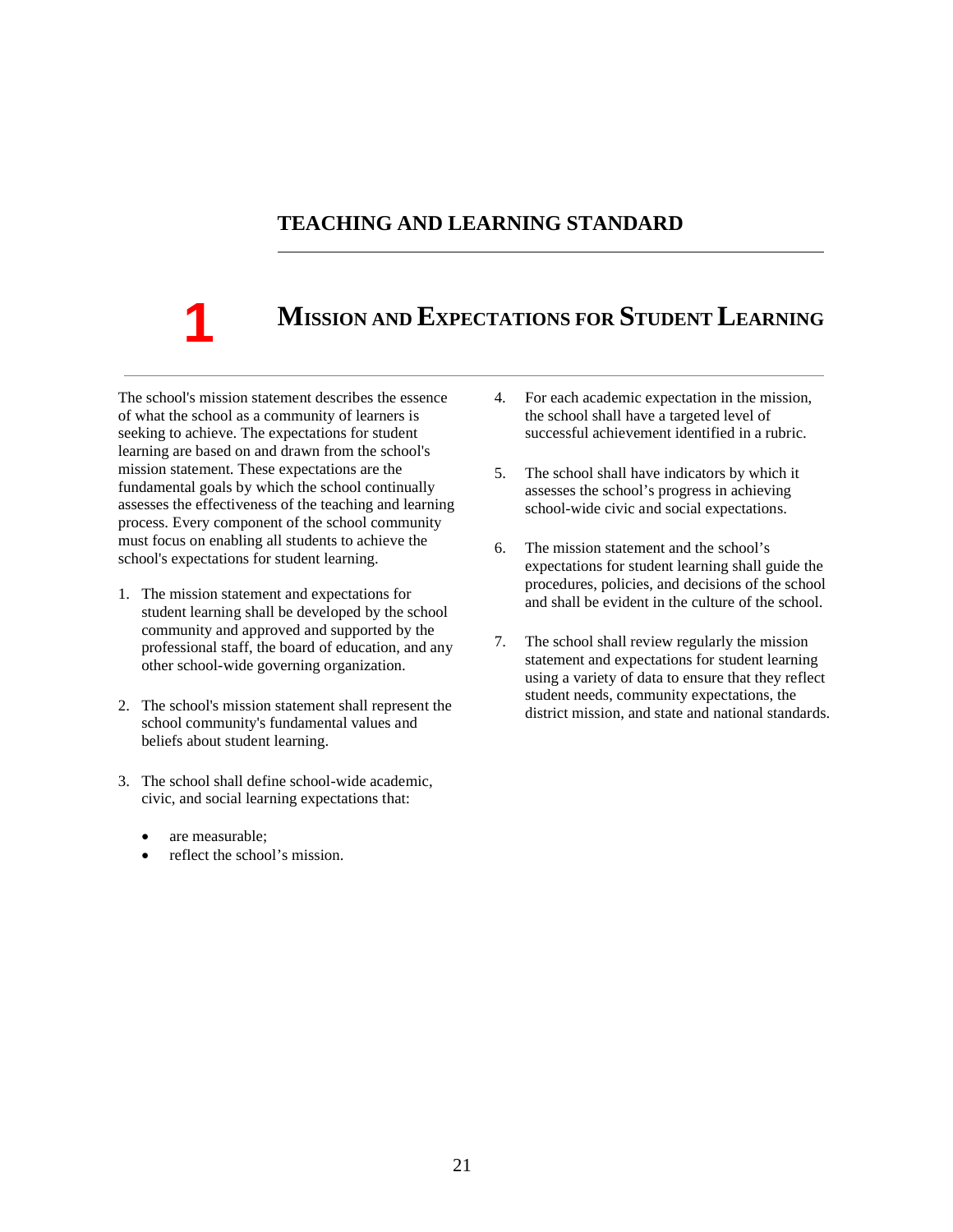## TEACHING AND LEARNING STANDARD

# 1 Mission and Expectations for Student Learning

The school's mission statement describes the essence of what the school as a community of learners is seeking to achieve. The expectations for student learning are based on and drawn from the school's mission statement. These expectations are the fundamental goals by which the school continually assesses the effectiveness of the teaching and learning process. Every component of the school community must focus on enabling all students to achieve the school's expectations for student learning.

1. The mission statement and expectations for student learning shall be developed by the school community and approved and supported by the professional staff, the board of education, and any other school-wide governing organization.

2. The school's mission statement shall represent the school community's fundamental values and beliefs about student learning.

3. The school shall define school-wide academic, civic, and social learning expectations that:

   - are measurable;
   - reflect the school's mission.

4. For each academic expectation in the mission, the school shall have a targeted level of successful achievement identified in a rubric.

5. The school shall have indicators by which it assesses the school's progress in achieving school-wide civic and social expectations.

6. The mission statement and the school's expectations for student learning shall guide the procedures, policies, and decisions of the school and shall be evident in the culture of the school.

7. The school shall review regularly the mission statement and expectations for student learning using a variety of data to ensure that they reflect student needs, community expectations, the district mission, and state and national standards.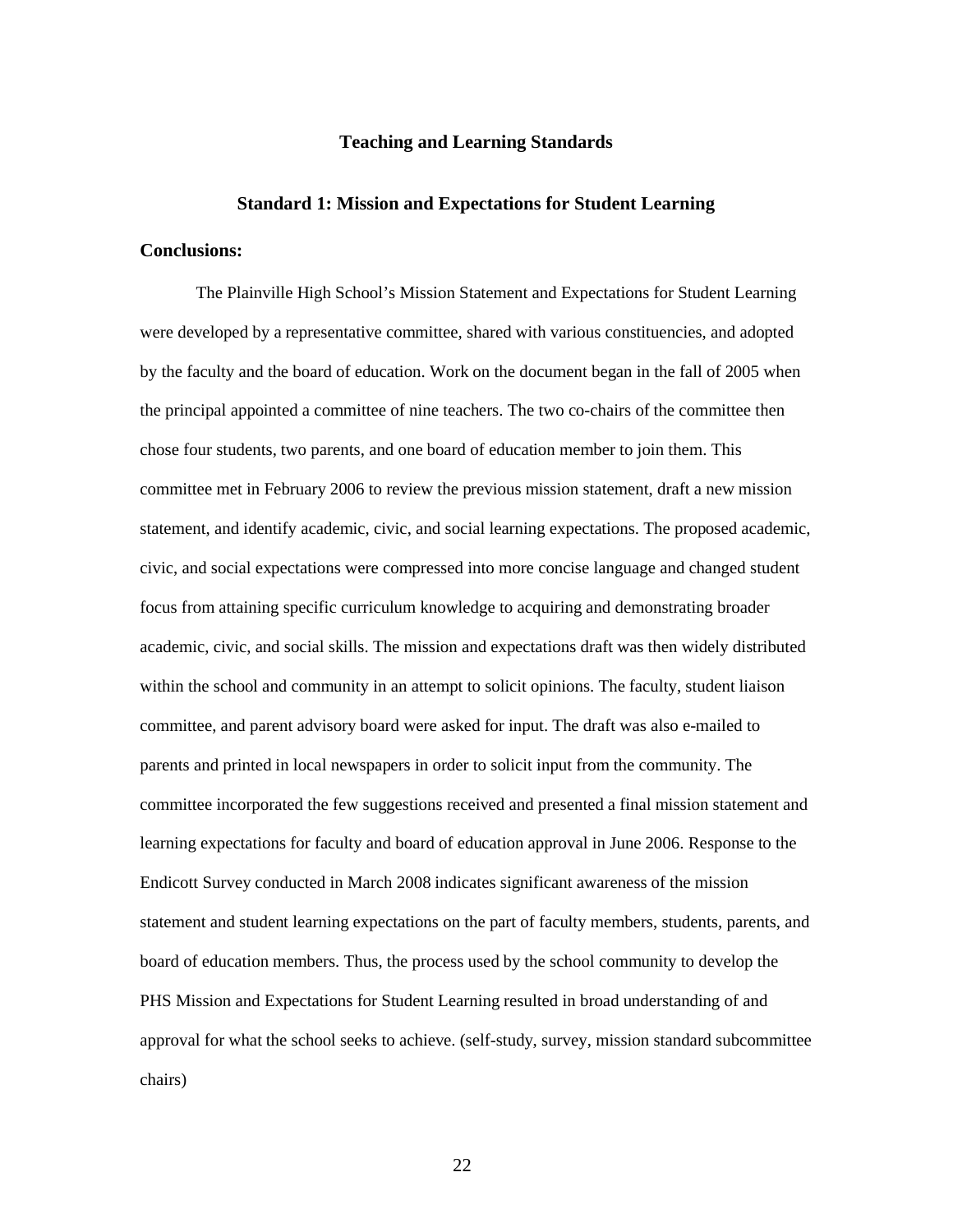# Teaching and Learning Standards

## Standard 1: Mission and Expectations for Student Learning

### Conclusions:

The Plainville High School's Mission Statement and Expectations for Student Learning were developed by a representative committee, shared with various constituencies, and adopted by the faculty and the board of education. Work on the document began in the fall of 2005 when the principal appointed a committee of nine teachers. The two co-chairs of the committee then chose four students, two parents, and one board of education member to join them. This committee met in February 2006 to review the previous mission statement, draft a new mission statement, and identify academic, civic, and social learning expectations. The proposed academic, civic, and social expectations were compressed into more concise language and changed student focus from attaining specific curriculum knowledge to acquiring and demonstrating broader academic, civic, and social skills. The mission and expectations draft was then widely distributed within the school and community in an attempt to solicit opinions. The faculty, student liaison committee, and parent advisory board were asked for input. The draft was also e-mailed to parents and printed in local newspapers in order to solicit input from the community. The committee incorporated the few suggestions received and presented a final mission statement and learning expectations for faculty and board of education approval in June 2006. Response to the Endicott Survey conducted in March 2008 indicates significant awareness of the mission statement and student learning expectations on the part of faculty members, students, parents, and board of education members. Thus, the process used by the school community to develop the PHS Mission and Expectations for Student Learning resulted in broad understanding of and approval for what the school seeks to achieve. (self-study, survey, mission standard subcommittee chairs)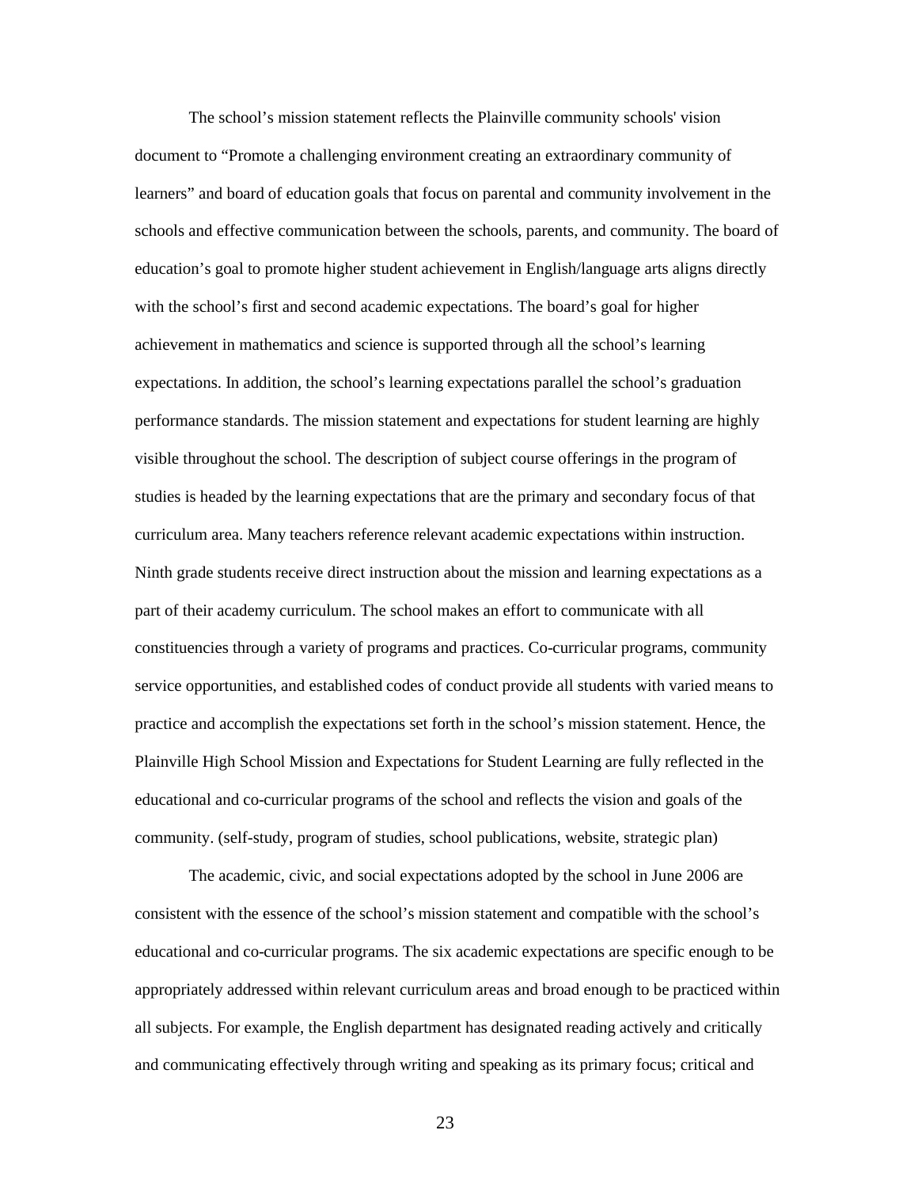The school's mission statement reflects the Plainville community schools' vision document to "Promote a challenging environment creating an extraordinary community of learners" and board of education goals that focus on parental and community involvement in the schools and effective communication between the schools, parents, and community. The board of education's goal to promote higher student achievement in English/language arts aligns directly with the school's first and second academic expectations. The board's goal for higher achievement in mathematics and science is supported through all the school's learning expectations. In addition, the school's learning expectations parallel the school's graduation performance standards. The mission statement and expectations for student learning are highly visible throughout the school. The description of subject course offerings in the program of studies is headed by the learning expectations that are the primary and secondary focus of that curriculum area. Many teachers reference relevant academic expectations within instruction. Ninth grade students receive direct instruction about the mission and learning expectations as a part of their academy curriculum. The school makes an effort to communicate with all constituencies through a variety of programs and practices. Co-curricular programs, community service opportunities, and established codes of conduct provide all students with varied means to practice and accomplish the expectations set forth in the school's mission statement. Hence, the Plainville High School Mission and Expectations for Student Learning are fully reflected in the educational and co-curricular programs of the school and reflects the vision and goals of the community. (self-study, program of studies, school publications, website, strategic plan)

The academic, civic, and social expectations adopted by the school in June 2006 are consistent with the essence of the school's mission statement and compatible with the school's educational and co-curricular programs. The six academic expectations are specific enough to be appropriately addressed within relevant curriculum areas and broad enough to be practiced within all subjects. For example, the English department has designated reading actively and critically and communicating effectively through writing and speaking as its primary focus; critical and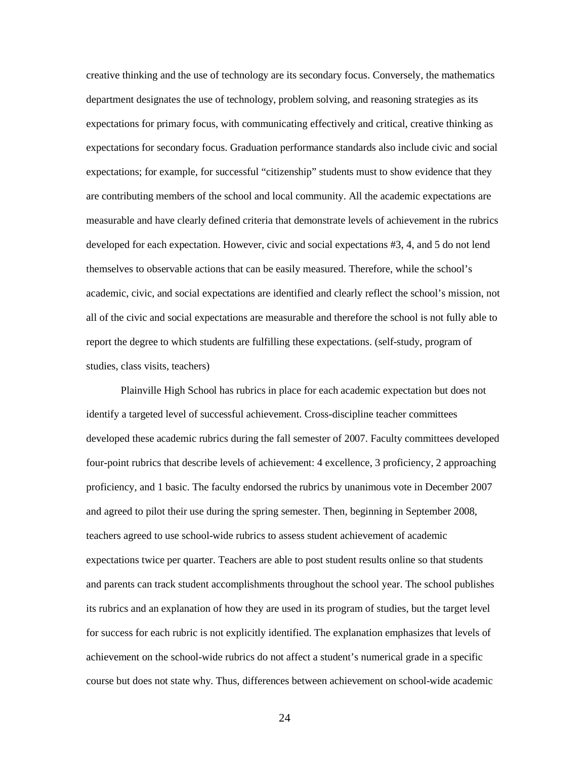creative thinking and the use of technology are its secondary focus. Conversely, the mathematics department designates the use of technology, problem solving, and reasoning strategies as its expectations for primary focus, with communicating effectively and critical, creative thinking as expectations for secondary focus. Graduation performance standards also include civic and social expectations; for example, for successful "citizenship" students must to show evidence that they are contributing members of the school and local community. All the academic expectations are measurable and have clearly defined criteria that demonstrate levels of achievement in the rubrics developed for each expectation. However, civic and social expectations #3, 4, and 5 do not lend themselves to observable actions that can be easily measured. Therefore, while the school's academic, civic, and social expectations are identified and clearly reflect the school's mission, not all of the civic and social expectations are measurable and therefore the school is not fully able to report the degree to which students are fulfilling these expectations. (self-study, program of studies, class visits, teachers)

Plainville High School has rubrics in place for each academic expectation but does not identify a targeted level of successful achievement. Cross-discipline teacher committees developed these academic rubrics during the fall semester of 2007. Faculty committees developed four-point rubrics that describe levels of achievement: 4 excellence, 3 proficiency, 2 approaching proficiency, and 1 basic. The faculty endorsed the rubrics by unanimous vote in December 2007 and agreed to pilot their use during the spring semester. Then, beginning in September 2008, teachers agreed to use school-wide rubrics to assess student achievement of academic expectations twice per quarter. Teachers are able to post student results online so that students and parents can track student accomplishments throughout the school year. The school publishes its rubrics and an explanation of how they are used in its program of studies, but the target level for success for each rubric is not explicitly identified. The explanation emphasizes that levels of achievement on the school-wide rubrics do not affect a student's numerical grade in a specific course but does not state why. Thus, differences between achievement on school-wide academic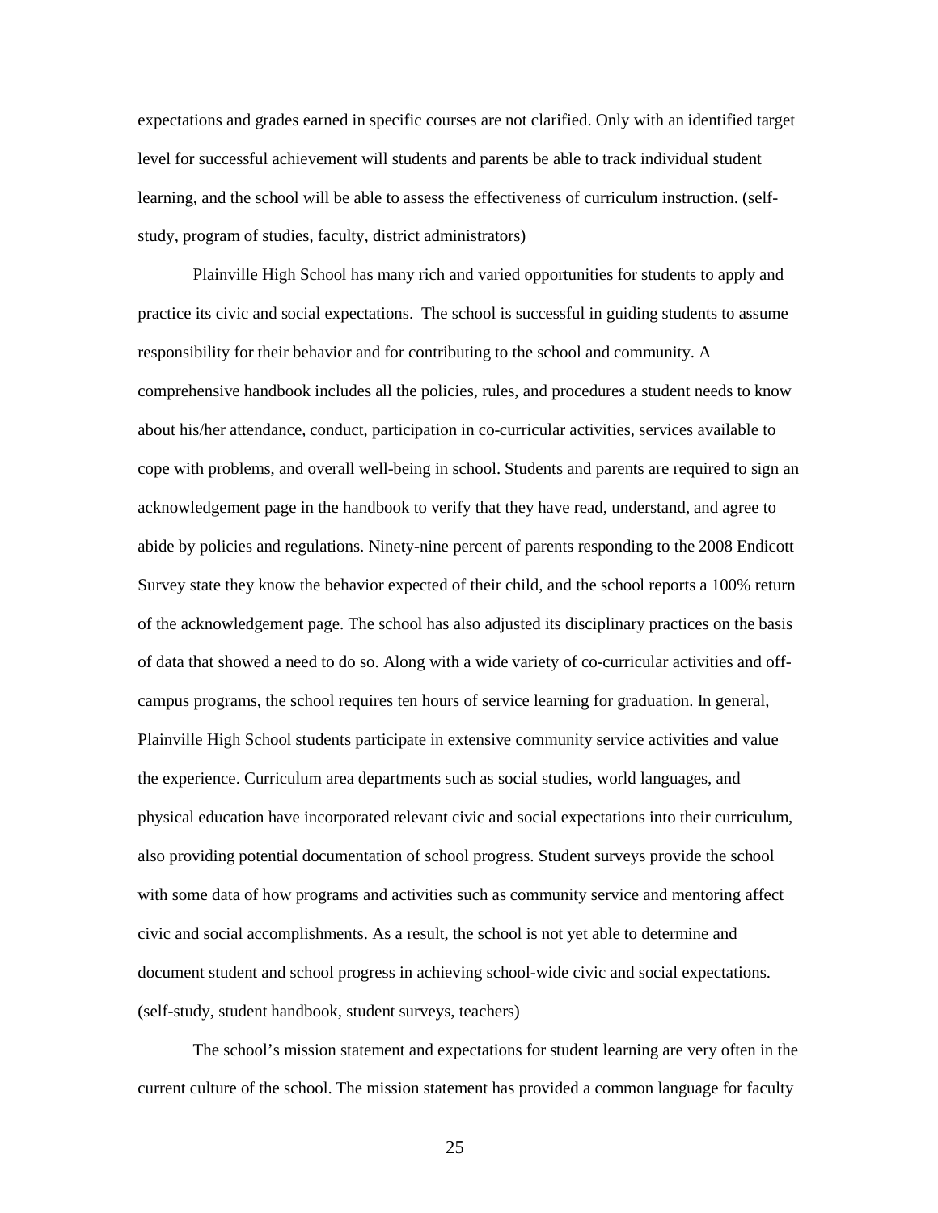expectations and grades earned in specific courses are not clarified. Only with an identified target level for successful achievement will students and parents be able to track individual student learning, and the school will be able to assess the effectiveness of curriculum instruction. (self-study, program of studies, faculty, district administrators)

Plainville High School has many rich and varied opportunities for students to apply and practice its civic and social expectations. The school is successful in guiding students to assume responsibility for their behavior and for contributing to the school and community. A comprehensive handbook includes all the policies, rules, and procedures a student needs to know about his/her attendance, conduct, participation in co-curricular activities, services available to cope with problems, and overall well-being in school. Students and parents are required to sign an acknowledgement page in the handbook to verify that they have read, understand, and agree to abide by policies and regulations. Ninety-nine percent of parents responding to the 2008 Endicott Survey state they know the behavior expected of their child, and the school reports a 100% return of the acknowledgement page. The school has also adjusted its disciplinary practices on the basis of data that showed a need to do so. Along with a wide variety of co-curricular activities and off-campus programs, the school requires ten hours of service learning for graduation. In general, Plainville High School students participate in extensive community service activities and value the experience. Curriculum area departments such as social studies, world languages, and physical education have incorporated relevant civic and social expectations into their curriculum, also providing potential documentation of school progress. Student surveys provide the school with some data of how programs and activities such as community service and mentoring affect civic and social accomplishments. As a result, the school is not yet able to determine and document student and school progress in achieving school-wide civic and social expectations. (self-study, student handbook, student surveys, teachers)

The school's mission statement and expectations for student learning are very often in the current culture of the school. The mission statement has provided a common language for faculty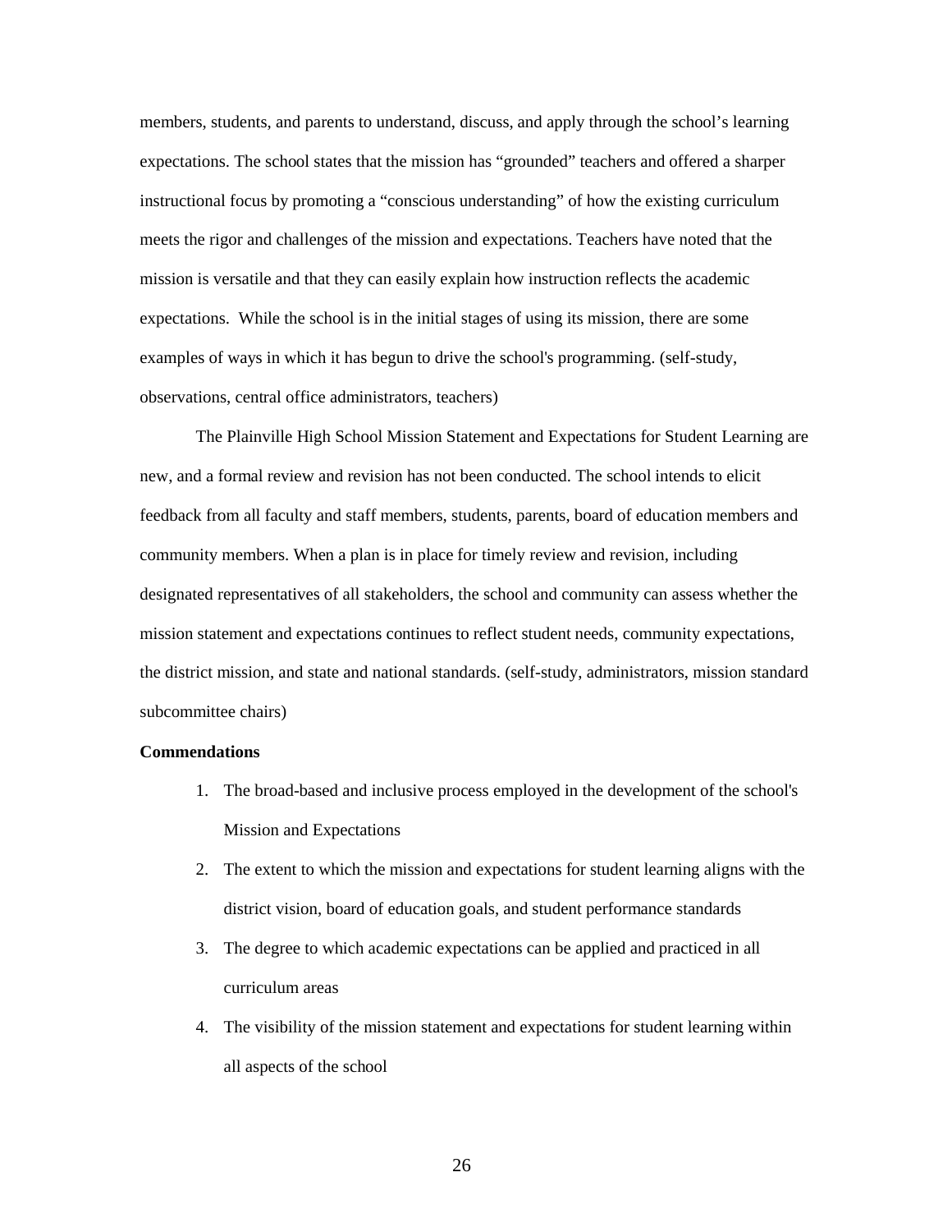members, students, and parents to understand, discuss, and apply through the school's learning expectations. The school states that the mission has "grounded" teachers and offered a sharper instructional focus by promoting a "conscious understanding" of how the existing curriculum meets the rigor and challenges of the mission and expectations. Teachers have noted that the mission is versatile and that they can easily explain how instruction reflects the academic expectations. While the school is in the initial stages of using its mission, there are some examples of ways in which it has begun to drive the school's programming. (self-study, observations, central office administrators, teachers)

The Plainville High School Mission Statement and Expectations for Student Learning are new, and a formal review and revision has not been conducted. The school intends to elicit feedback from all faculty and staff members, students, parents, board of education members and community members. When a plan is in place for timely review and revision, including designated representatives of all stakeholders, the school and community can assess whether the mission statement and expectations continues to reflect student needs, community expectations, the district mission, and state and national standards. (self-study, administrators, mission standard subcommittee chairs)

**Commendations**

1. The broad-based and inclusive process employed in the development of the school's Mission and Expectations
2. The extent to which the mission and expectations for student learning aligns with the district vision, board of education goals, and student performance standards
3. The degree to which academic expectations can be applied and practiced in all curriculum areas
4. The visibility of the mission statement and expectations for student learning within all aspects of the school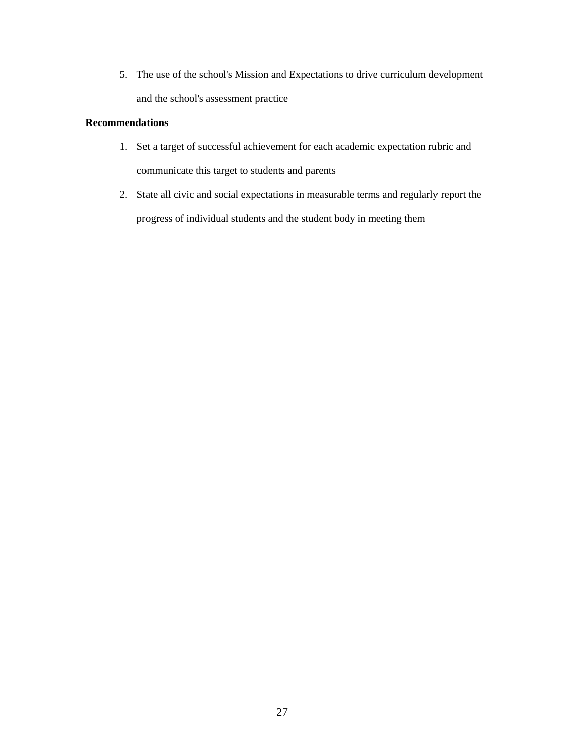5. The use of the school's Mission and Expectations to drive curriculum development and the school's assessment practice

**Recommendations**

1. Set a target of successful achievement for each academic expectation rubric and communicate this target to students and parents
2. State all civic and social expectations in measurable terms and regularly report the progress of individual students and the student body in meeting them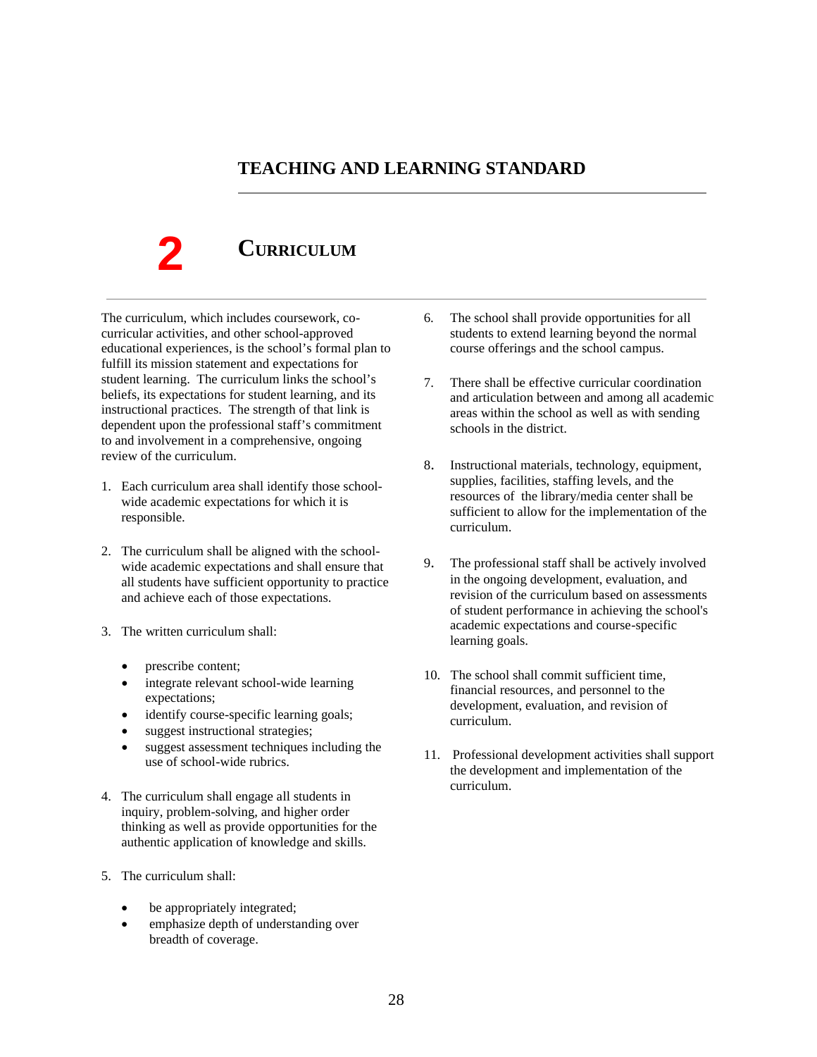## TEACHING AND LEARNING STANDARD

# 2 CURRICULUM

The curriculum, which includes coursework, co-curricular activities, and other school-approved educational experiences, is the school's formal plan to fulfill its mission statement and expectations for student learning. The curriculum links the school's beliefs, its expectations for student learning, and its instructional practices. The strength of that link is dependent upon the professional staff's commitment to and involvement in a comprehensive, ongoing review of the curriculum.

1. Each curriculum area shall identify those school-wide academic expectations for which it is responsible.

2. The curriculum shall be aligned with the school-wide academic expectations and shall ensure that all students have sufficient opportunity to practice and achieve each of those expectations.

3. The written curriculum shall:

   - prescribe content;
   - integrate relevant school-wide learning expectations;
   - identify course-specific learning goals;
   - suggest instructional strategies;
   - suggest assessment techniques including the use of school-wide rubrics.

4. The curriculum shall engage all students in inquiry, problem-solving, and higher order thinking as well as provide opportunities for the authentic application of knowledge and skills.

5. The curriculum shall:

   - be appropriately integrated;
   - emphasize depth of understanding over breadth of coverage.

6. The school shall provide opportunities for all students to extend learning beyond the normal course offerings and the school campus.

7. There shall be effective curricular coordination and articulation between and among all academic areas within the school as well as with sending schools in the district.

8. Instructional materials, technology, equipment, supplies, facilities, staffing levels, and the resources of the library/media center shall be sufficient to allow for the implementation of the curriculum.

9. The professional staff shall be actively involved in the ongoing development, evaluation, and revision of the curriculum based on assessments of student performance in achieving the school's academic expectations and course-specific learning goals.

10. The school shall commit sufficient time, financial resources, and personnel to the development, evaluation, and revision of curriculum.

11. Professional development activities shall support the development and implementation of the curriculum.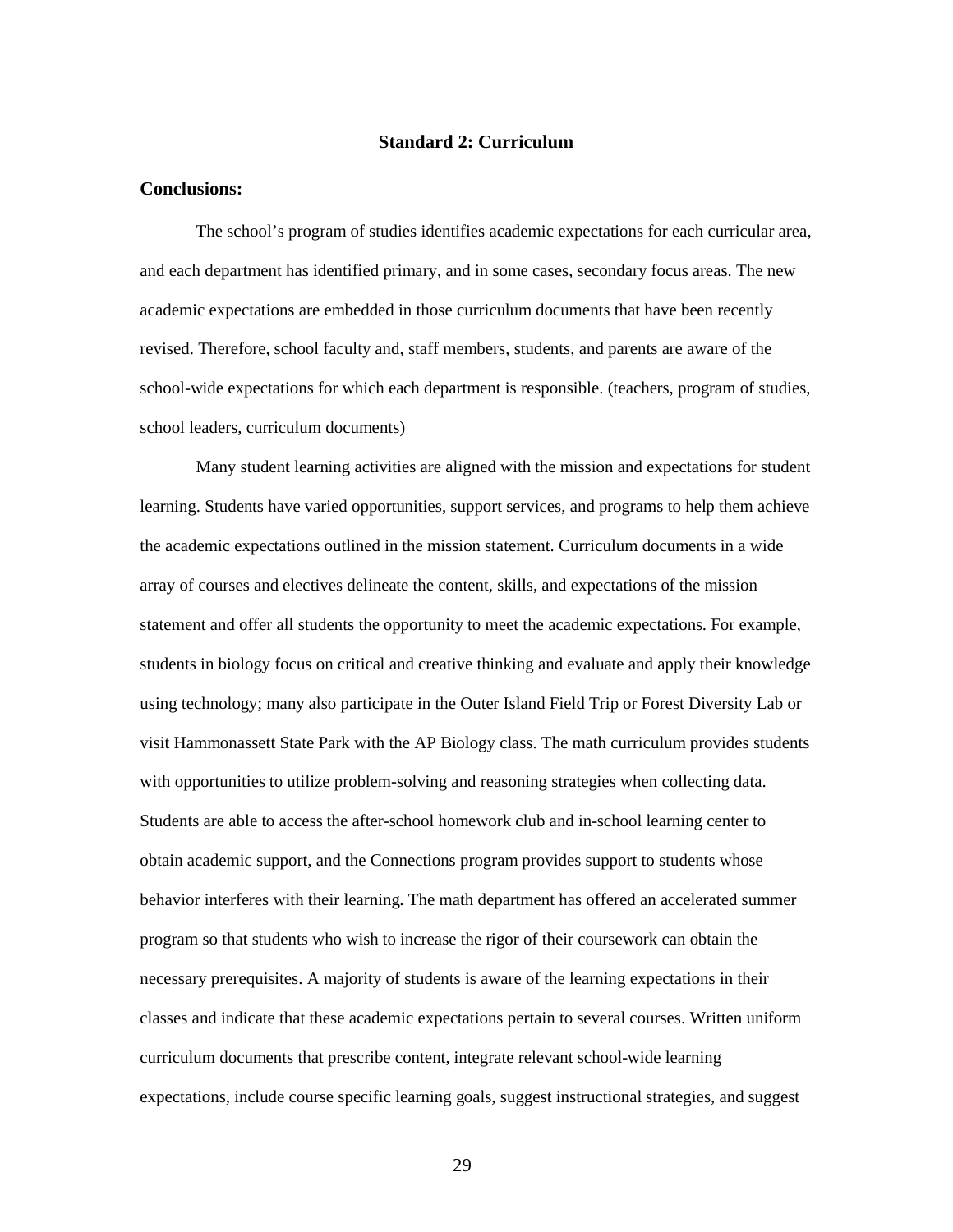## Standard 2: Curriculum

**Conclusions:**

The school's program of studies identifies academic expectations for each curricular area, and each department has identified primary, and in some cases, secondary focus areas. The new academic expectations are embedded in those curriculum documents that have been recently revised. Therefore, school faculty and, staff members, students, and parents are aware of the school-wide expectations for which each department is responsible. (teachers, program of studies, school leaders, curriculum documents)

Many student learning activities are aligned with the mission and expectations for student learning. Students have varied opportunities, support services, and programs to help them achieve the academic expectations outlined in the mission statement. Curriculum documents in a wide array of courses and electives delineate the content, skills, and expectations of the mission statement and offer all students the opportunity to meet the academic expectations. For example, students in biology focus on critical and creative thinking and evaluate and apply their knowledge using technology; many also participate in the Outer Island Field Trip or Forest Diversity Lab or visit Hammonassett State Park with the AP Biology class. The math curriculum provides students with opportunities to utilize problem-solving and reasoning strategies when collecting data. Students are able to access the after-school homework club and in-school learning center to obtain academic support, and the Connections program provides support to students whose behavior interferes with their learning. The math department has offered an accelerated summer program so that students who wish to increase the rigor of their coursework can obtain the necessary prerequisites. A majority of students is aware of the learning expectations in their classes and indicate that these academic expectations pertain to several courses. Written uniform curriculum documents that prescribe content, integrate relevant school-wide learning expectations, include course specific learning goals, suggest instructional strategies, and suggest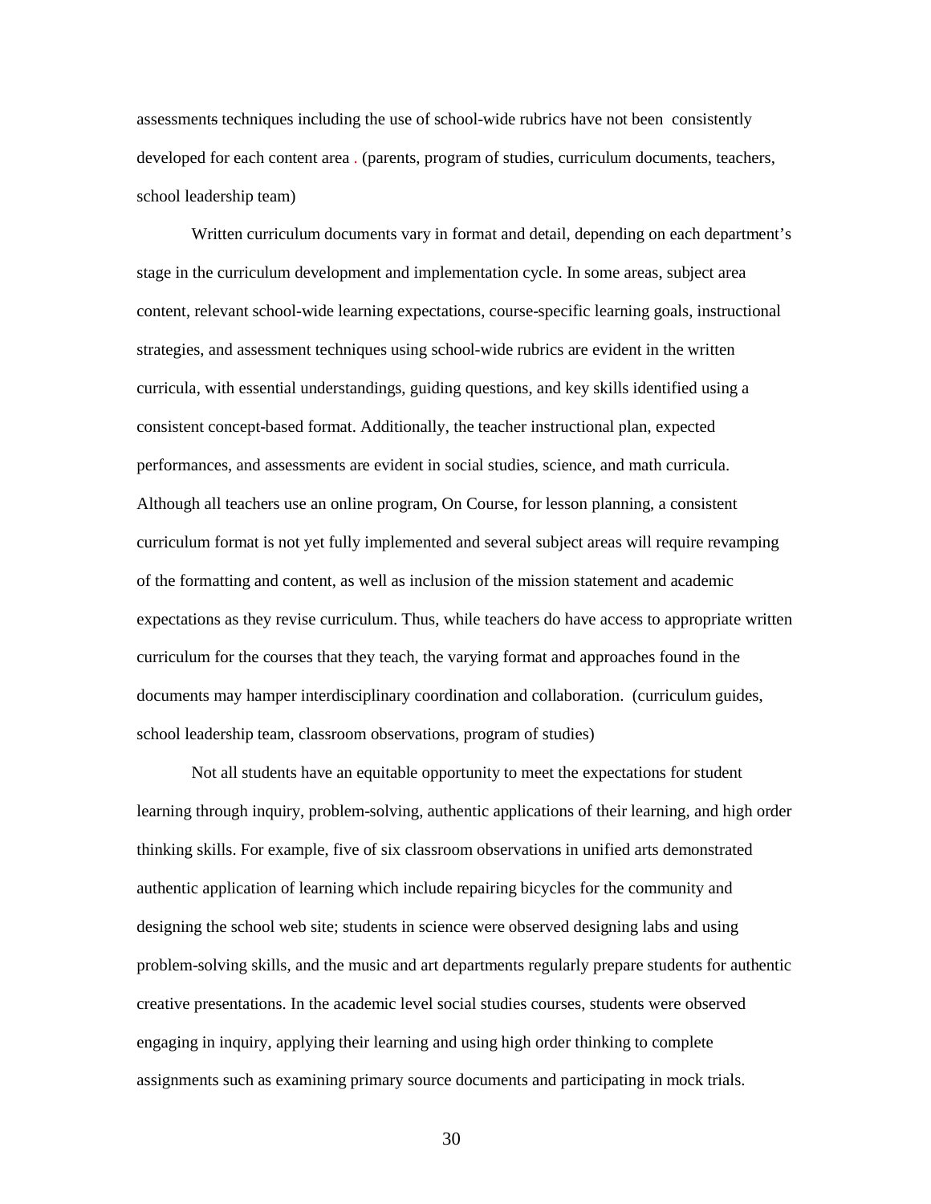assessments techniques including the use of school-wide rubrics have not been consistently developed for each content area . (parents, program of studies, curriculum documents, teachers, school leadership team)

Written curriculum documents vary in format and detail, depending on each department's stage in the curriculum development and implementation cycle. In some areas, subject area content, relevant school-wide learning expectations, course-specific learning goals, instructional strategies, and assessment techniques using school-wide rubrics are evident in the written curricula, with essential understandings, guiding questions, and key skills identified using a consistent concept-based format. Additionally, the teacher instructional plan, expected performances, and assessments are evident in social studies, science, and math curricula. Although all teachers use an online program, On Course, for lesson planning, a consistent curriculum format is not yet fully implemented and several subject areas will require revamping of the formatting and content, as well as inclusion of the mission statement and academic expectations as they revise curriculum. Thus, while teachers do have access to appropriate written curriculum for the courses that they teach, the varying format and approaches found in the documents may hamper interdisciplinary coordination and collaboration. (curriculum guides, school leadership team, classroom observations, program of studies)

Not all students have an equitable opportunity to meet the expectations for student learning through inquiry, problem-solving, authentic applications of their learning, and high order thinking skills. For example, five of six classroom observations in unified arts demonstrated authentic application of learning which include repairing bicycles for the community and designing the school web site; students in science were observed designing labs and using problem-solving skills, and the music and art departments regularly prepare students for authentic creative presentations. In the academic level social studies courses, students were observed engaging in inquiry, applying their learning and using high order thinking to complete assignments such as examining primary source documents and participating in mock trials.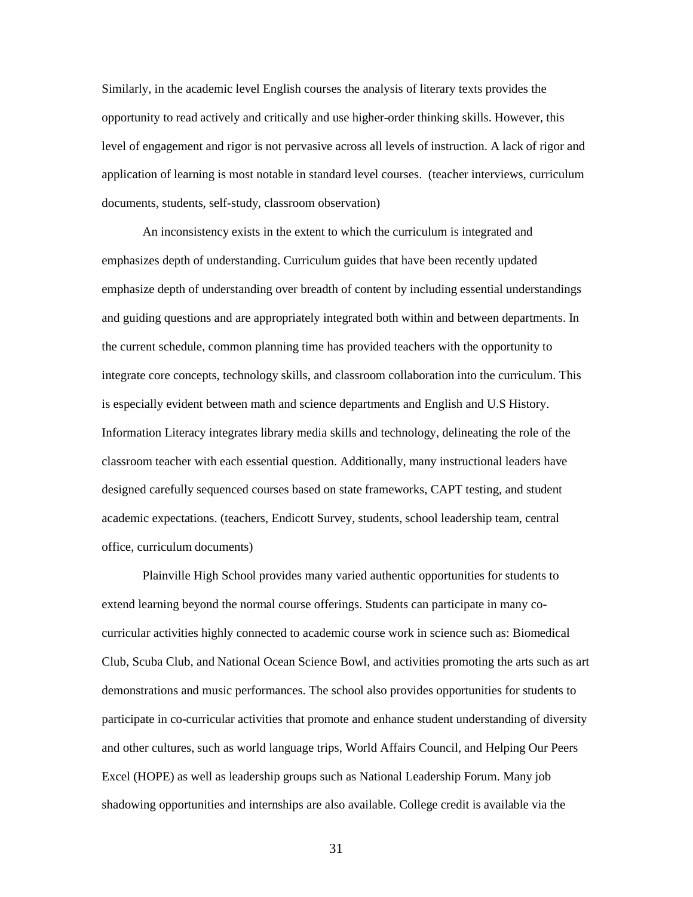Similarly, in the academic level English courses the analysis of literary texts provides the opportunity to read actively and critically and use higher-order thinking skills. However, this level of engagement and rigor is not pervasive across all levels of instruction. A lack of rigor and application of learning is most notable in standard level courses. (teacher interviews, curriculum documents, students, self-study, classroom observation)

An inconsistency exists in the extent to which the curriculum is integrated and emphasizes depth of understanding. Curriculum guides that have been recently updated emphasize depth of understanding over breadth of content by including essential understandings and guiding questions and are appropriately integrated both within and between departments. In the current schedule, common planning time has provided teachers with the opportunity to integrate core concepts, technology skills, and classroom collaboration into the curriculum. This is especially evident between math and science departments and English and U.S History. Information Literacy integrates library media skills and technology, delineating the role of the classroom teacher with each essential question. Additionally, many instructional leaders have designed carefully sequenced courses based on state frameworks, CAPT testing, and student academic expectations. (teachers, Endicott Survey, students, school leadership team, central office, curriculum documents)

Plainville High School provides many varied authentic opportunities for students to extend learning beyond the normal course offerings. Students can participate in many co-curricular activities highly connected to academic course work in science such as: Biomedical Club, Scuba Club, and National Ocean Science Bowl, and activities promoting the arts such as art demonstrations and music performances. The school also provides opportunities for students to participate in co-curricular activities that promote and enhance student understanding of diversity and other cultures, such as world language trips, World Affairs Council, and Helping Our Peers Excel (HOPE) as well as leadership groups such as National Leadership Forum. Many job shadowing opportunities and internships are also available. College credit is available via the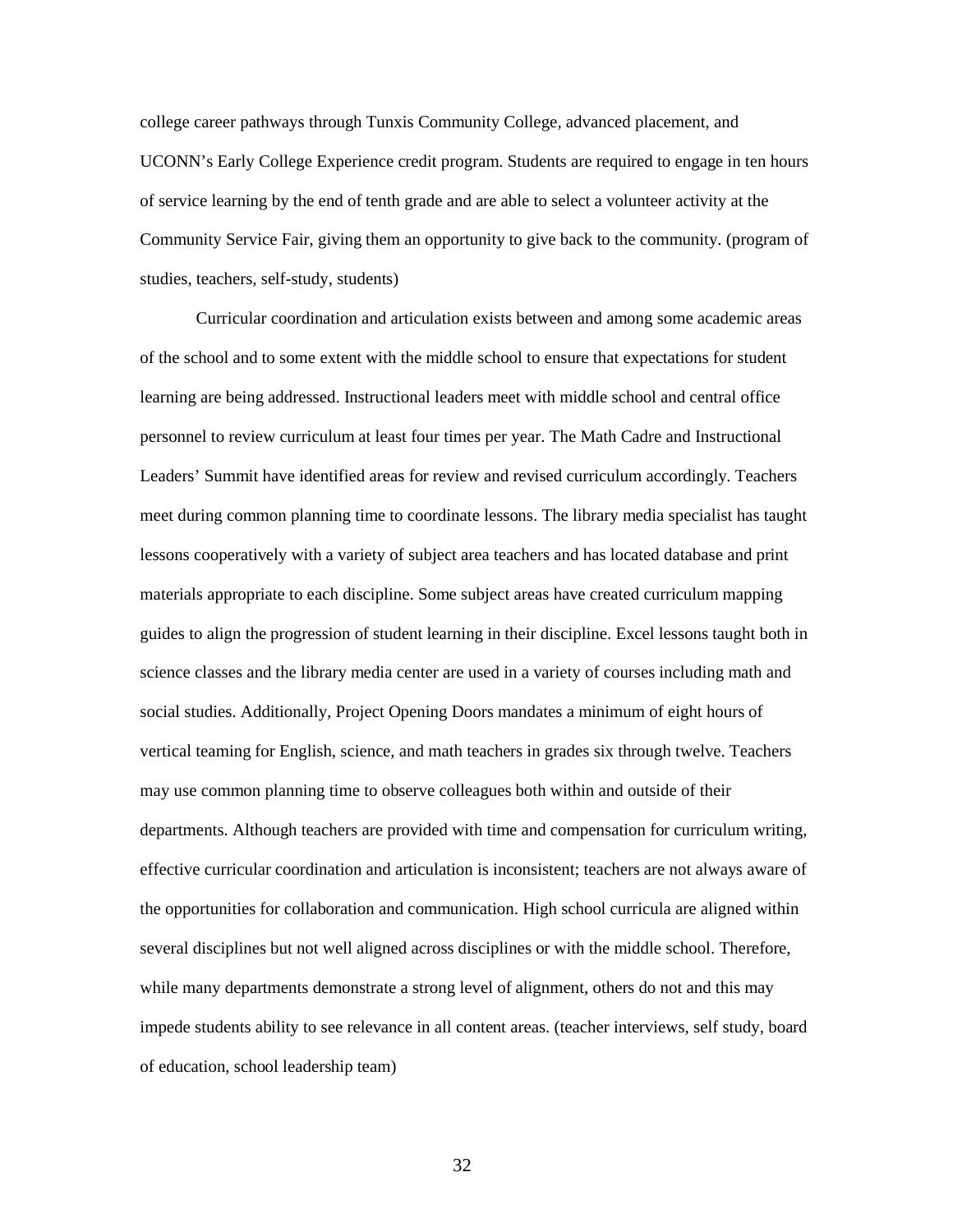college career pathways through Tunxis Community College, advanced placement, and UCONN's Early College Experience credit program. Students are required to engage in ten hours of service learning by the end of tenth grade and are able to select a volunteer activity at the Community Service Fair, giving them an opportunity to give back to the community. (program of studies, teachers, self-study, students)

Curricular coordination and articulation exists between and among some academic areas of the school and to some extent with the middle school to ensure that expectations for student learning are being addressed. Instructional leaders meet with middle school and central office personnel to review curriculum at least four times per year. The Math Cadre and Instructional Leaders' Summit have identified areas for review and revised curriculum accordingly. Teachers meet during common planning time to coordinate lessons. The library media specialist has taught lessons cooperatively with a variety of subject area teachers and has located database and print materials appropriate to each discipline. Some subject areas have created curriculum mapping guides to align the progression of student learning in their discipline. Excel lessons taught both in science classes and the library media center are used in a variety of courses including math and social studies. Additionally, Project Opening Doors mandates a minimum of eight hours of vertical teaming for English, science, and math teachers in grades six through twelve. Teachers may use common planning time to observe colleagues both within and outside of their departments. Although teachers are provided with time and compensation for curriculum writing, effective curricular coordination and articulation is inconsistent; teachers are not always aware of the opportunities for collaboration and communication. High school curricula are aligned within several disciplines but not well aligned across disciplines or with the middle school. Therefore, while many departments demonstrate a strong level of alignment, others do not and this may impede students ability to see relevance in all content areas. (teacher interviews, self study, board of education, school leadership team)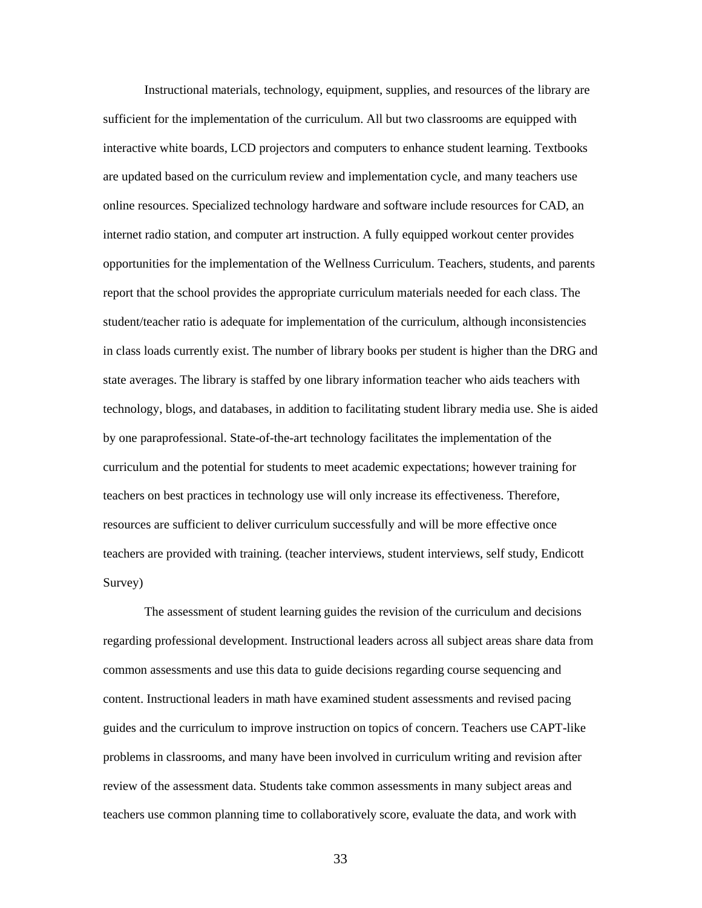Instructional materials, technology, equipment, supplies, and resources of the library are sufficient for the implementation of the curriculum. All but two classrooms are equipped with interactive white boards, LCD projectors and computers to enhance student learning. Textbooks are updated based on the curriculum review and implementation cycle, and many teachers use online resources. Specialized technology hardware and software include resources for CAD, an internet radio station, and computer art instruction. A fully equipped workout center provides opportunities for the implementation of the Wellness Curriculum. Teachers, students, and parents report that the school provides the appropriate curriculum materials needed for each class. The student/teacher ratio is adequate for implementation of the curriculum, although inconsistencies in class loads currently exist. The number of library books per student is higher than the DRG and state averages. The library is staffed by one library information teacher who aids teachers with technology, blogs, and databases, in addition to facilitating student library media use. She is aided by one paraprofessional. State-of-the-art technology facilitates the implementation of the curriculum and the potential for students to meet academic expectations; however training for teachers on best practices in technology use will only increase its effectiveness. Therefore, resources are sufficient to deliver curriculum successfully and will be more effective once teachers are provided with training. (teacher interviews, student interviews, self study, Endicott Survey)

The assessment of student learning guides the revision of the curriculum and decisions regarding professional development. Instructional leaders across all subject areas share data from common assessments and use this data to guide decisions regarding course sequencing and content. Instructional leaders in math have examined student assessments and revised pacing guides and the curriculum to improve instruction on topics of concern. Teachers use CAPT-like problems in classrooms, and many have been involved in curriculum writing and revision after review of the assessment data. Students take common assessments in many subject areas and teachers use common planning time to collaboratively score, evaluate the data, and work with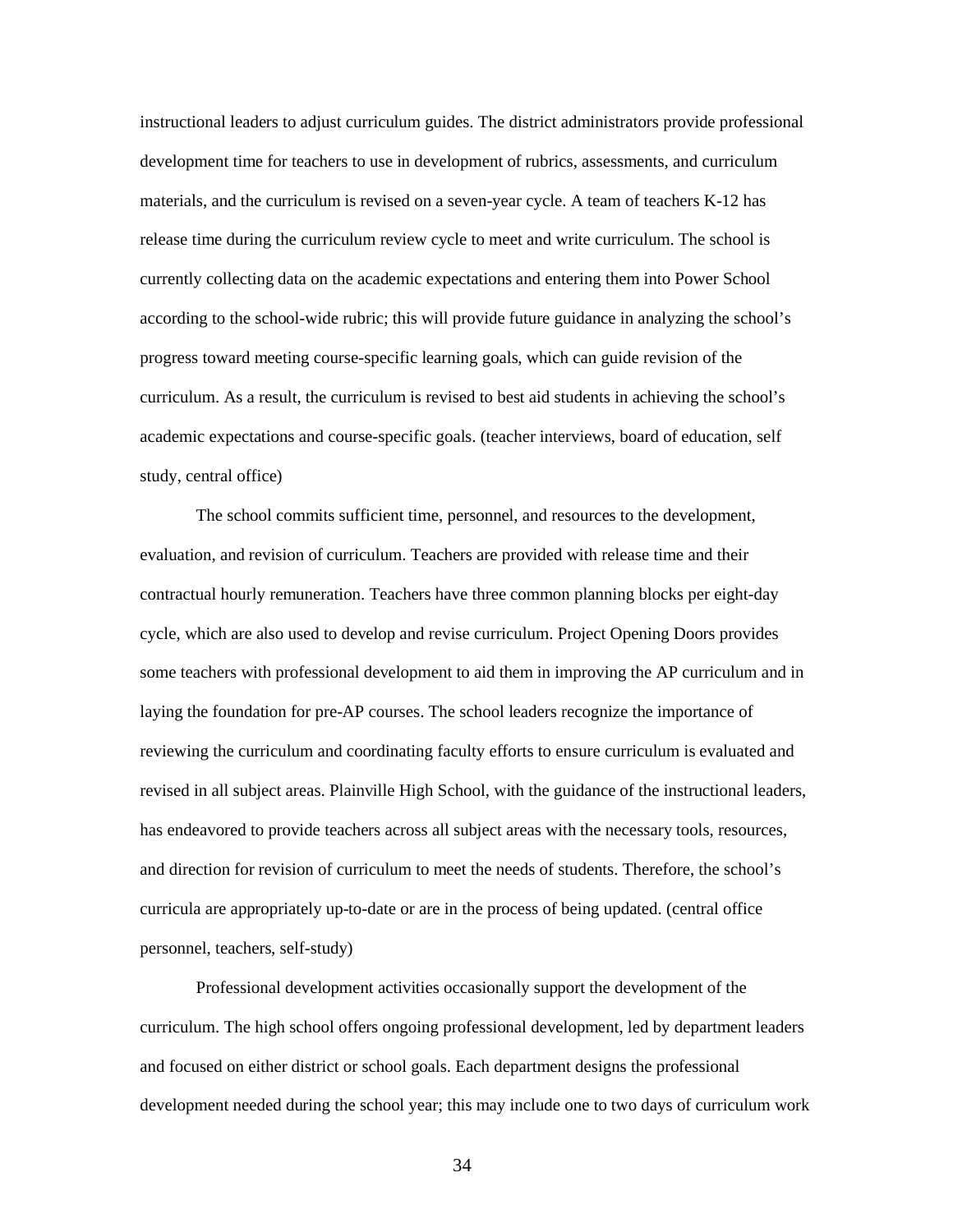instructional leaders to adjust curriculum guides. The district administrators provide professional development time for teachers to use in development of rubrics, assessments, and curriculum materials, and the curriculum is revised on a seven-year cycle. A team of teachers K-12 has release time during the curriculum review cycle to meet and write curriculum. The school is currently collecting data on the academic expectations and entering them into Power School according to the school-wide rubric; this will provide future guidance in analyzing the school's progress toward meeting course-specific learning goals, which can guide revision of the curriculum. As a result, the curriculum is revised to best aid students in achieving the school's academic expectations and course-specific goals. (teacher interviews, board of education, self study, central office)

The school commits sufficient time, personnel, and resources to the development, evaluation, and revision of curriculum. Teachers are provided with release time and their contractual hourly remuneration. Teachers have three common planning blocks per eight-day cycle, which are also used to develop and revise curriculum. Project Opening Doors provides some teachers with professional development to aid them in improving the AP curriculum and in laying the foundation for pre-AP courses. The school leaders recognize the importance of reviewing the curriculum and coordinating faculty efforts to ensure curriculum is evaluated and revised in all subject areas. Plainville High School, with the guidance of the instructional leaders, has endeavored to provide teachers across all subject areas with the necessary tools, resources, and direction for revision of curriculum to meet the needs of students. Therefore, the school's curricula are appropriately up-to-date or are in the process of being updated. (central office personnel, teachers, self-study)

Professional development activities occasionally support the development of the curriculum. The high school offers ongoing professional development, led by department leaders and focused on either district or school goals. Each department designs the professional development needed during the school year; this may include one to two days of curriculum work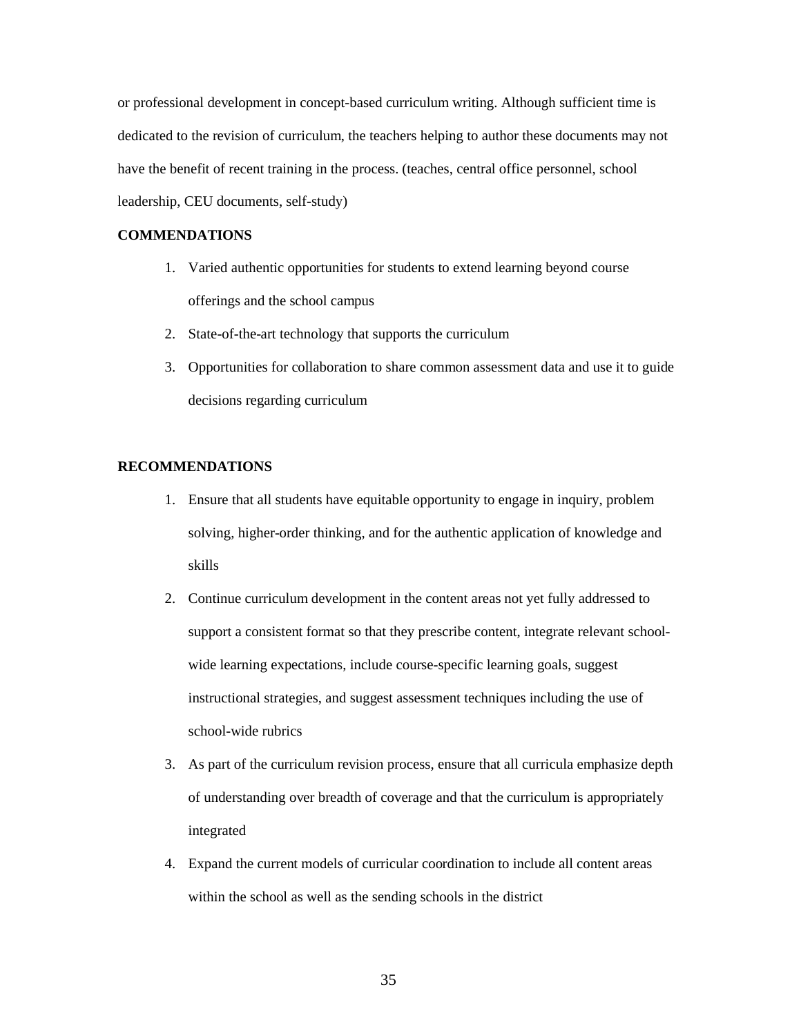or professional development in concept-based curriculum writing. Although sufficient time is dedicated to the revision of curriculum, the teachers helping to author these documents may not have the benefit of recent training in the process. (teaches, central office personnel, school leadership, CEU documents, self-study)

**COMMENDATIONS**

1. Varied authentic opportunities for students to extend learning beyond course offerings and the school campus
2. State-of-the-art technology that supports the curriculum
3. Opportunities for collaboration to share common assessment data and use it to guide decisions regarding curriculum

**RECOMMENDATIONS**

1. Ensure that all students have equitable opportunity to engage in inquiry, problem solving, higher-order thinking, and for the authentic application of knowledge and skills
2. Continue curriculum development in the content areas not yet fully addressed to support a consistent format so that they prescribe content, integrate relevant school-wide learning expectations, include course-specific learning goals, suggest instructional strategies, and suggest assessment techniques including the use of school-wide rubrics
3. As part of the curriculum revision process, ensure that all curricula emphasize depth of understanding over breadth of coverage and that the curriculum is appropriately integrated
4. Expand the current models of curricular coordination to include all content areas within the school as well as the sending schools in the district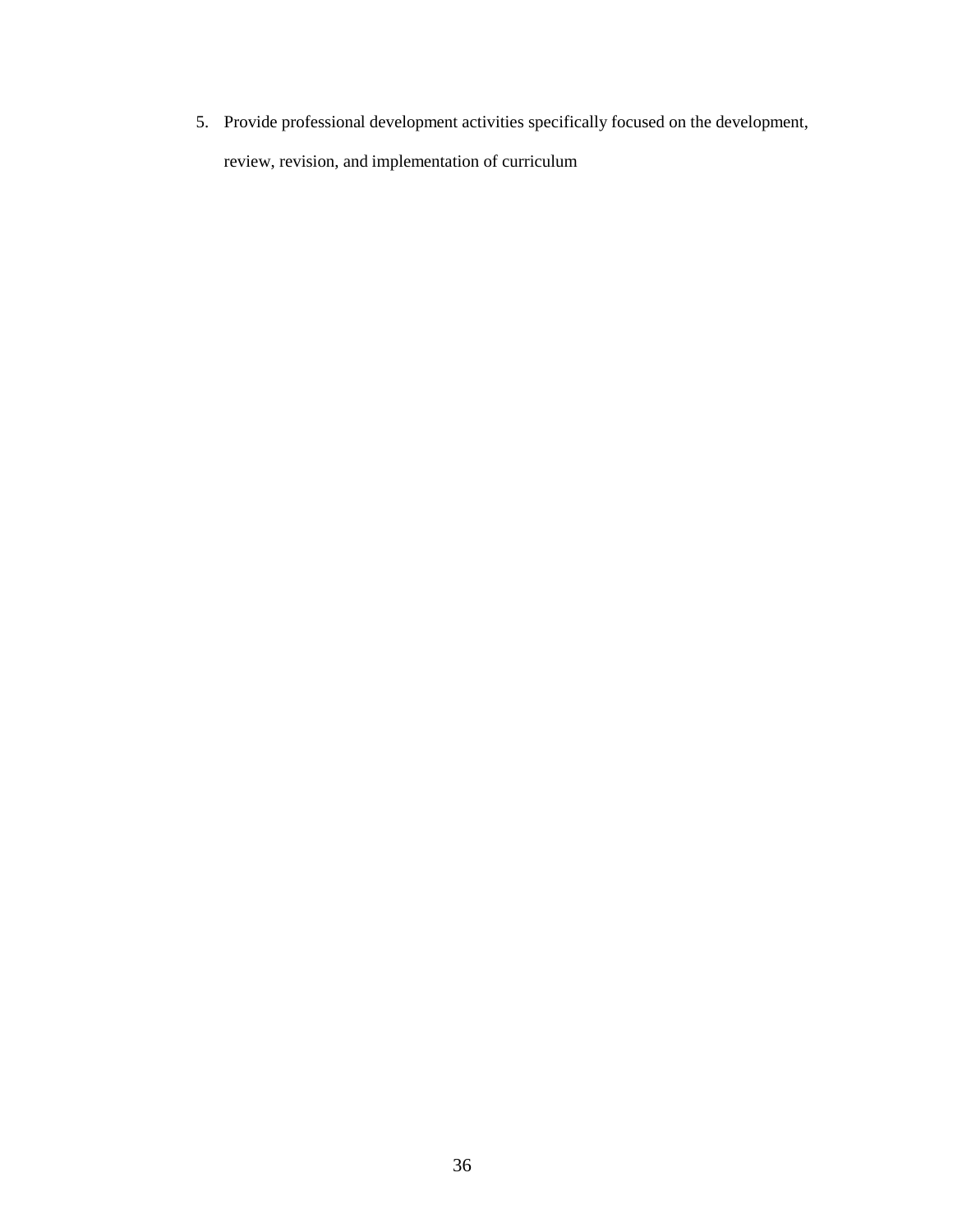5. Provide professional development activities specifically focused on the development, review, revision, and implementation of curriculum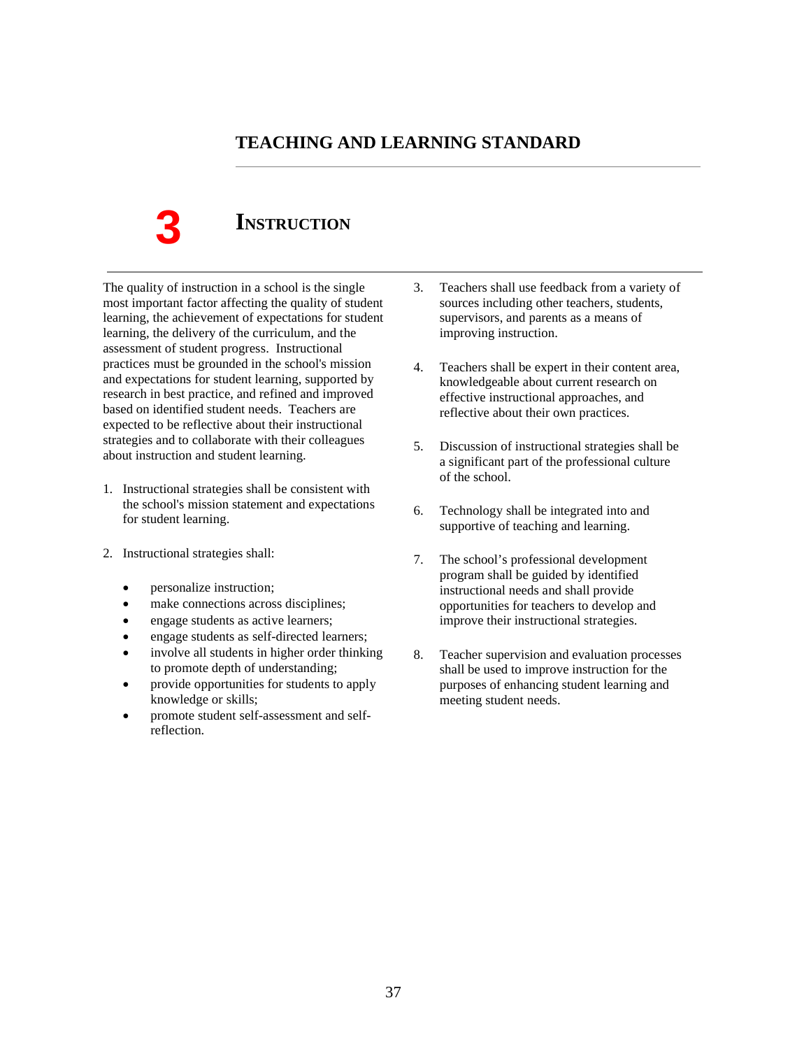# TEACHING AND LEARNING STANDARD

## 3 INSTRUCTION

The quality of instruction in a school is the single most important factor affecting the quality of student learning, the achievement of expectations for student learning, the delivery of the curriculum, and the assessment of student progress. Instructional practices must be grounded in the school's mission and expectations for student learning, supported by research in best practice, and refined and improved based on identified student needs. Teachers are expected to be reflective about their instructional strategies and to collaborate with their colleagues about instruction and student learning.

1. Instructional strategies shall be consistent with the school's mission statement and expectations for student learning.

2. Instructional strategies shall:

   - personalize instruction;
   - make connections across disciplines;
   - engage students as active learners;
   - engage students as self-directed learners;
   - involve all students in higher order thinking to promote depth of understanding;
   - provide opportunities for students to apply knowledge or skills;
   - promote student self-assessment and self-reflection.

3. Teachers shall use feedback from a variety of sources including other teachers, students, supervisors, and parents as a means of improving instruction.

4. Teachers shall be expert in their content area, knowledgeable about current research on effective instructional approaches, and reflective about their own practices.

5. Discussion of instructional strategies shall be a significant part of the professional culture of the school.

6. Technology shall be integrated into and supportive of teaching and learning.

7. The school's professional development program shall be guided by identified instructional needs and shall provide opportunities for teachers to develop and improve their instructional strategies.

8. Teacher supervision and evaluation processes shall be used to improve instruction for the purposes of enhancing student learning and meeting student needs.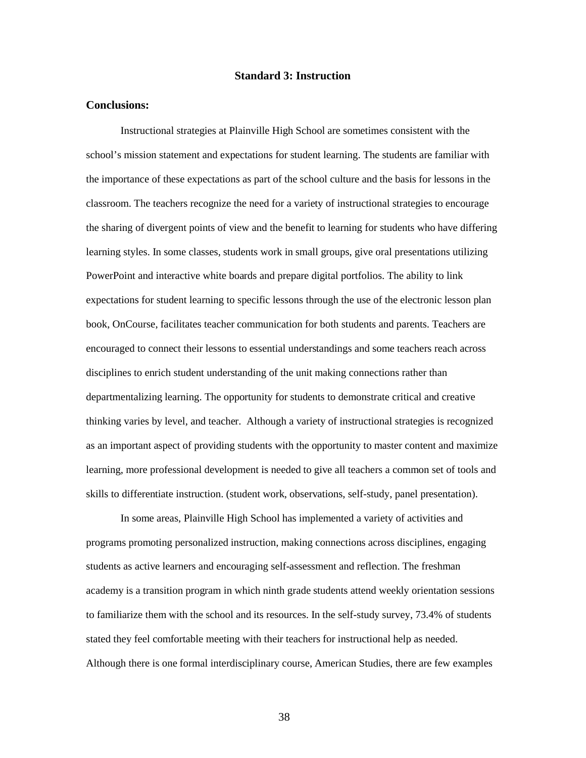## Standard 3: Instruction

**Conclusions:**

Instructional strategies at Plainville High School are sometimes consistent with the school's mission statement and expectations for student learning. The students are familiar with the importance of these expectations as part of the school culture and the basis for lessons in the classroom. The teachers recognize the need for a variety of instructional strategies to encourage the sharing of divergent points of view and the benefit to learning for students who have differing learning styles. In some classes, students work in small groups, give oral presentations utilizing PowerPoint and interactive white boards and prepare digital portfolios. The ability to link expectations for student learning to specific lessons through the use of the electronic lesson plan book, OnCourse, facilitates teacher communication for both students and parents. Teachers are encouraged to connect their lessons to essential understandings and some teachers reach across disciplines to enrich student understanding of the unit making connections rather than departmentalizing learning. The opportunity for students to demonstrate critical and creative thinking varies by level, and teacher. Although a variety of instructional strategies is recognized as an important aspect of providing students with the opportunity to master content and maximize learning, more professional development is needed to give all teachers a common set of tools and skills to differentiate instruction. (student work, observations, self-study, panel presentation).

In some areas, Plainville High School has implemented a variety of activities and programs promoting personalized instruction, making connections across disciplines, engaging students as active learners and encouraging self-assessment and reflection. The freshman academy is a transition program in which ninth grade students attend weekly orientation sessions to familiarize them with the school and its resources. In the self-study survey, 73.4% of students stated they feel comfortable meeting with their teachers for instructional help as needed. Although there is one formal interdisciplinary course, American Studies, there are few examples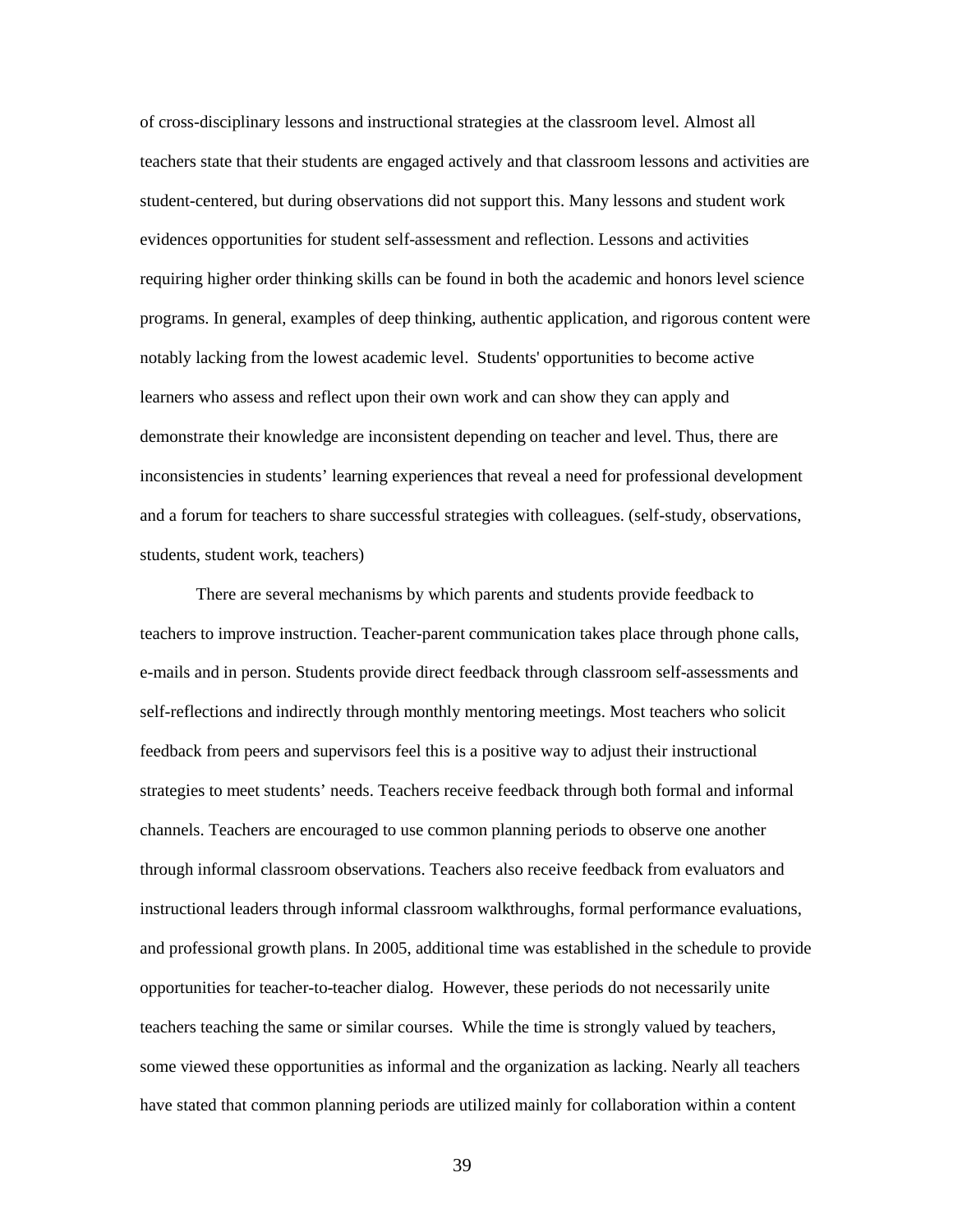of cross-disciplinary lessons and instructional strategies at the classroom level. Almost all teachers state that their students are engaged actively and that classroom lessons and activities are student-centered, but during observations did not support this. Many lessons and student work evidences opportunities for student self-assessment and reflection. Lessons and activities requiring higher order thinking skills can be found in both the academic and honors level science programs. In general, examples of deep thinking, authentic application, and rigorous content were notably lacking from the lowest academic level. Students' opportunities to become active learners who assess and reflect upon their own work and can show they can apply and demonstrate their knowledge are inconsistent depending on teacher and level. Thus, there are inconsistencies in students' learning experiences that reveal a need for professional development and a forum for teachers to share successful strategies with colleagues. (self-study, observations, students, student work, teachers)

There are several mechanisms by which parents and students provide feedback to teachers to improve instruction. Teacher-parent communication takes place through phone calls, e-mails and in person. Students provide direct feedback through classroom self-assessments and self-reflections and indirectly through monthly mentoring meetings. Most teachers who solicit feedback from peers and supervisors feel this is a positive way to adjust their instructional strategies to meet students' needs. Teachers receive feedback through both formal and informal channels. Teachers are encouraged to use common planning periods to observe one another through informal classroom observations. Teachers also receive feedback from evaluators and instructional leaders through informal classroom walkthroughs, formal performance evaluations, and professional growth plans. In 2005, additional time was established in the schedule to provide opportunities for teacher-to-teacher dialog. However, these periods do not necessarily unite teachers teaching the same or similar courses. While the time is strongly valued by teachers, some viewed these opportunities as informal and the organization as lacking. Nearly all teachers have stated that common planning periods are utilized mainly for collaboration within a content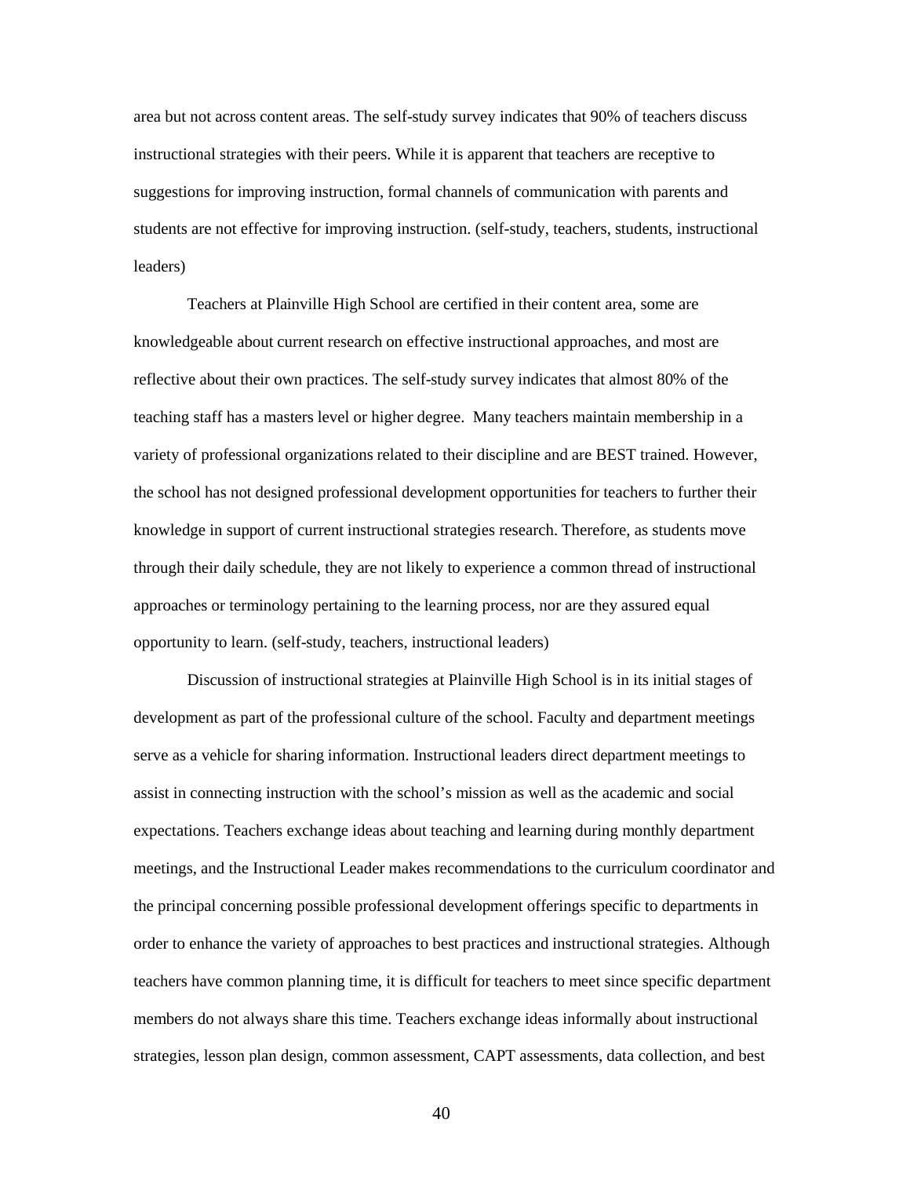area but not across content areas. The self-study survey indicates that 90% of teachers discuss instructional strategies with their peers. While it is apparent that teachers are receptive to suggestions for improving instruction, formal channels of communication with parents and students are not effective for improving instruction. (self-study, teachers, students, instructional leaders)

Teachers at Plainville High School are certified in their content area, some are knowledgeable about current research on effective instructional approaches, and most are reflective about their own practices. The self-study survey indicates that almost 80% of the teaching staff has a masters level or higher degree. Many teachers maintain membership in a variety of professional organizations related to their discipline and are BEST trained. However, the school has not designed professional development opportunities for teachers to further their knowledge in support of current instructional strategies research. Therefore, as students move through their daily schedule, they are not likely to experience a common thread of instructional approaches or terminology pertaining to the learning process, nor are they assured equal opportunity to learn. (self-study, teachers, instructional leaders)

Discussion of instructional strategies at Plainville High School is in its initial stages of development as part of the professional culture of the school. Faculty and department meetings serve as a vehicle for sharing information. Instructional leaders direct department meetings to assist in connecting instruction with the school's mission as well as the academic and social expectations. Teachers exchange ideas about teaching and learning during monthly department meetings, and the Instructional Leader makes recommendations to the curriculum coordinator and the principal concerning possible professional development offerings specific to departments in order to enhance the variety of approaches to best practices and instructional strategies. Although teachers have common planning time, it is difficult for teachers to meet since specific department members do not always share this time. Teachers exchange ideas informally about instructional strategies, lesson plan design, common assessment, CAPT assessments, data collection, and best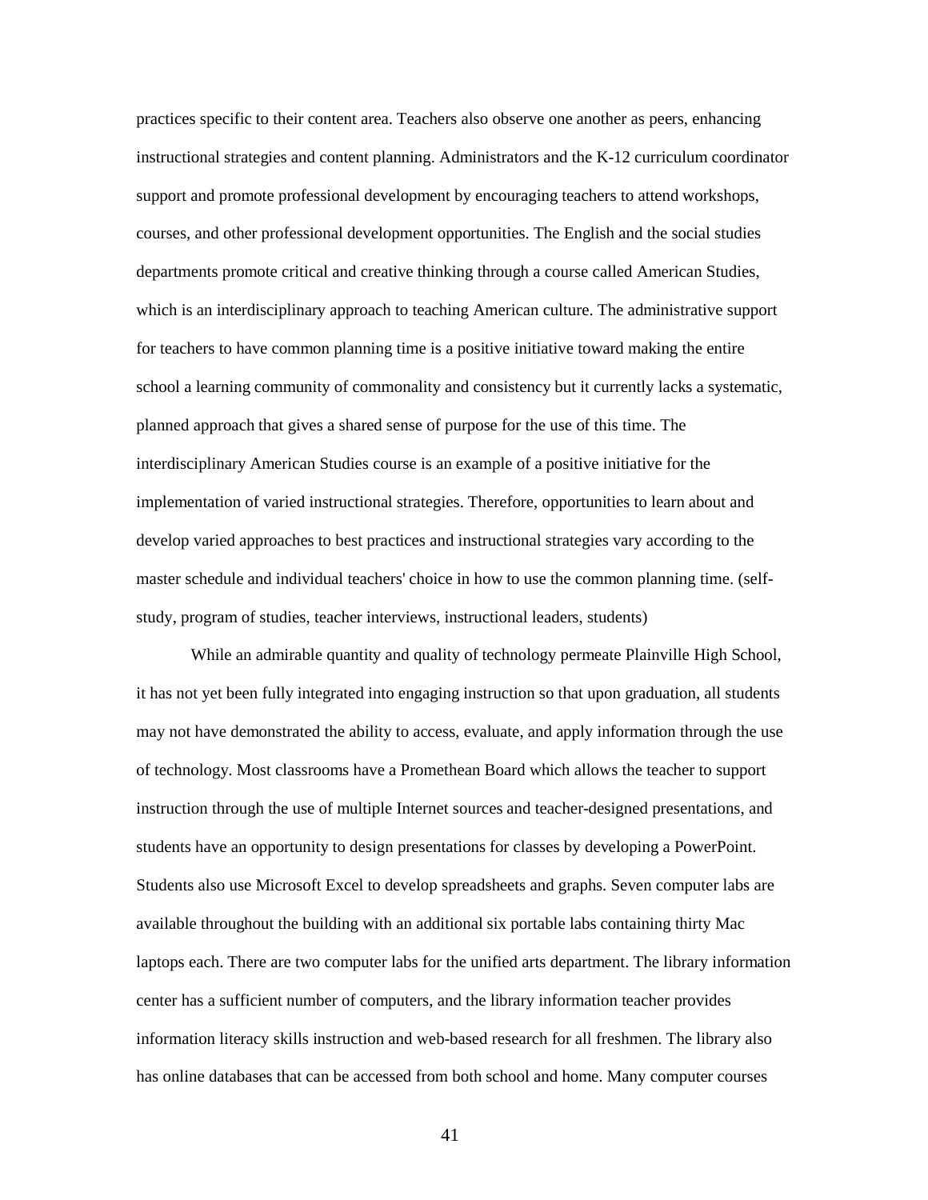practices specific to their content area. Teachers also observe one another as peers, enhancing instructional strategies and content planning. Administrators and the K-12 curriculum coordinator support and promote professional development by encouraging teachers to attend workshops, courses, and other professional development opportunities. The English and the social studies departments promote critical and creative thinking through a course called American Studies, which is an interdisciplinary approach to teaching American culture. The administrative support for teachers to have common planning time is a positive initiative toward making the entire school a learning community of commonality and consistency but it currently lacks a systematic, planned approach that gives a shared sense of purpose for the use of this time. The interdisciplinary American Studies course is an example of a positive initiative for the implementation of varied instructional strategies. Therefore, opportunities to learn about and develop varied approaches to best practices and instructional strategies vary according to the master schedule and individual teachers' choice in how to use the common planning time. (self-study, program of studies, teacher interviews, instructional leaders, students)

While an admirable quantity and quality of technology permeate Plainville High School, it has not yet been fully integrated into engaging instruction so that upon graduation, all students may not have demonstrated the ability to access, evaluate, and apply information through the use of technology. Most classrooms have a Promethean Board which allows the teacher to support instruction through the use of multiple Internet sources and teacher-designed presentations, and students have an opportunity to design presentations for classes by developing a PowerPoint. Students also use Microsoft Excel to develop spreadsheets and graphs. Seven computer labs are available throughout the building with an additional six portable labs containing thirty Mac laptops each. There are two computer labs for the unified arts department. The library information center has a sufficient number of computers, and the library information teacher provides information literacy skills instruction and web-based research for all freshmen. The library also has online databases that can be accessed from both school and home. Many computer courses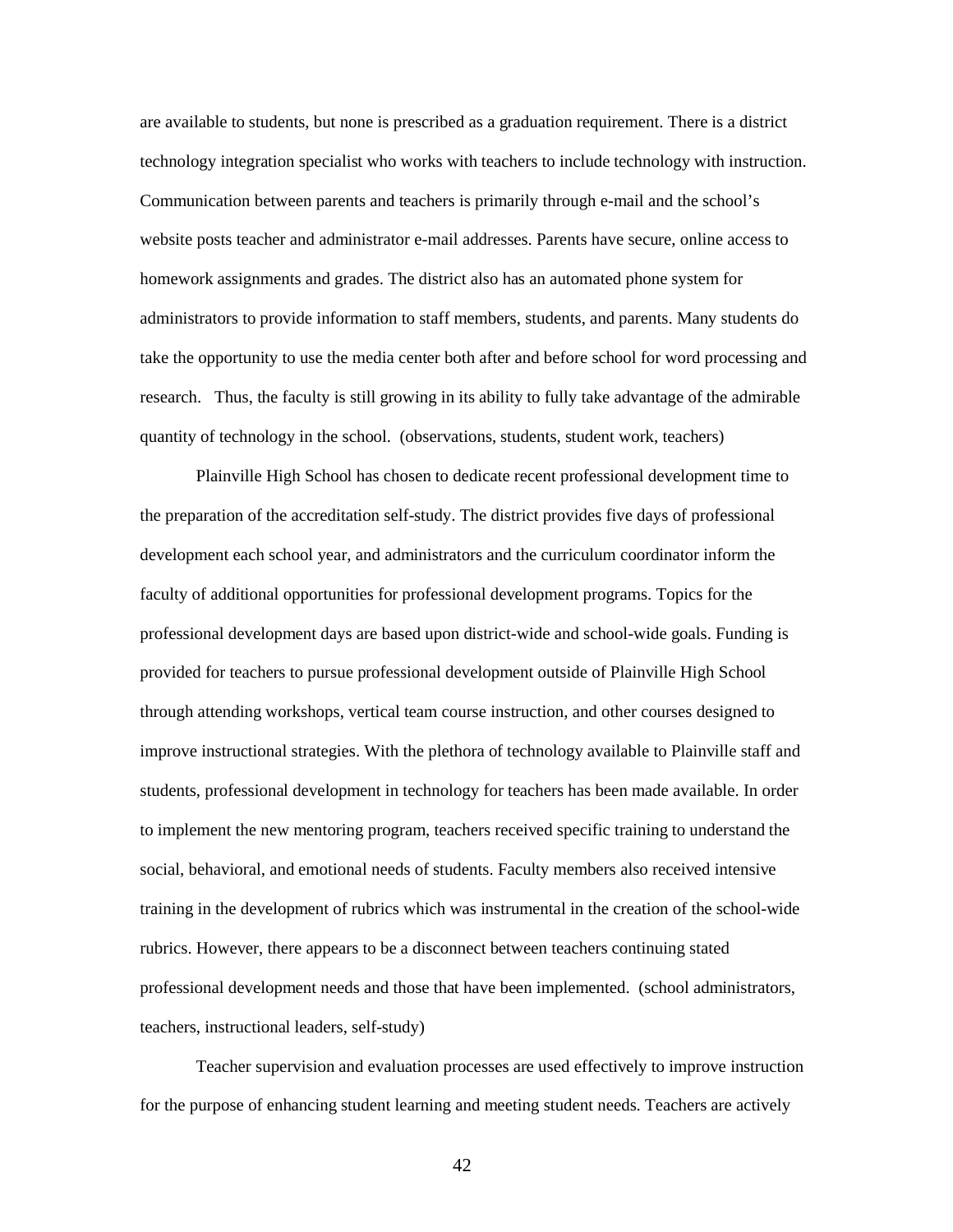are available to students, but none is prescribed as a graduation requirement. There is a district technology integration specialist who works with teachers to include technology with instruction. Communication between parents and teachers is primarily through e-mail and the school's website posts teacher and administrator e-mail addresses. Parents have secure, online access to homework assignments and grades. The district also has an automated phone system for administrators to provide information to staff members, students, and parents. Many students do take the opportunity to use the media center both after and before school for word processing and research. Thus, the faculty is still growing in its ability to fully take advantage of the admirable quantity of technology in the school. (observations, students, student work, teachers)

Plainville High School has chosen to dedicate recent professional development time to the preparation of the accreditation self-study. The district provides five days of professional development each school year, and administrators and the curriculum coordinator inform the faculty of additional opportunities for professional development programs. Topics for the professional development days are based upon district-wide and school-wide goals. Funding is provided for teachers to pursue professional development outside of Plainville High School through attending workshops, vertical team course instruction, and other courses designed to improve instructional strategies. With the plethora of technology available to Plainville staff and students, professional development in technology for teachers has been made available. In order to implement the new mentoring program, teachers received specific training to understand the social, behavioral, and emotional needs of students. Faculty members also received intensive training in the development of rubrics which was instrumental in the creation of the school-wide rubrics. However, there appears to be a disconnect between teachers continuing stated professional development needs and those that have been implemented. (school administrators, teachers, instructional leaders, self-study)

Teacher supervision and evaluation processes are used effectively to improve instruction for the purpose of enhancing student learning and meeting student needs. Teachers are actively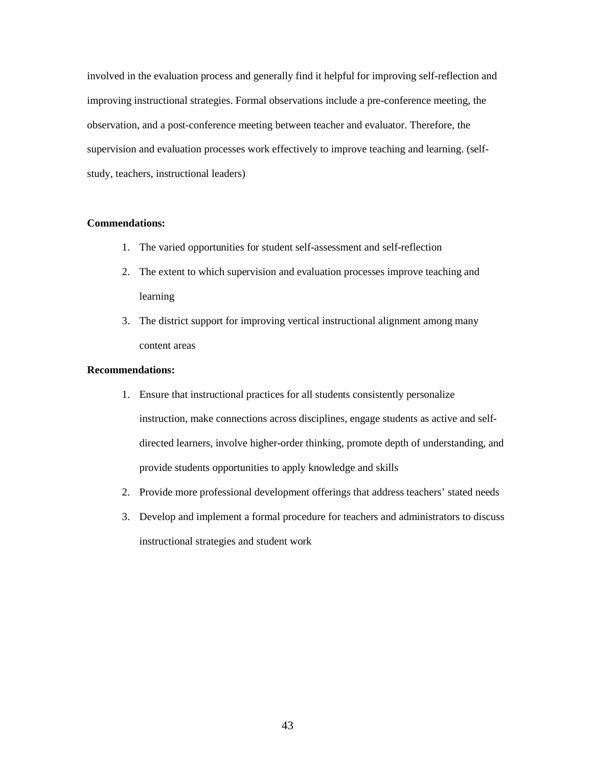involved in the evaluation process and generally find it helpful for improving self-reflection and improving instructional strategies. Formal observations include a pre-conference meeting, the observation, and a post-conference meeting between teacher and evaluator. Therefore, the supervision and evaluation processes work effectively to improve teaching and learning. (self-study, teachers, instructional leaders)

**Commendations:**

1. The varied opportunities for student self-assessment and self-reflection
2. The extent to which supervision and evaluation processes improve teaching and learning
3. The district support for improving vertical instructional alignment among many content areas

**Recommendations:**

1. Ensure that instructional practices for all students consistently personalize instruction, make connections across disciplines, engage students as active and self-directed learners, involve higher-order thinking, promote depth of understanding, and provide students opportunities to apply knowledge and skills
2. Provide more professional development offerings that address teachers' stated needs
3. Develop and implement a formal procedure for teachers and administrators to discuss instructional strategies and student work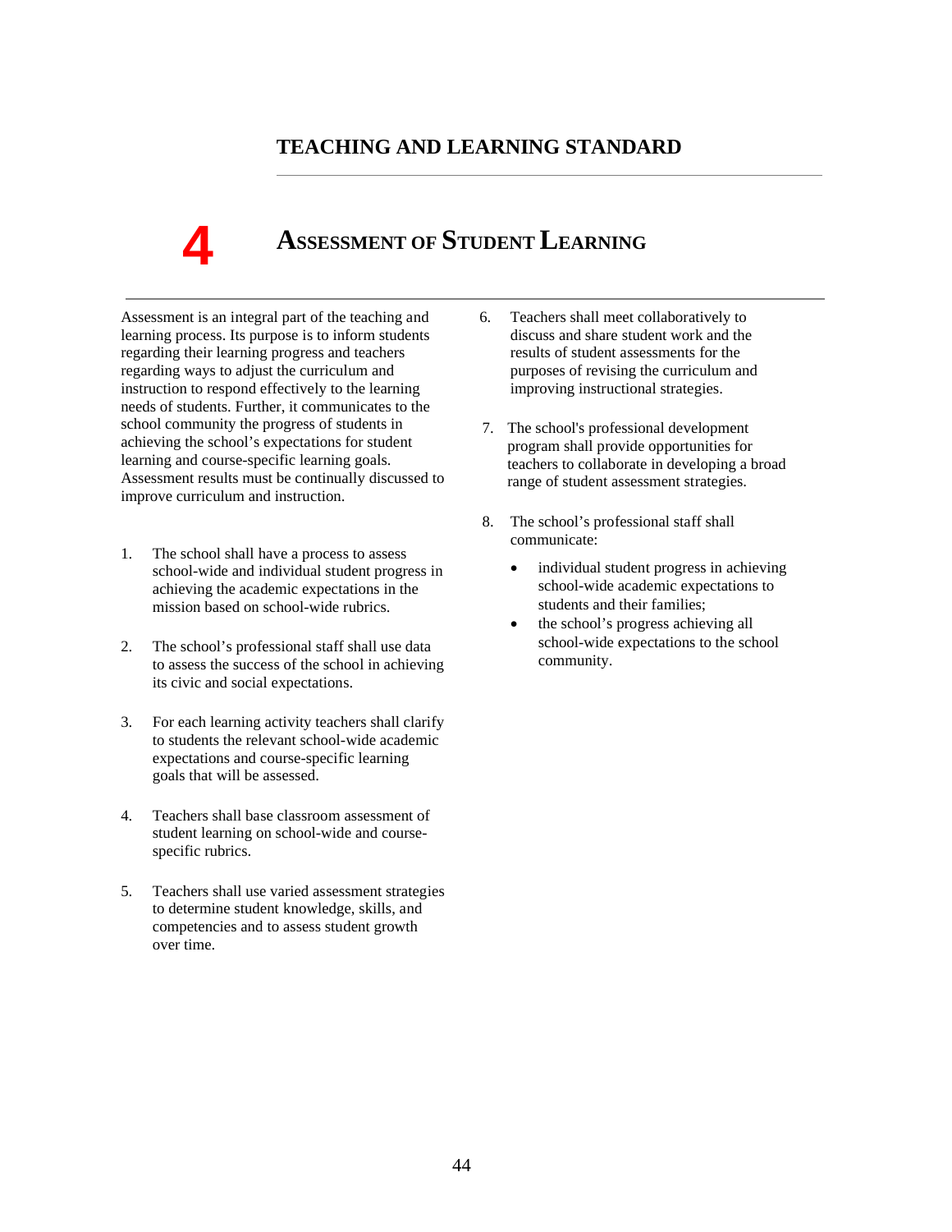## TEACHING AND LEARNING STANDARD

# 4 ASSESSMENT OF STUDENT LEARNING

Assessment is an integral part of the teaching and learning process. Its purpose is to inform students regarding their learning progress and teachers regarding ways to adjust the curriculum and instruction to respond effectively to the learning needs of students. Further, it communicates to the school community the progress of students in achieving the school's expectations for student learning and course-specific learning goals. Assessment results must be continually discussed to improve curriculum and instruction.

1. The school shall have a process to assess school-wide and individual student progress in achieving the academic expectations in the mission based on school-wide rubrics.

2. The school's professional staff shall use data to assess the success of the school in achieving its civic and social expectations.

3. For each learning activity teachers shall clarify to students the relevant school-wide academic expectations and course-specific learning goals that will be assessed.

4. Teachers shall base classroom assessment of student learning on school-wide and course-specific rubrics.

5. Teachers shall use varied assessment strategies to determine student knowledge, skills, and competencies and to assess student growth over time.

6. Teachers shall meet collaboratively to discuss and share student work and the results of student assessments for the purposes of revising the curriculum and improving instructional strategies.

7. The school's professional development program shall provide opportunities for teachers to collaborate in developing a broad range of student assessment strategies.

8. The school's professional staff shall communicate:

   - individual student progress in achieving school-wide academic expectations to students and their families;
   - the school's progress achieving all school-wide expectations to the school community.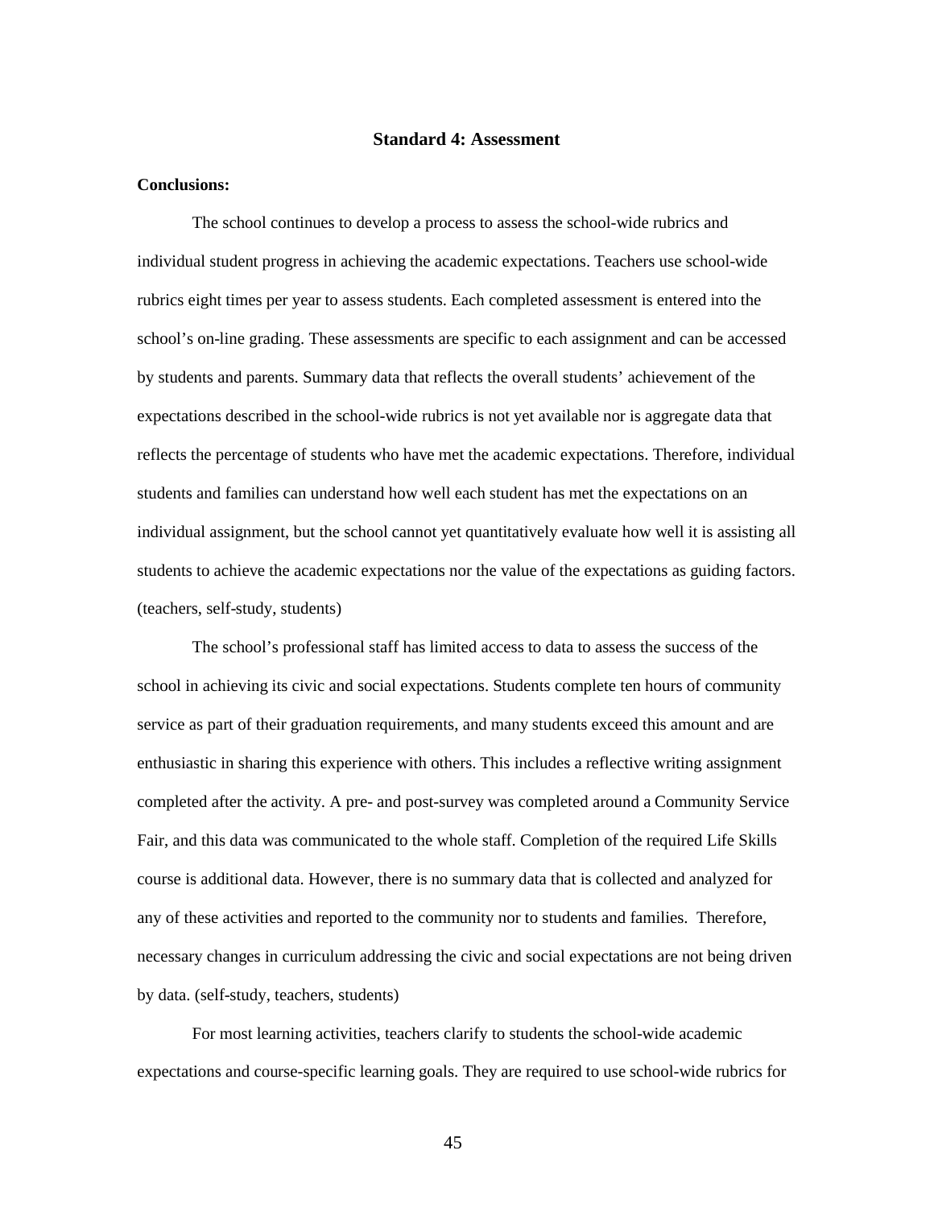## Standard 4: Assessment

**Conclusions:**

The school continues to develop a process to assess the school-wide rubrics and individual student progress in achieving the academic expectations. Teachers use school-wide rubrics eight times per year to assess students. Each completed assessment is entered into the school's on-line grading. These assessments are specific to each assignment and can be accessed by students and parents. Summary data that reflects the overall students' achievement of the expectations described in the school-wide rubrics is not yet available nor is aggregate data that reflects the percentage of students who have met the academic expectations. Therefore, individual students and families can understand how well each student has met the expectations on an individual assignment, but the school cannot yet quantitatively evaluate how well it is assisting all students to achieve the academic expectations nor the value of the expectations as guiding factors. (teachers, self-study, students)

The school's professional staff has limited access to data to assess the success of the school in achieving its civic and social expectations. Students complete ten hours of community service as part of their graduation requirements, and many students exceed this amount and are enthusiastic in sharing this experience with others. This includes a reflective writing assignment completed after the activity. A pre- and post-survey was completed around a Community Service Fair, and this data was communicated to the whole staff. Completion of the required Life Skills course is additional data. However, there is no summary data that is collected and analyzed for any of these activities and reported to the community nor to students and families. Therefore, necessary changes in curriculum addressing the civic and social expectations are not being driven by data. (self-study, teachers, students)

For most learning activities, teachers clarify to students the school-wide academic expectations and course-specific learning goals. They are required to use school-wide rubrics for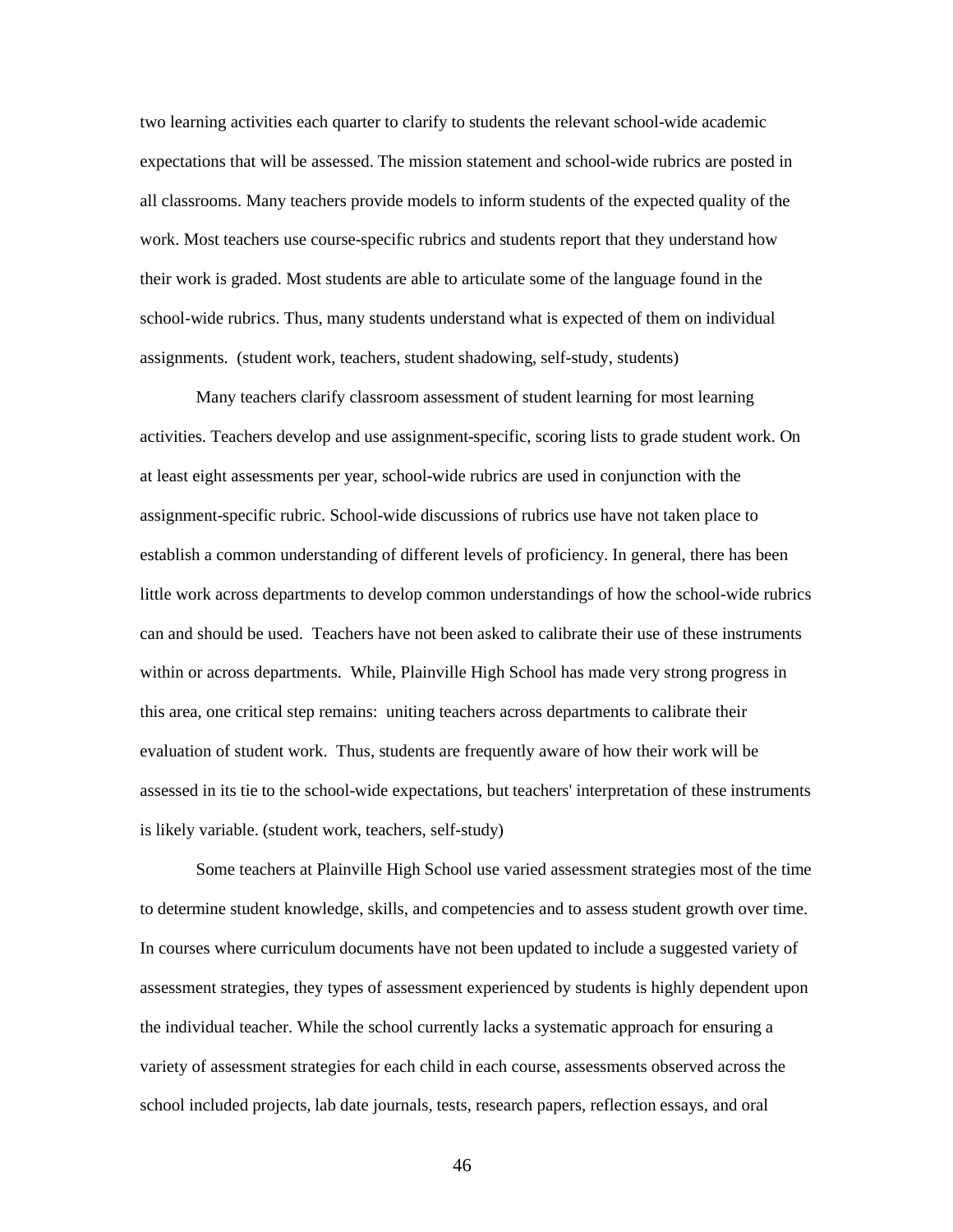two learning activities each quarter to clarify to students the relevant school-wide academic expectations that will be assessed. The mission statement and school-wide rubrics are posted in all classrooms. Many teachers provide models to inform students of the expected quality of the work. Most teachers use course-specific rubrics and students report that they understand how their work is graded. Most students are able to articulate some of the language found in the school-wide rubrics. Thus, many students understand what is expected of them on individual assignments. (student work, teachers, student shadowing, self-study, students)

Many teachers clarify classroom assessment of student learning for most learning activities. Teachers develop and use assignment-specific, scoring lists to grade student work. On at least eight assessments per year, school-wide rubrics are used in conjunction with the assignment-specific rubric. School-wide discussions of rubrics use have not taken place to establish a common understanding of different levels of proficiency. In general, there has been little work across departments to develop common understandings of how the school-wide rubrics can and should be used. Teachers have not been asked to calibrate their use of these instruments within or across departments. While, Plainville High School has made very strong progress in this area, one critical step remains: uniting teachers across departments to calibrate their evaluation of student work. Thus, students are frequently aware of how their work will be assessed in its tie to the school-wide expectations, but teachers' interpretation of these instruments is likely variable. (student work, teachers, self-study)

Some teachers at Plainville High School use varied assessment strategies most of the time to determine student knowledge, skills, and competencies and to assess student growth over time. In courses where curriculum documents have not been updated to include a suggested variety of assessment strategies, they types of assessment experienced by students is highly dependent upon the individual teacher. While the school currently lacks a systematic approach for ensuring a variety of assessment strategies for each child in each course, assessments observed across the school included projects, lab date journals, tests, research papers, reflection essays, and oral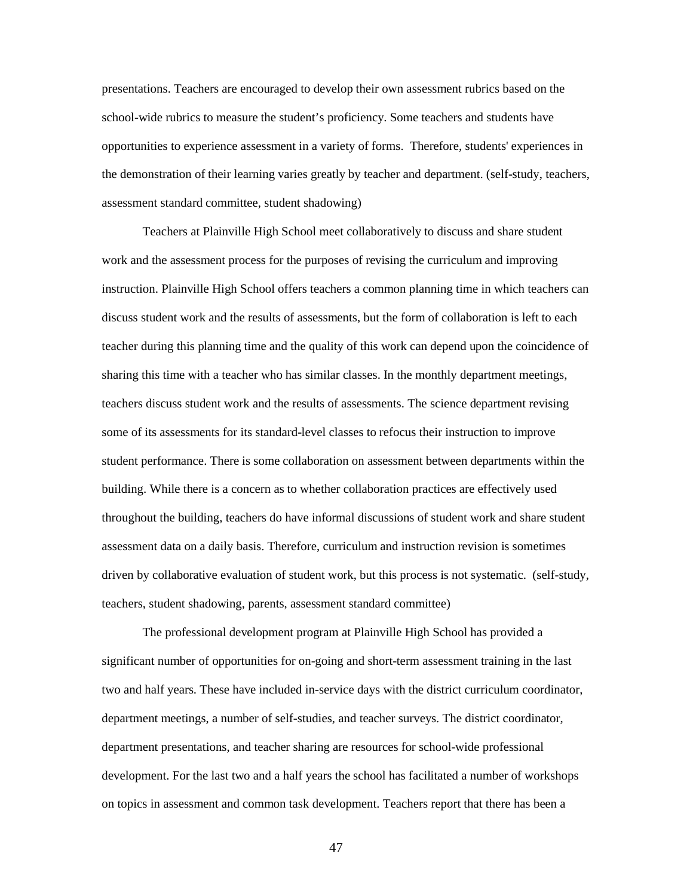presentations. Teachers are encouraged to develop their own assessment rubrics based on the school-wide rubrics to measure the student's proficiency. Some teachers and students have opportunities to experience assessment in a variety of forms. Therefore, students' experiences in the demonstration of their learning varies greatly by teacher and department. (self-study, teachers, assessment standard committee, student shadowing)

Teachers at Plainville High School meet collaboratively to discuss and share student work and the assessment process for the purposes of revising the curriculum and improving instruction. Plainville High School offers teachers a common planning time in which teachers can discuss student work and the results of assessments, but the form of collaboration is left to each teacher during this planning time and the quality of this work can depend upon the coincidence of sharing this time with a teacher who has similar classes. In the monthly department meetings, teachers discuss student work and the results of assessments. The science department revising some of its assessments for its standard-level classes to refocus their instruction to improve student performance. There is some collaboration on assessment between departments within the building. While there is a concern as to whether collaboration practices are effectively used throughout the building, teachers do have informal discussions of student work and share student assessment data on a daily basis. Therefore, curriculum and instruction revision is sometimes driven by collaborative evaluation of student work, but this process is not systematic. (self-study, teachers, student shadowing, parents, assessment standard committee)

The professional development program at Plainville High School has provided a significant number of opportunities for on-going and short-term assessment training in the last two and half years. These have included in-service days with the district curriculum coordinator, department meetings, a number of self-studies, and teacher surveys. The district coordinator, department presentations, and teacher sharing are resources for school-wide professional development. For the last two and a half years the school has facilitated a number of workshops on topics in assessment and common task development. Teachers report that there has been a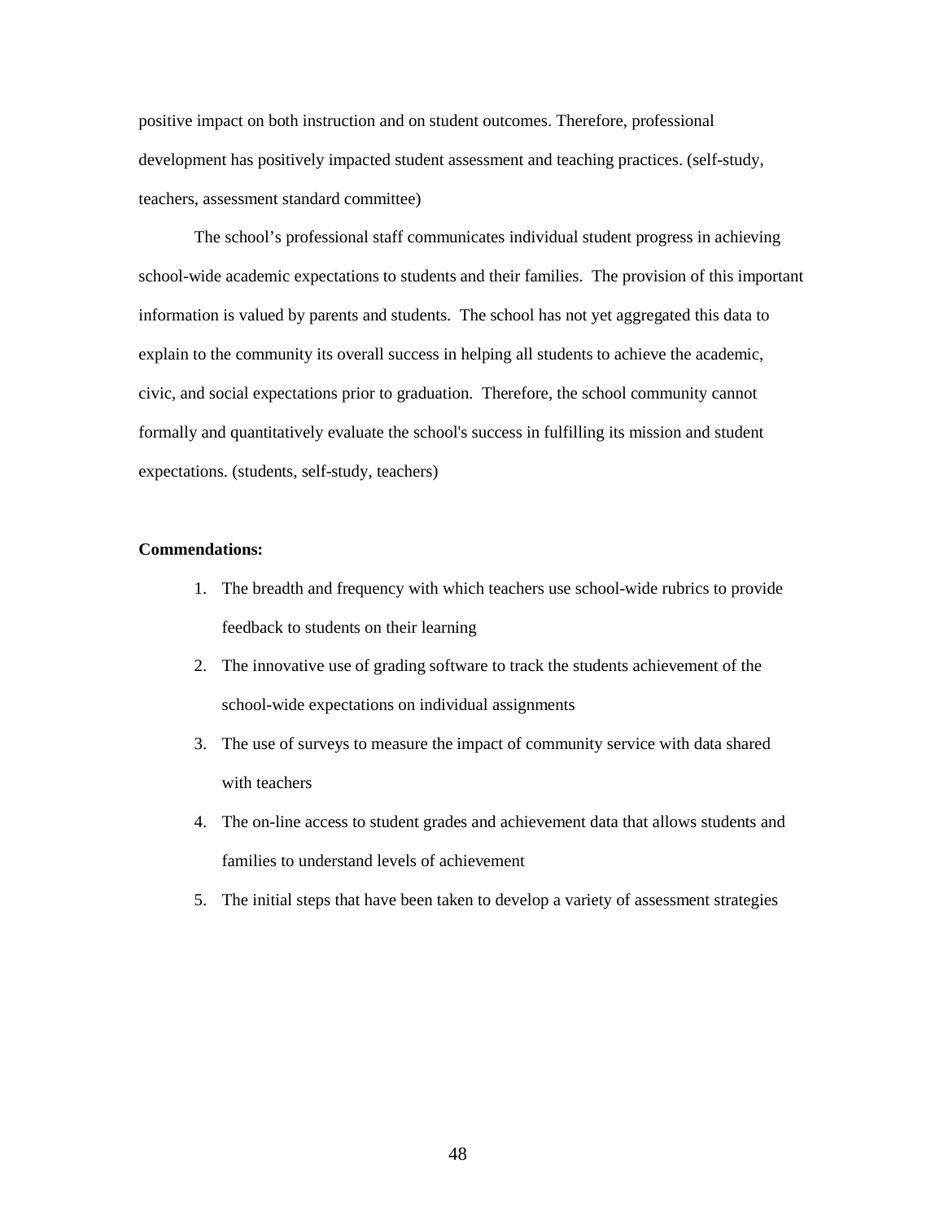positive impact on both instruction and on student outcomes. Therefore, professional development has positively impacted student assessment and teaching practices. (self-study, teachers, assessment standard committee)

The school's professional staff communicates individual student progress in achieving school-wide academic expectations to students and their families. The provision of this important information is valued by parents and students. The school has not yet aggregated this data to explain to the community its overall success in helping all students to achieve the academic, civic, and social expectations prior to graduation. Therefore, the school community cannot formally and quantitatively evaluate the school's success in fulfilling its mission and student expectations. (students, self-study, teachers)

**Commendations:**

1. The breadth and frequency with which teachers use school-wide rubrics to provide feedback to students on their learning
2. The innovative use of grading software to track the students achievement of the school-wide expectations on individual assignments
3. The use of surveys to measure the impact of community service with data shared with teachers
4. The on-line access to student grades and achievement data that allows students and families to understand levels of achievement
5. The initial steps that have been taken to develop a variety of assessment strategies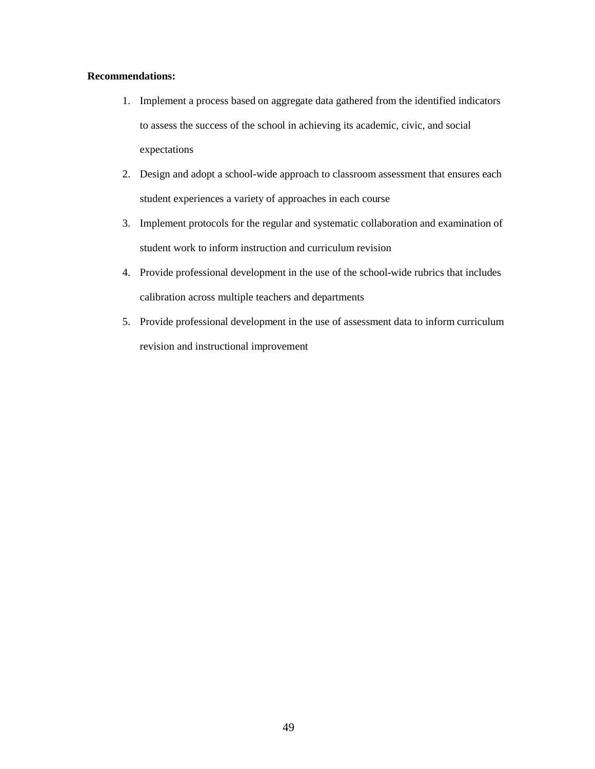**Recommendations:**

1. Implement a process based on aggregate data gathered from the identified indicators to assess the success of the school in achieving its academic, civic, and social expectations
2. Design and adopt a school-wide approach to classroom assessment that ensures each student experiences a variety of approaches in each course
3. Implement protocols for the regular and systematic collaboration and examination of student work to inform instruction and curriculum revision
4. Provide professional development in the use of the school-wide rubrics that includes calibration across multiple teachers and departments
5. Provide professional development in the use of assessment data to inform curriculum revision and instructional improvement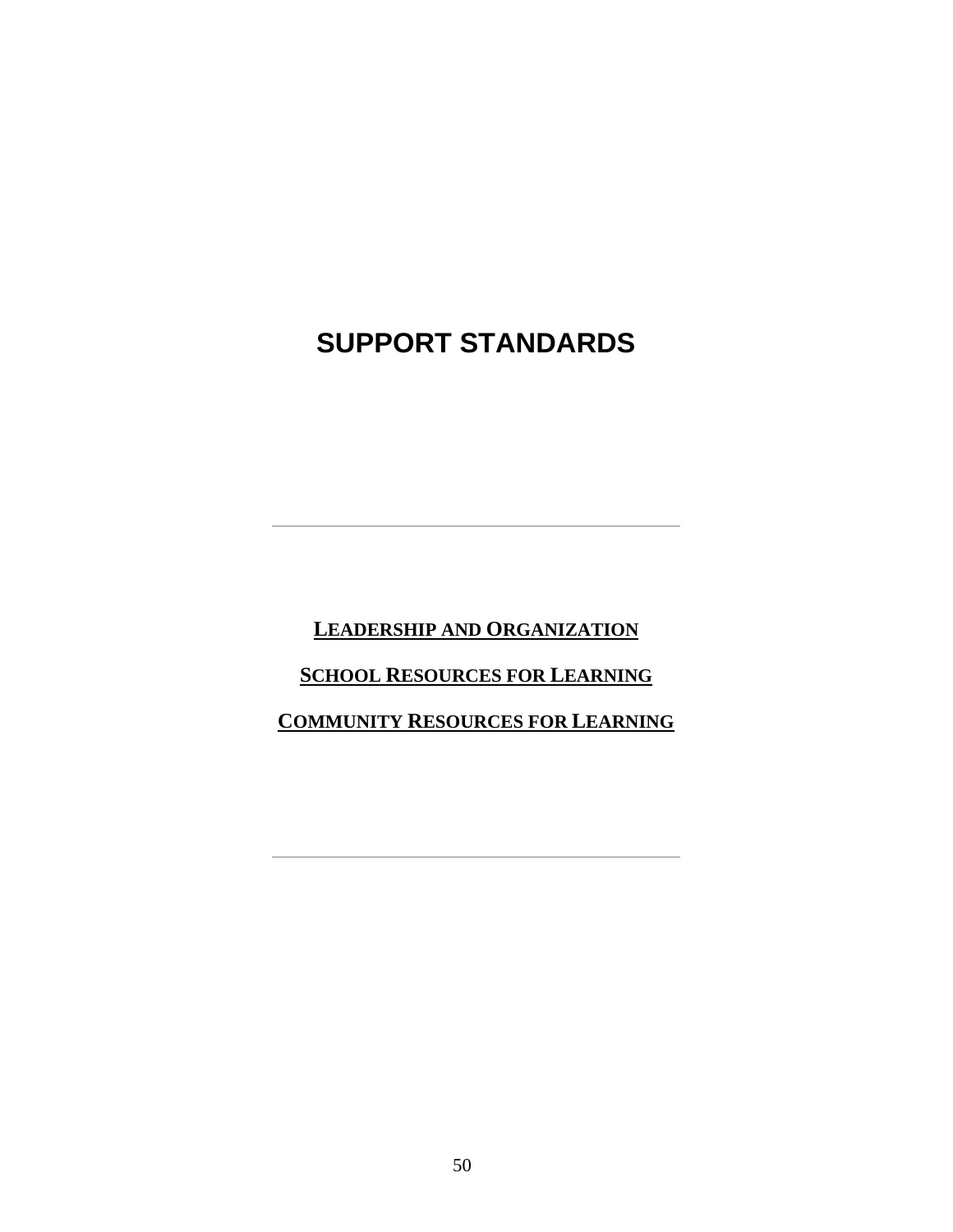# SUPPORT STANDARDS

---

**<u>LEADERSHIP AND ORGANIZATION</u>**

**<u>SCHOOL RESOURCES FOR LEARNING</u>**

**<u>COMMUNITY RESOURCES FOR LEARNING</u>**

---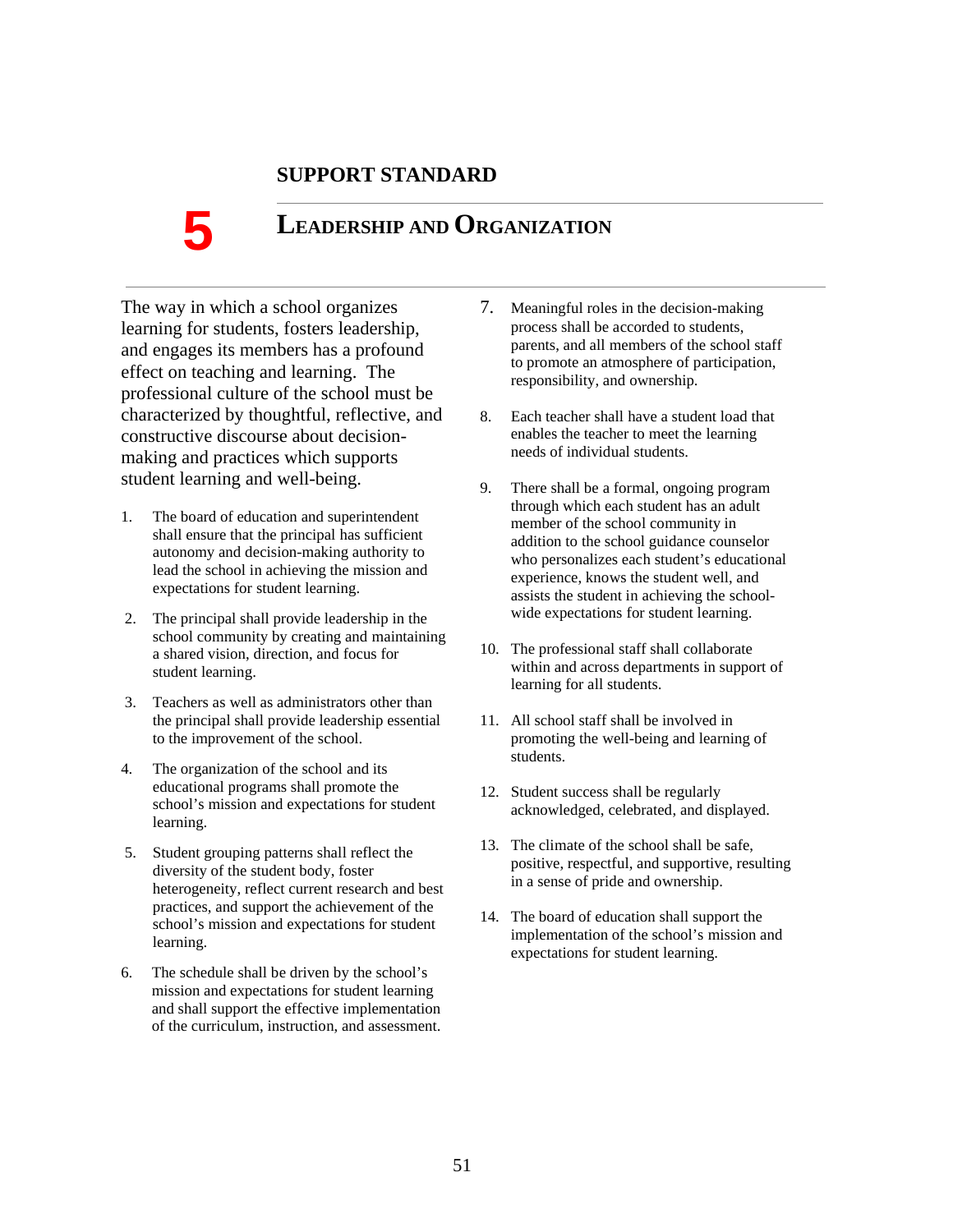## SUPPORT STANDARD

# 5 LEADERSHIP AND ORGANIZATION

The way in which a school organizes learning for students, fosters leadership, and engages its members has a profound effect on teaching and learning. The professional culture of the school must be characterized by thoughtful, reflective, and constructive discourse about decision-making and practices which supports student learning and well-being.

1. The board of education and superintendent shall ensure that the principal has sufficient autonomy and decision-making authority to lead the school in achieving the mission and expectations for student learning.
2. The principal shall provide leadership in the school community by creating and maintaining a shared vision, direction, and focus for student learning.
3. Teachers as well as administrators other than the principal shall provide leadership essential to the improvement of the school.
4. The organization of the school and its educational programs shall promote the school's mission and expectations for student learning.
5. Student grouping patterns shall reflect the diversity of the student body, foster heterogeneity, reflect current research and best practices, and support the achievement of the school's mission and expectations for student learning.
6. The schedule shall be driven by the school's mission and expectations for student learning and shall support the effective implementation of the curriculum, instruction, and assessment.
7. Meaningful roles in the decision-making process shall be accorded to students, parents, and all members of the school staff to promote an atmosphere of participation, responsibility, and ownership.
8. Each teacher shall have a student load that enables the teacher to meet the learning needs of individual students.
9. There shall be a formal, ongoing program through which each student has an adult member of the school community in addition to the school guidance counselor who personalizes each student's educational experience, knows the student well, and assists the student in achieving the school-wide expectations for student learning.
10. The professional staff shall collaborate within and across departments in support of learning for all students.
11. All school staff shall be involved in promoting the well-being and learning of students.
12. Student success shall be regularly acknowledged, celebrated, and displayed.
13. The climate of the school shall be safe, positive, respectful, and supportive, resulting in a sense of pride and ownership.
14. The board of education shall support the implementation of the school's mission and expectations for student learning.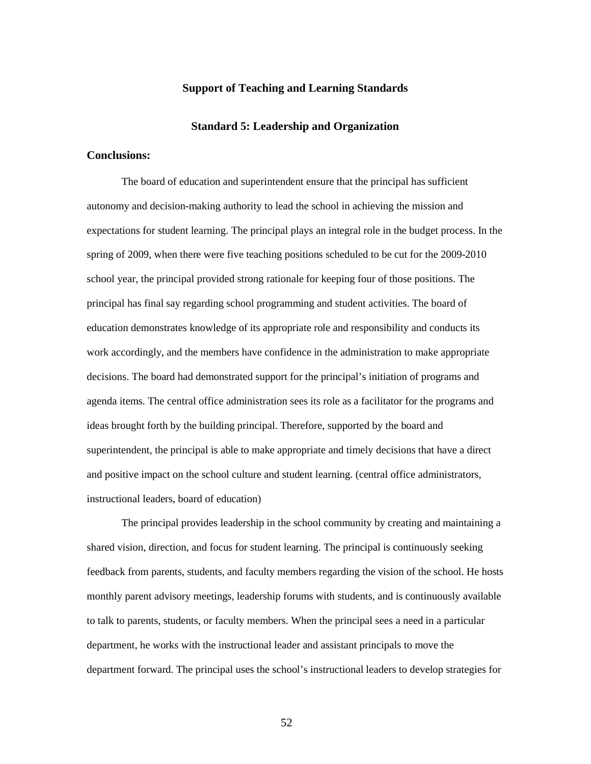## Support of Teaching and Learning Standards

### Standard 5: Leadership and Organization

**Conclusions:**

The board of education and superintendent ensure that the principal has sufficient autonomy and decision-making authority to lead the school in achieving the mission and expectations for student learning. The principal plays an integral role in the budget process. In the spring of 2009, when there were five teaching positions scheduled to be cut for the 2009-2010 school year, the principal provided strong rationale for keeping four of those positions. The principal has final say regarding school programming and student activities. The board of education demonstrates knowledge of its appropriate role and responsibility and conducts its work accordingly, and the members have confidence in the administration to make appropriate decisions. The board had demonstrated support for the principal's initiation of programs and agenda items. The central office administration sees its role as a facilitator for the programs and ideas brought forth by the building principal. Therefore, supported by the board and superintendent, the principal is able to make appropriate and timely decisions that have a direct and positive impact on the school culture and student learning. (central office administrators, instructional leaders, board of education)

The principal provides leadership in the school community by creating and maintaining a shared vision, direction, and focus for student learning. The principal is continuously seeking feedback from parents, students, and faculty members regarding the vision of the school. He hosts monthly parent advisory meetings, leadership forums with students, and is continuously available to talk to parents, students, or faculty members. When the principal sees a need in a particular department, he works with the instructional leader and assistant principals to move the department forward. The principal uses the school's instructional leaders to develop strategies for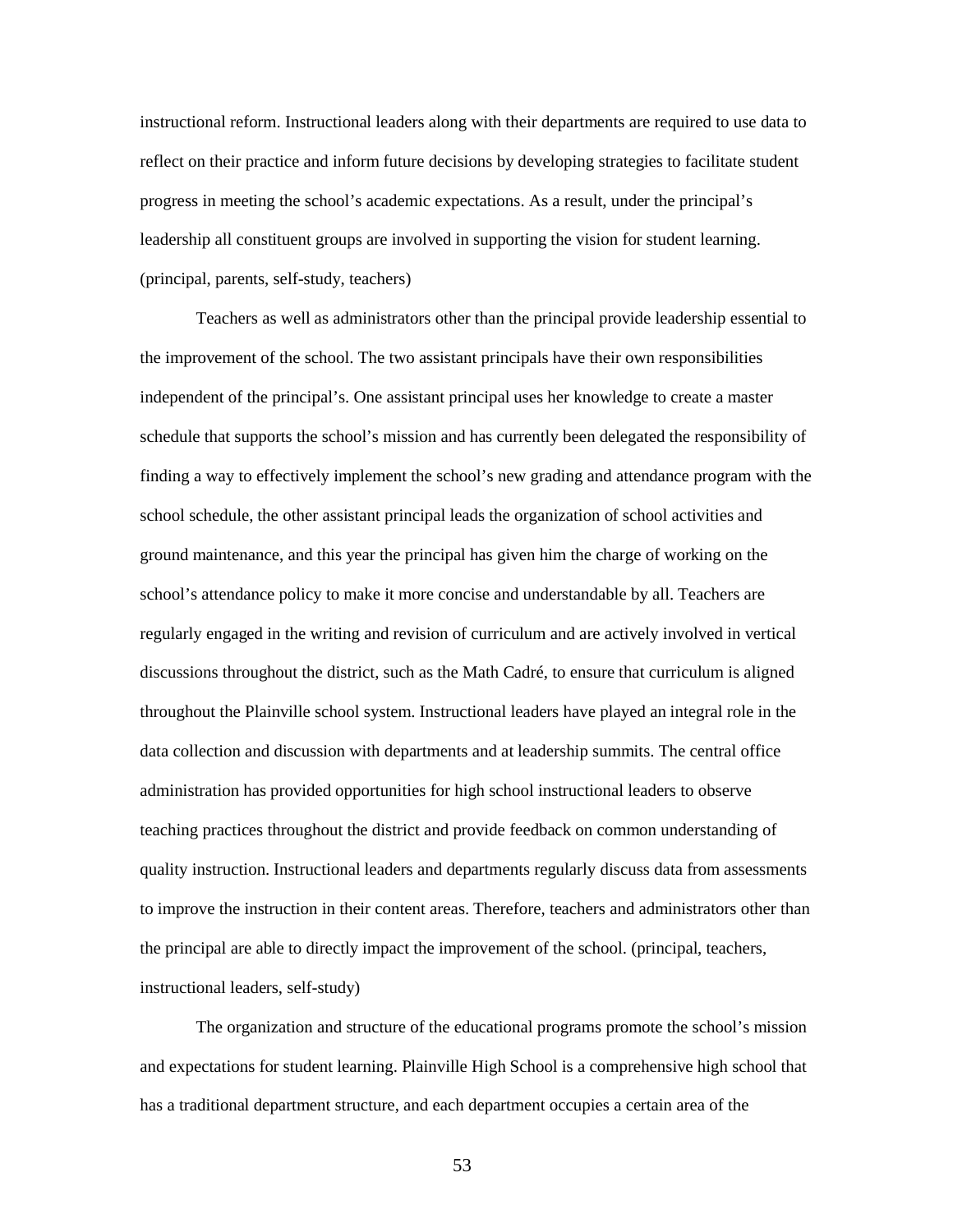instructional reform. Instructional leaders along with their departments are required to use data to reflect on their practice and inform future decisions by developing strategies to facilitate student progress in meeting the school's academic expectations. As a result, under the principal's leadership all constituent groups are involved in supporting the vision for student learning. (principal, parents, self-study, teachers)

Teachers as well as administrators other than the principal provide leadership essential to the improvement of the school. The two assistant principals have their own responsibilities independent of the principal's. One assistant principal uses her knowledge to create a master schedule that supports the school's mission and has currently been delegated the responsibility of finding a way to effectively implement the school's new grading and attendance program with the school schedule, the other assistant principal leads the organization of school activities and ground maintenance, and this year the principal has given him the charge of working on the school's attendance policy to make it more concise and understandable by all. Teachers are regularly engaged in the writing and revision of curriculum and are actively involved in vertical discussions throughout the district, such as the Math Cadré, to ensure that curriculum is aligned throughout the Plainville school system. Instructional leaders have played an integral role in the data collection and discussion with departments and at leadership summits. The central office administration has provided opportunities for high school instructional leaders to observe teaching practices throughout the district and provide feedback on common understanding of quality instruction. Instructional leaders and departments regularly discuss data from assessments to improve the instruction in their content areas. Therefore, teachers and administrators other than the principal are able to directly impact the improvement of the school. (principal, teachers, instructional leaders, self-study)

The organization and structure of the educational programs promote the school's mission and expectations for student learning. Plainville High School is a comprehensive high school that has a traditional department structure, and each department occupies a certain area of the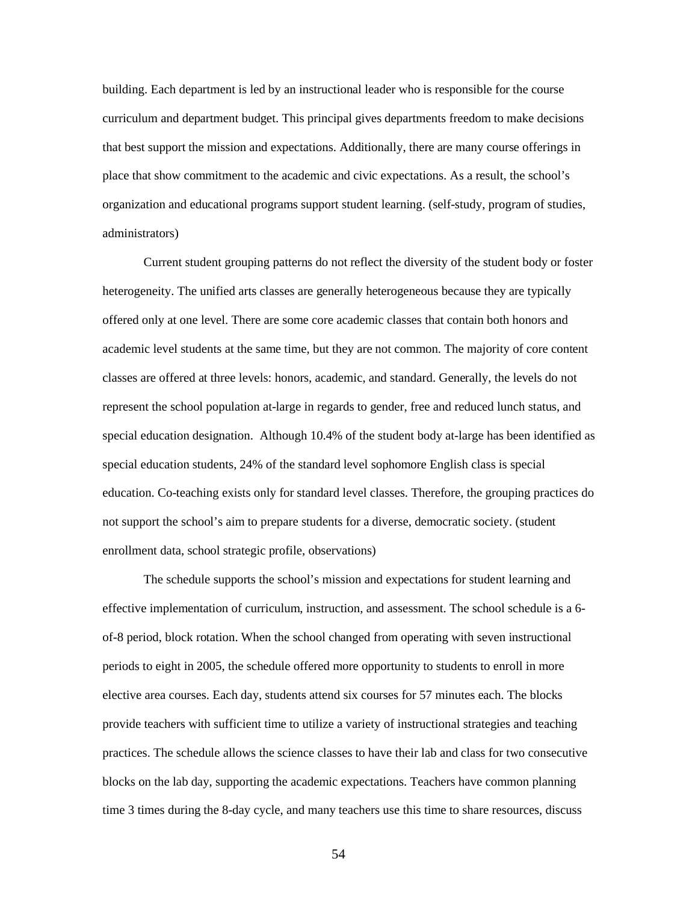building. Each department is led by an instructional leader who is responsible for the course curriculum and department budget. This principal gives departments freedom to make decisions that best support the mission and expectations. Additionally, there are many course offerings in place that show commitment to the academic and civic expectations. As a result, the school's organization and educational programs support student learning. (self-study, program of studies, administrators)

Current student grouping patterns do not reflect the diversity of the student body or foster heterogeneity. The unified arts classes are generally heterogeneous because they are typically offered only at one level. There are some core academic classes that contain both honors and academic level students at the same time, but they are not common. The majority of core content classes are offered at three levels: honors, academic, and standard. Generally, the levels do not represent the school population at-large in regards to gender, free and reduced lunch status, and special education designation.  Although 10.4% of the student body at-large has been identified as special education students, 24% of the standard level sophomore English class is special education. Co-teaching exists only for standard level classes. Therefore, the grouping practices do not support the school's aim to prepare students for a diverse, democratic society. (student enrollment data, school strategic profile, observations)

The schedule supports the school's mission and expectations for student learning and effective implementation of curriculum, instruction, and assessment. The school schedule is a 6-of-8 period, block rotation. When the school changed from operating with seven instructional periods to eight in 2005, the schedule offered more opportunity to students to enroll in more elective area courses. Each day, students attend six courses for 57 minutes each. The blocks provide teachers with sufficient time to utilize a variety of instructional strategies and teaching practices. The schedule allows the science classes to have their lab and class for two consecutive blocks on the lab day, supporting the academic expectations. Teachers have common planning time 3 times during the 8-day cycle, and many teachers use this time to share resources, discuss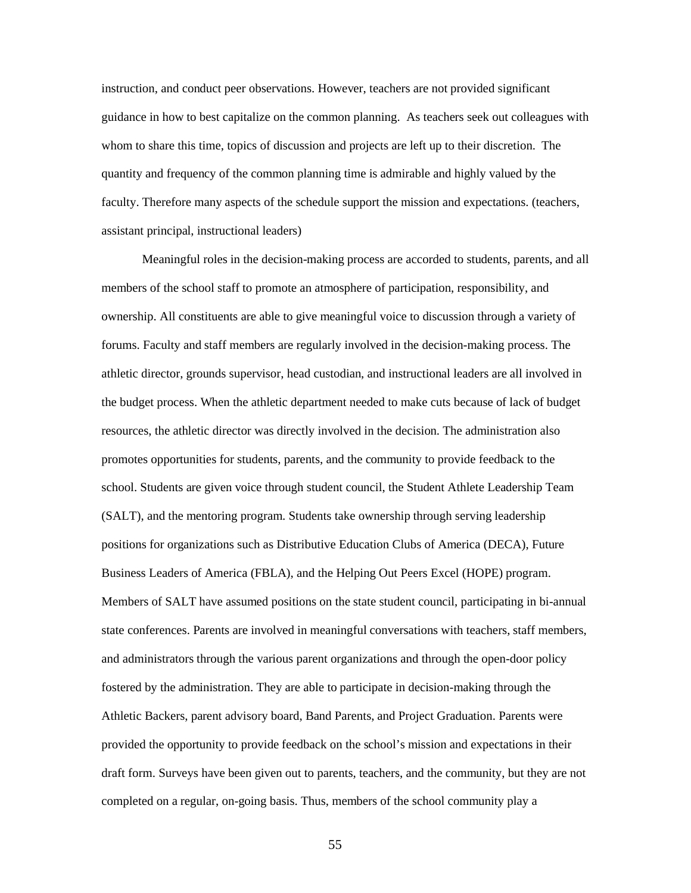instruction, and conduct peer observations. However, teachers are not provided significant guidance in how to best capitalize on the common planning. As teachers seek out colleagues with whom to share this time, topics of discussion and projects are left up to their discretion. The quantity and frequency of the common planning time is admirable and highly valued by the faculty. Therefore many aspects of the schedule support the mission and expectations. (teachers, assistant principal, instructional leaders)

Meaningful roles in the decision-making process are accorded to students, parents, and all members of the school staff to promote an atmosphere of participation, responsibility, and ownership. All constituents are able to give meaningful voice to discussion through a variety of forums. Faculty and staff members are regularly involved in the decision-making process. The athletic director, grounds supervisor, head custodian, and instructional leaders are all involved in the budget process. When the athletic department needed to make cuts because of lack of budget resources, the athletic director was directly involved in the decision. The administration also promotes opportunities for students, parents, and the community to provide feedback to the school. Students are given voice through student council, the Student Athlete Leadership Team (SALT), and the mentoring program. Students take ownership through serving leadership positions for organizations such as Distributive Education Clubs of America (DECA), Future Business Leaders of America (FBLA), and the Helping Out Peers Excel (HOPE) program. Members of SALT have assumed positions on the state student council, participating in bi-annual state conferences. Parents are involved in meaningful conversations with teachers, staff members, and administrators through the various parent organizations and through the open-door policy fostered by the administration. They are able to participate in decision-making through the Athletic Backers, parent advisory board, Band Parents, and Project Graduation. Parents were provided the opportunity to provide feedback on the school's mission and expectations in their draft form. Surveys have been given out to parents, teachers, and the community, but they are not completed on a regular, on-going basis. Thus, members of the school community play a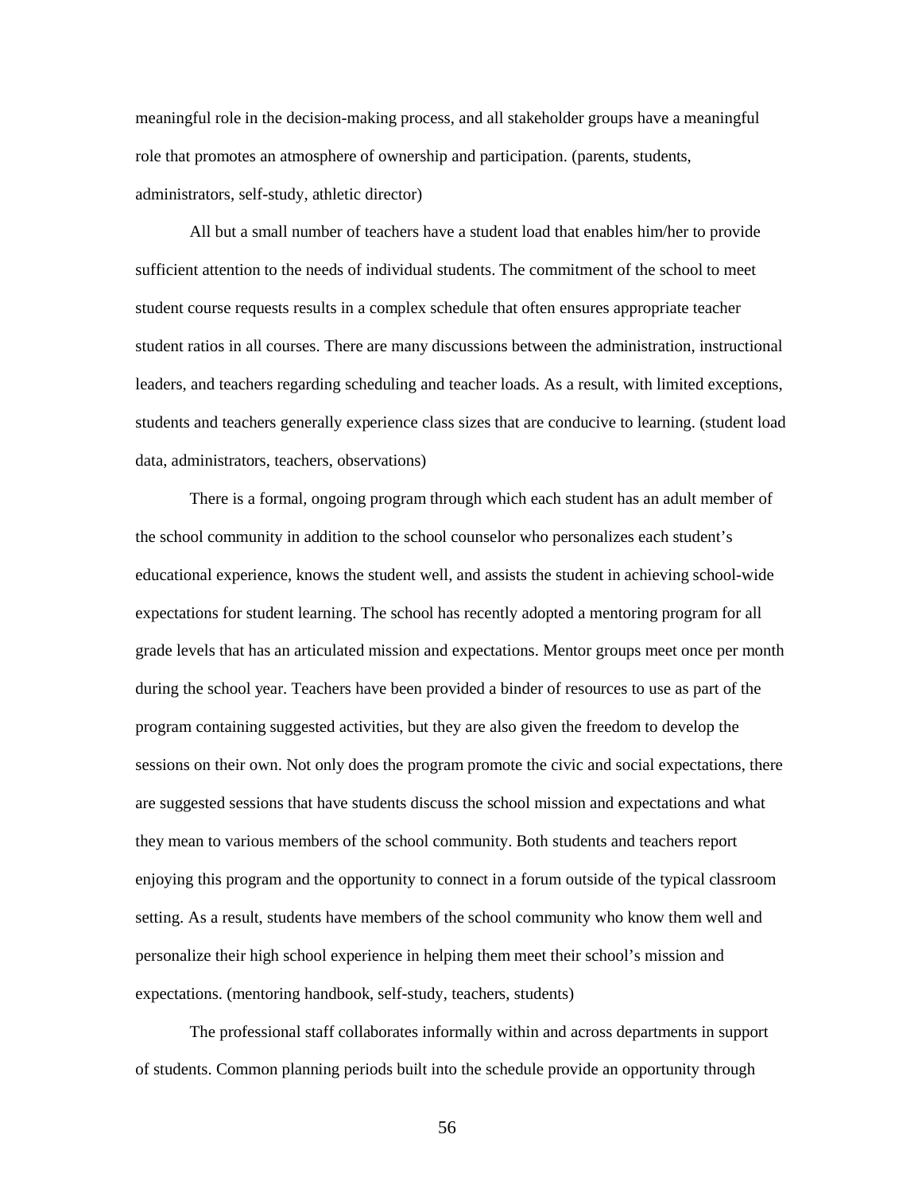meaningful role in the decision-making process, and all stakeholder groups have a meaningful role that promotes an atmosphere of ownership and participation. (parents, students, administrators, self-study, athletic director)

All but a small number of teachers have a student load that enables him/her to provide sufficient attention to the needs of individual students. The commitment of the school to meet student course requests results in a complex schedule that often ensures appropriate teacher student ratios in all courses. There are many discussions between the administration, instructional leaders, and teachers regarding scheduling and teacher loads. As a result, with limited exceptions, students and teachers generally experience class sizes that are conducive to learning. (student load data, administrators, teachers, observations)

There is a formal, ongoing program through which each student has an adult member of the school community in addition to the school counselor who personalizes each student's educational experience, knows the student well, and assists the student in achieving school-wide expectations for student learning. The school has recently adopted a mentoring program for all grade levels that has an articulated mission and expectations. Mentor groups meet once per month during the school year. Teachers have been provided a binder of resources to use as part of the program containing suggested activities, but they are also given the freedom to develop the sessions on their own. Not only does the program promote the civic and social expectations, there are suggested sessions that have students discuss the school mission and expectations and what they mean to various members of the school community. Both students and teachers report enjoying this program and the opportunity to connect in a forum outside of the typical classroom setting. As a result, students have members of the school community who know them well and personalize their high school experience in helping them meet their school's mission and expectations. (mentoring handbook, self-study, teachers, students)

The professional staff collaborates informally within and across departments in support of students. Common planning periods built into the schedule provide an opportunity through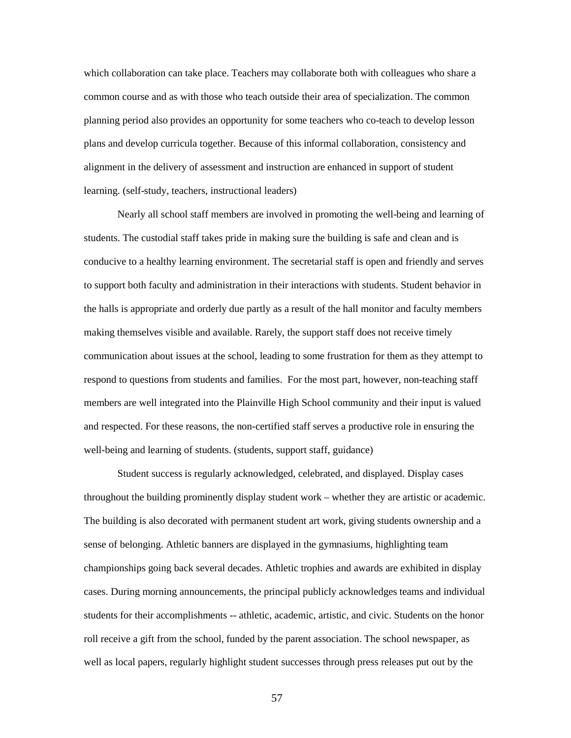which collaboration can take place. Teachers may collaborate both with colleagues who share a common course and as with those who teach outside their area of specialization. The common planning period also provides an opportunity for some teachers who co-teach to develop lesson plans and develop curricula together. Because of this informal collaboration, consistency and alignment in the delivery of assessment and instruction are enhanced in support of student learning. (self-study, teachers, instructional leaders)

Nearly all school staff members are involved in promoting the well-being and learning of students. The custodial staff takes pride in making sure the building is safe and clean and is conducive to a healthy learning environment. The secretarial staff is open and friendly and serves to support both faculty and administration in their interactions with students. Student behavior in the halls is appropriate and orderly due partly as a result of the hall monitor and faculty members making themselves visible and available. Rarely, the support staff does not receive timely communication about issues at the school, leading to some frustration for them as they attempt to respond to questions from students and families. For the most part, however, non-teaching staff members are well integrated into the Plainville High School community and their input is valued and respected. For these reasons, the non-certified staff serves a productive role in ensuring the well-being and learning of students. (students, support staff, guidance)

Student success is regularly acknowledged, celebrated, and displayed. Display cases throughout the building prominently display student work – whether they are artistic or academic. The building is also decorated with permanent student art work, giving students ownership and a sense of belonging. Athletic banners are displayed in the gymnasiums, highlighting team championships going back several decades. Athletic trophies and awards are exhibited in display cases. During morning announcements, the principal publicly acknowledges teams and individual students for their accomplishments -- athletic, academic, artistic, and civic. Students on the honor roll receive a gift from the school, funded by the parent association. The school newspaper, as well as local papers, regularly highlight student successes through press releases put out by the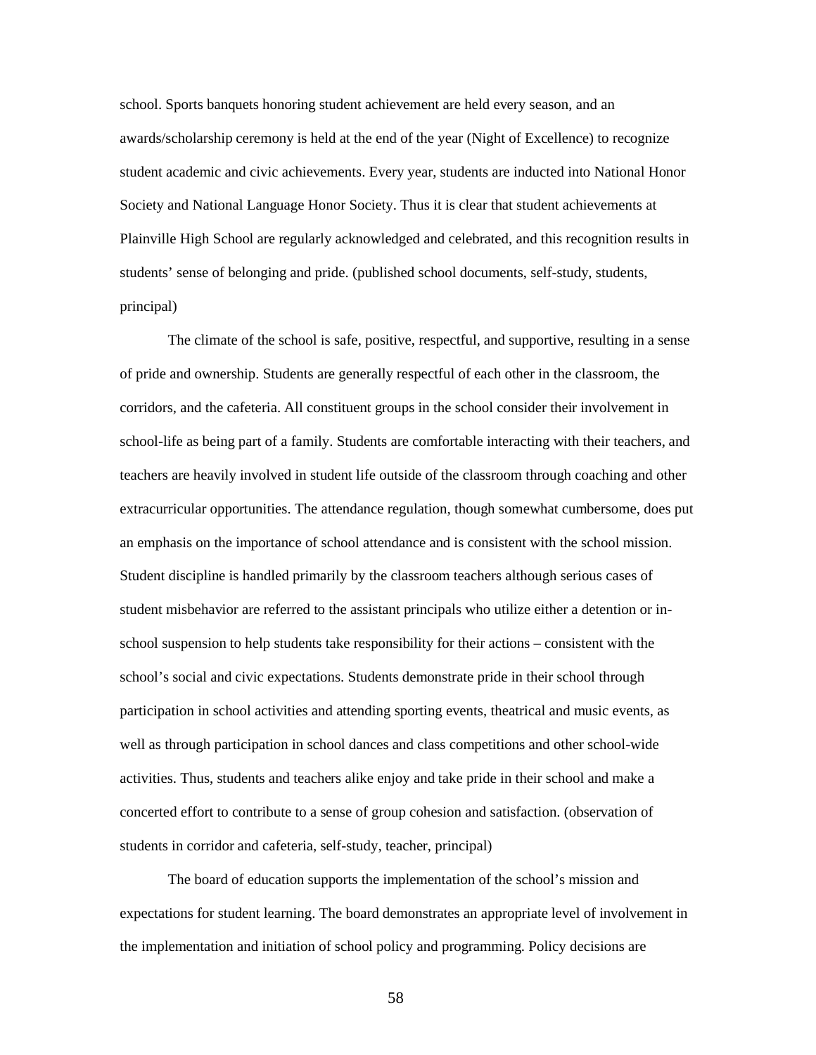school. Sports banquets honoring student achievement are held every season, and an awards/scholarship ceremony is held at the end of the year (Night of Excellence) to recognize student academic and civic achievements. Every year, students are inducted into National Honor Society and National Language Honor Society. Thus it is clear that student achievements at Plainville High School are regularly acknowledged and celebrated, and this recognition results in students' sense of belonging and pride. (published school documents, self-study, students, principal)

The climate of the school is safe, positive, respectful, and supportive, resulting in a sense of pride and ownership. Students are generally respectful of each other in the classroom, the corridors, and the cafeteria. All constituent groups in the school consider their involvement in school-life as being part of a family. Students are comfortable interacting with their teachers, and teachers are heavily involved in student life outside of the classroom through coaching and other extracurricular opportunities. The attendance regulation, though somewhat cumbersome, does put an emphasis on the importance of school attendance and is consistent with the school mission. Student discipline is handled primarily by the classroom teachers although serious cases of student misbehavior are referred to the assistant principals who utilize either a detention or in-school suspension to help students take responsibility for their actions – consistent with the school's social and civic expectations. Students demonstrate pride in their school through participation in school activities and attending sporting events, theatrical and music events, as well as through participation in school dances and class competitions and other school-wide activities. Thus, students and teachers alike enjoy and take pride in their school and make a concerted effort to contribute to a sense of group cohesion and satisfaction. (observation of students in corridor and cafeteria, self-study, teacher, principal)

The board of education supports the implementation of the school's mission and expectations for student learning. The board demonstrates an appropriate level of involvement in the implementation and initiation of school policy and programming. Policy decisions are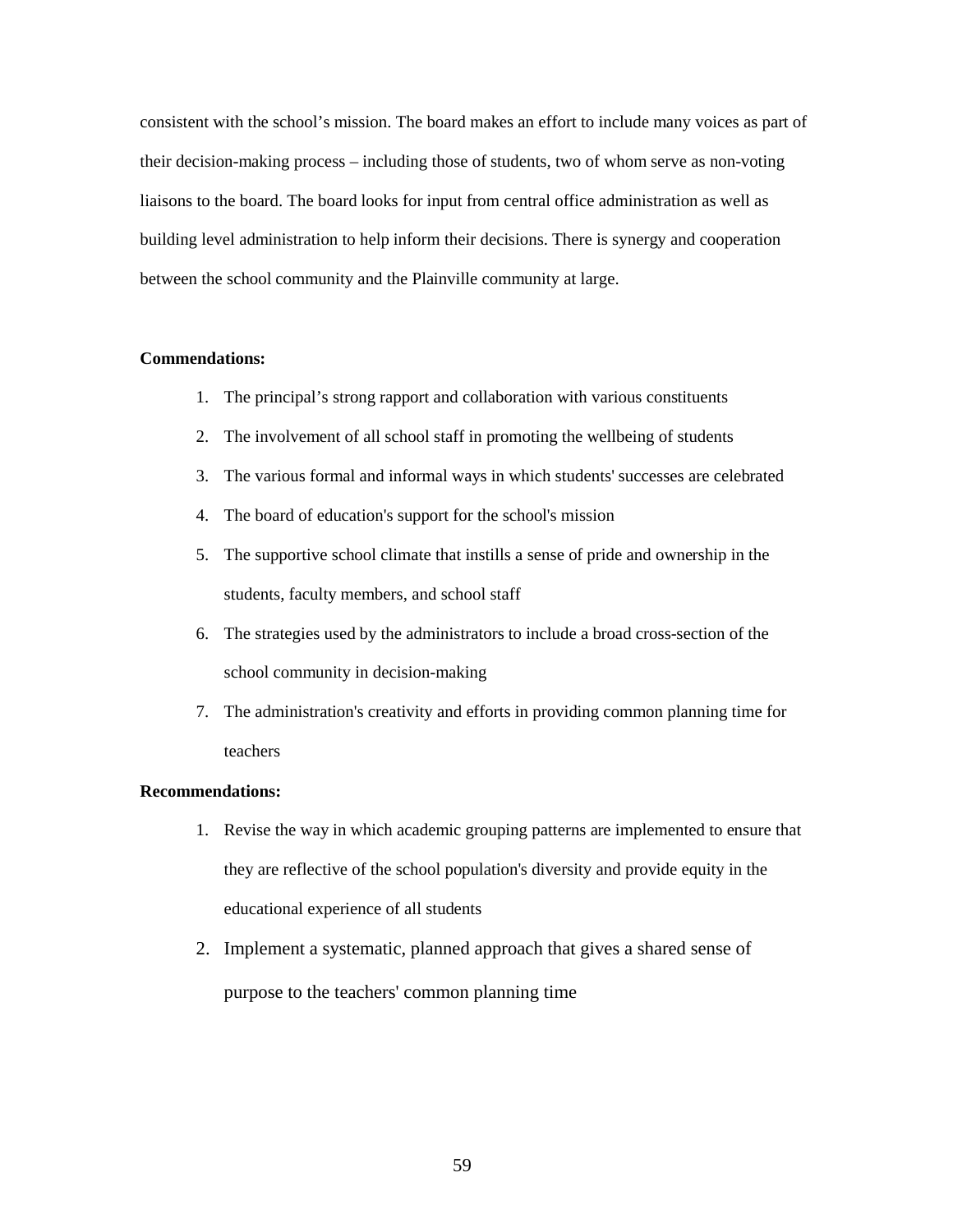consistent with the school's mission. The board makes an effort to include many voices as part of their decision-making process – including those of students, two of whom serve as non-voting liaisons to the board. The board looks for input from central office administration as well as building level administration to help inform their decisions. There is synergy and cooperation between the school community and the Plainville community at large.

**Commendations:**

1. The principal's strong rapport and collaboration with various constituents
2. The involvement of all school staff in promoting the wellbeing of students
3. The various formal and informal ways in which students' successes are celebrated
4. The board of education's support for the school's mission
5. The supportive school climate that instills a sense of pride and ownership in the students, faculty members, and school staff
6. The strategies used by the administrators to include a broad cross-section of the school community in decision-making
7. The administration's creativity and efforts in providing common planning time for teachers

**Recommendations:**

1. Revise the way in which academic grouping patterns are implemented to ensure that they are reflective of the school population's diversity and provide equity in the educational experience of all students
2. Implement a systematic, planned approach that gives a shared sense of purpose to the teachers' common planning time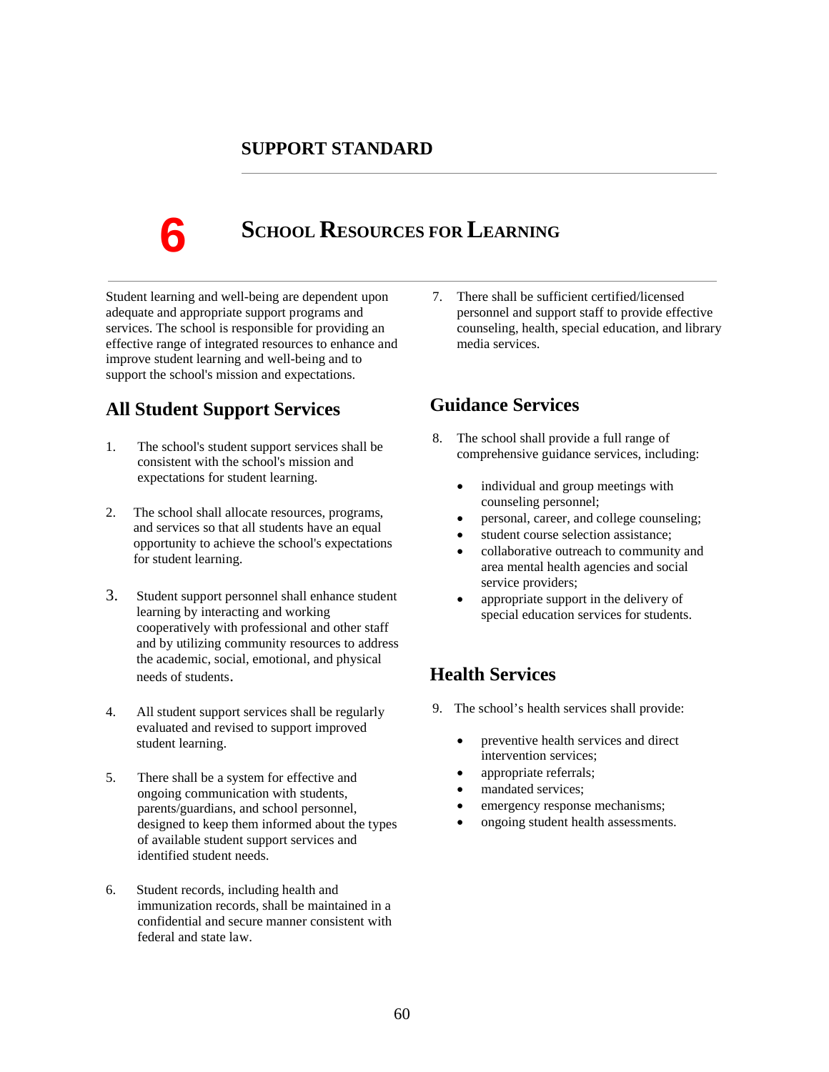## SUPPORT STANDARD

# 6 School Resources for Learning

Student learning and well-being are dependent upon adequate and appropriate support programs and services. The school is responsible for providing an effective range of integrated resources to enhance and improve student learning and well-being and to support the school's mission and expectations.

### All Student Support Services

1. The school's student support services shall be consistent with the school's mission and expectations for student learning.

2. The school shall allocate resources, programs, and services so that all students have an equal opportunity to achieve the school's expectations for student learning.

3. Student support personnel shall enhance student learning by interacting and working cooperatively with professional and other staff and by utilizing community resources to address the academic, social, emotional, and physical needs of students.

4. All student support services shall be regularly evaluated and revised to support improved student learning.

5. There shall be a system for effective and ongoing communication with students, parents/guardians, and school personnel, designed to keep them informed about the types of available student support services and identified student needs.

6. Student records, including health and immunization records, shall be maintained in a confidential and secure manner consistent with federal and state law.

7. There shall be sufficient certified/licensed personnel and support staff to provide effective counseling, health, special education, and library media services.

### Guidance Services

8. The school shall provide a full range of comprehensive guidance services, including:

   - individual and group meetings with counseling personnel;
   - personal, career, and college counseling;
   - student course selection assistance;
   - collaborative outreach to community and area mental health agencies and social service providers;
   - appropriate support in the delivery of special education services for students.

### Health Services

9. The school's health services shall provide:

   - preventive health services and direct intervention services;
   - appropriate referrals;
   - mandated services;
   - emergency response mechanisms;
   - ongoing student health assessments.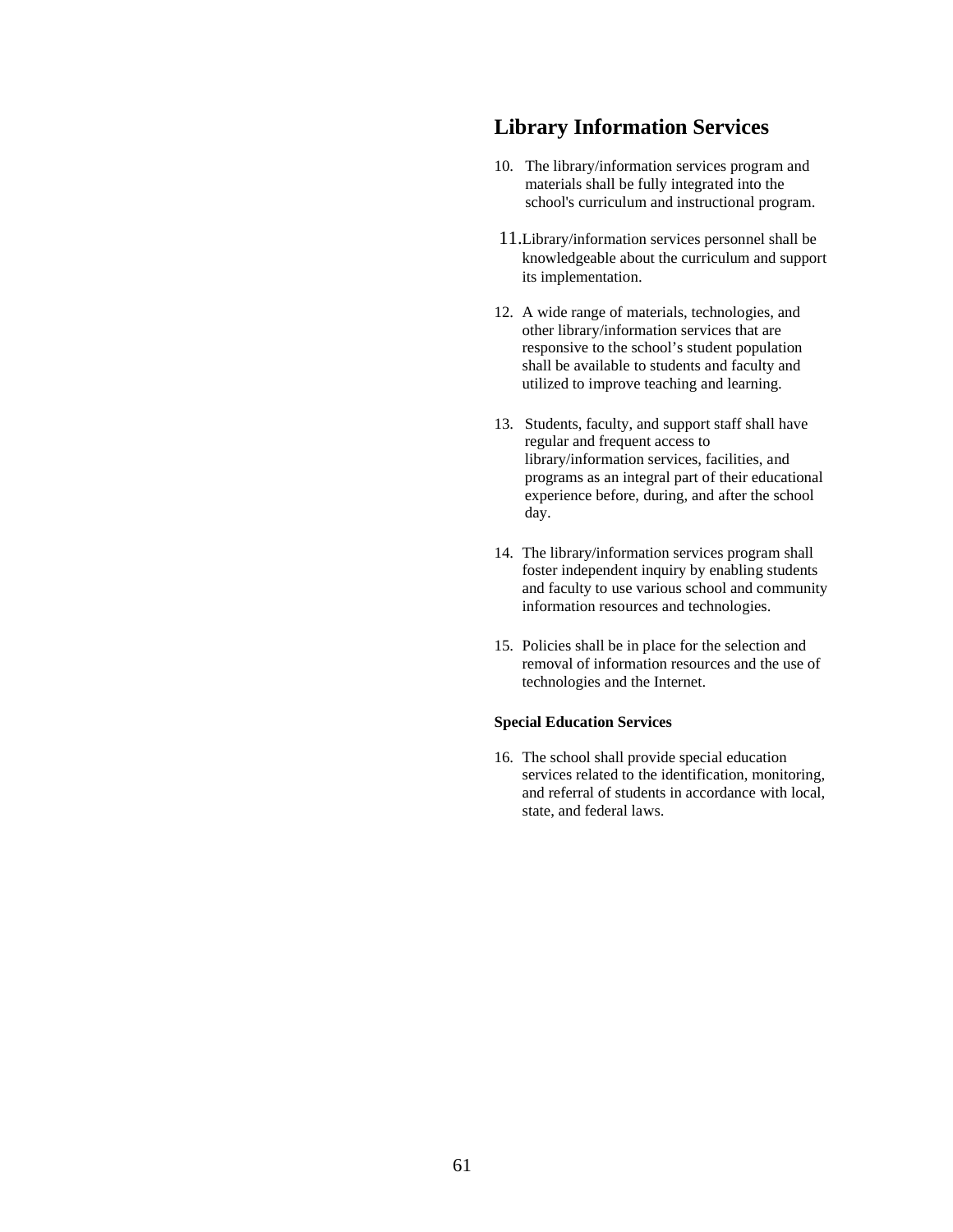## Library Information Services

10. The library/information services program and materials shall be fully integrated into the school's curriculum and instructional program.

11. Library/information services personnel shall be knowledgeable about the curriculum and support its implementation.

12. A wide range of materials, technologies, and other library/information services that are responsive to the school's student population shall be available to students and faculty and utilized to improve teaching and learning.

13. Students, faculty, and support staff shall have regular and frequent access to library/information services, facilities, and programs as an integral part of their educational experience before, during, and after the school day.

14. The library/information services program shall foster independent inquiry by enabling students and faculty to use various school and community information resources and technologies.

15. Policies shall be in place for the selection and removal of information resources and the use of technologies and the Internet.

**Special Education Services**

16. The school shall provide special education services related to the identification, monitoring, and referral of students in accordance with local, state, and federal laws.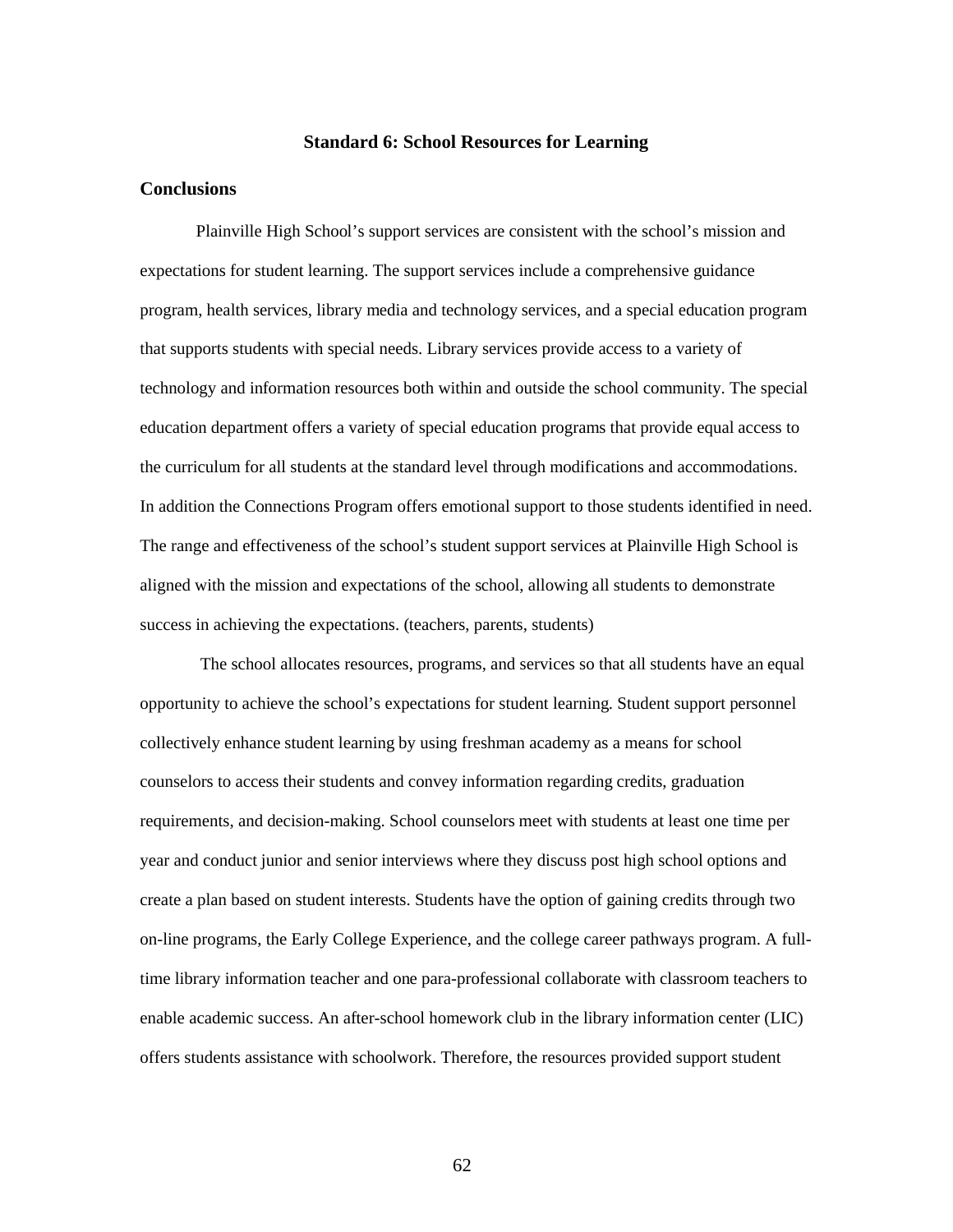## Standard 6: School Resources for Learning

### Conclusions

Plainville High School's support services are consistent with the school's mission and expectations for student learning. The support services include a comprehensive guidance program, health services, library media and technology services, and a special education program that supports students with special needs. Library services provide access to a variety of technology and information resources both within and outside the school community. The special education department offers a variety of special education programs that provide equal access to the curriculum for all students at the standard level through modifications and accommodations. In addition the Connections Program offers emotional support to those students identified in need. The range and effectiveness of the school's student support services at Plainville High School is aligned with the mission and expectations of the school, allowing all students to demonstrate success in achieving the expectations. (teachers, parents, students)

The school allocates resources, programs, and services so that all students have an equal opportunity to achieve the school's expectations for student learning. Student support personnel collectively enhance student learning by using freshman academy as a means for school counselors to access their students and convey information regarding credits, graduation requirements, and decision-making. School counselors meet with students at least one time per year and conduct junior and senior interviews where they discuss post high school options and create a plan based on student interests. Students have the option of gaining credits through two on-line programs, the Early College Experience, and the college career pathways program. A full-time library information teacher and one para-professional collaborate with classroom teachers to enable academic success. An after-school homework club in the library information center (LIC) offers students assistance with schoolwork. Therefore, the resources provided support student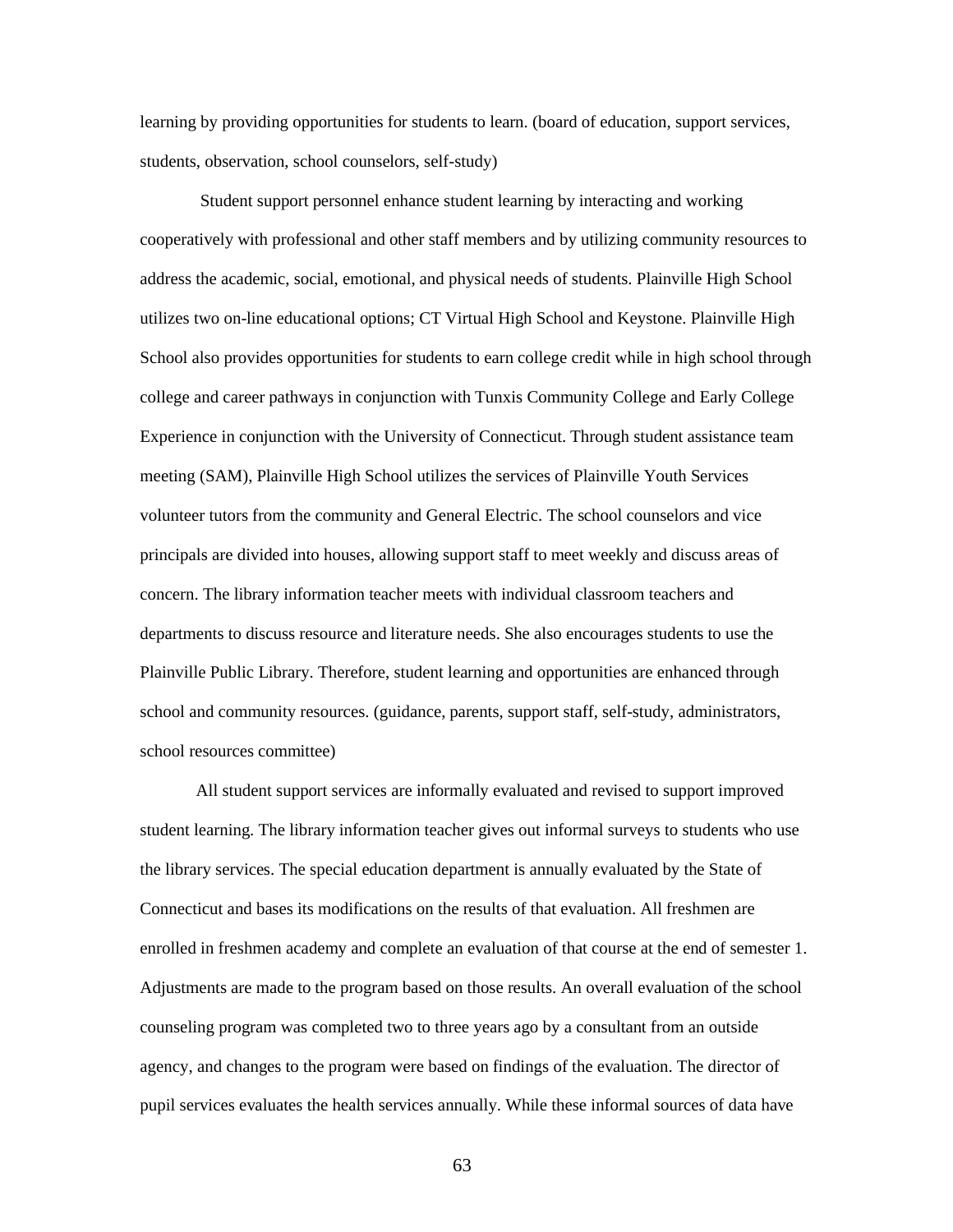learning by providing opportunities for students to learn. (board of education, support services, students, observation, school counselors, self-study)

Student support personnel enhance student learning by interacting and working cooperatively with professional and other staff members and by utilizing community resources to address the academic, social, emotional, and physical needs of students. Plainville High School utilizes two on-line educational options; CT Virtual High School and Keystone. Plainville High School also provides opportunities for students to earn college credit while in high school through college and career pathways in conjunction with Tunxis Community College and Early College Experience in conjunction with the University of Connecticut. Through student assistance team meeting (SAM), Plainville High School utilizes the services of Plainville Youth Services volunteer tutors from the community and General Electric. The school counselors and vice principals are divided into houses, allowing support staff to meet weekly and discuss areas of concern. The library information teacher meets with individual classroom teachers and departments to discuss resource and literature needs. She also encourages students to use the Plainville Public Library. Therefore, student learning and opportunities are enhanced through school and community resources. (guidance, parents, support staff, self-study, administrators, school resources committee)

All student support services are informally evaluated and revised to support improved student learning. The library information teacher gives out informal surveys to students who use the library services. The special education department is annually evaluated by the State of Connecticut and bases its modifications on the results of that evaluation. All freshmen are enrolled in freshmen academy and complete an evaluation of that course at the end of semester 1. Adjustments are made to the program based on those results. An overall evaluation of the school counseling program was completed two to three years ago by a consultant from an outside agency, and changes to the program were based on findings of the evaluation. The director of pupil services evaluates the health services annually. While these informal sources of data have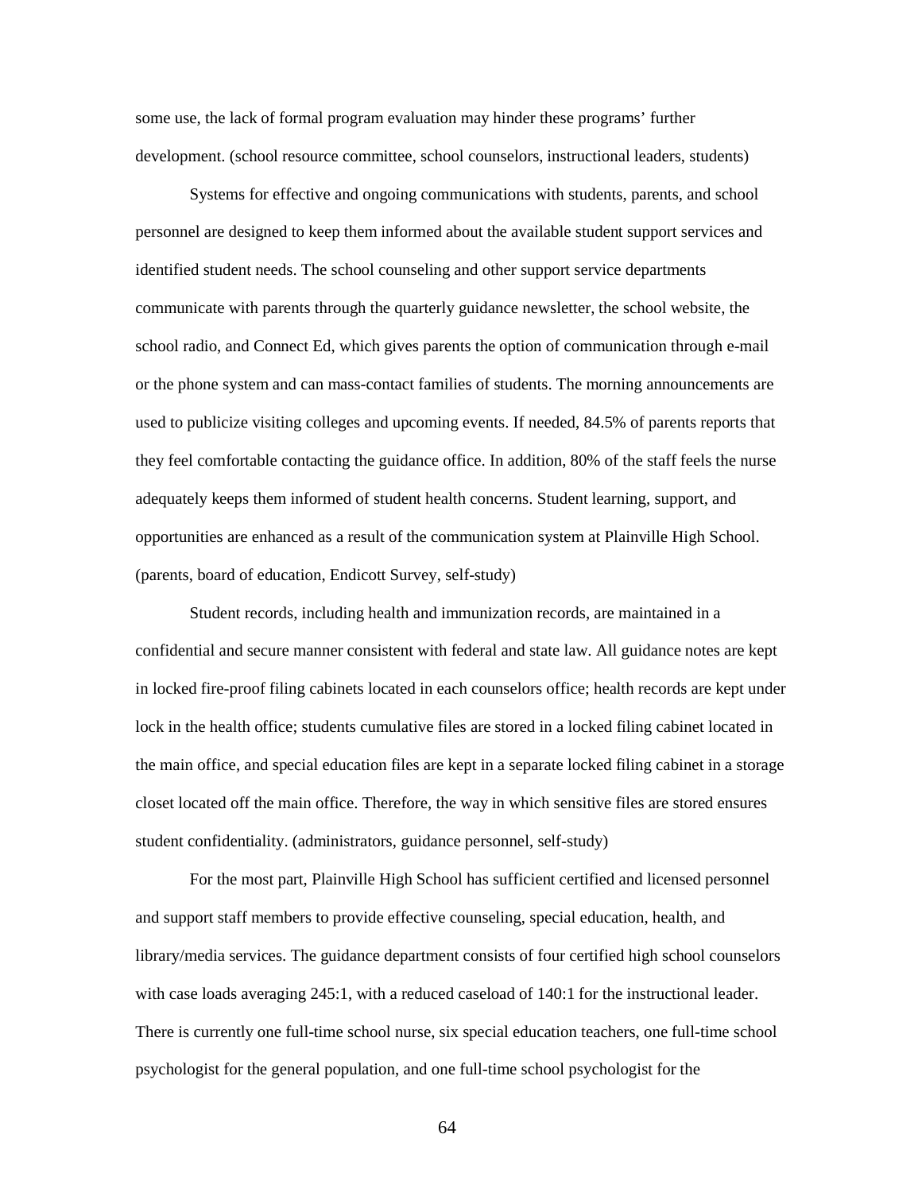some use, the lack of formal program evaluation may hinder these programs' further development. (school resource committee, school counselors, instructional leaders, students)

Systems for effective and ongoing communications with students, parents, and school personnel are designed to keep them informed about the available student support services and identified student needs. The school counseling and other support service departments communicate with parents through the quarterly guidance newsletter, the school website, the school radio, and Connect Ed, which gives parents the option of communication through e-mail or the phone system and can mass-contact families of students. The morning announcements are used to publicize visiting colleges and upcoming events. If needed, 84.5% of parents reports that they feel comfortable contacting the guidance office. In addition, 80% of the staff feels the nurse adequately keeps them informed of student health concerns. Student learning, support, and opportunities are enhanced as a result of the communication system at Plainville High School. (parents, board of education, Endicott Survey, self-study)

Student records, including health and immunization records, are maintained in a confidential and secure manner consistent with federal and state law. All guidance notes are kept in locked fire-proof filing cabinets located in each counselors office; health records are kept under lock in the health office; students cumulative files are stored in a locked filing cabinet located in the main office, and special education files are kept in a separate locked filing cabinet in a storage closet located off the main office. Therefore, the way in which sensitive files are stored ensures student confidentiality. (administrators, guidance personnel, self-study)

For the most part, Plainville High School has sufficient certified and licensed personnel and support staff members to provide effective counseling, special education, health, and library/media services. The guidance department consists of four certified high school counselors with case loads averaging 245:1, with a reduced caseload of 140:1 for the instructional leader. There is currently one full-time school nurse, six special education teachers, one full-time school psychologist for the general population, and one full-time school psychologist for the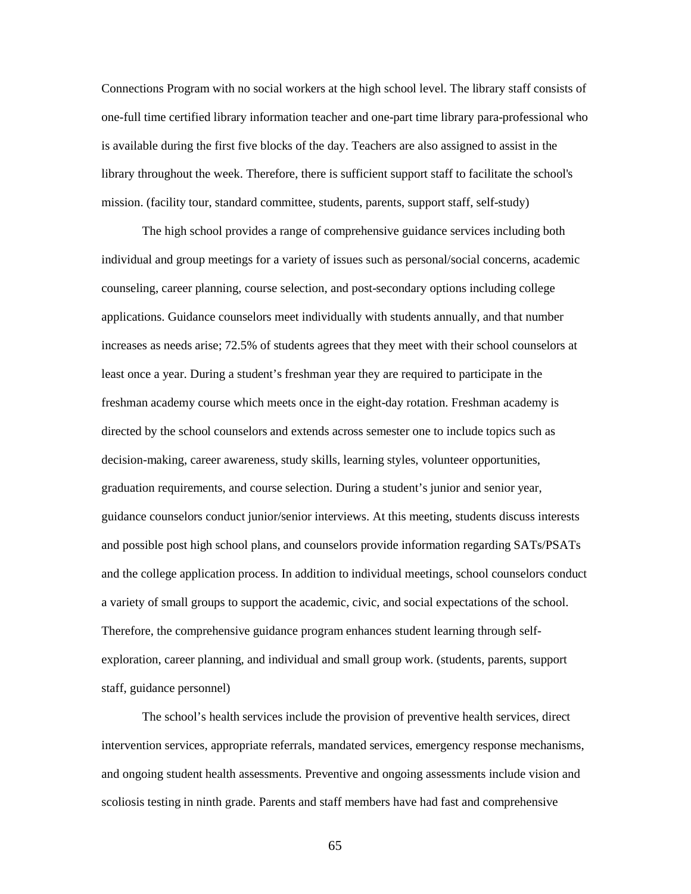Connections Program with no social workers at the high school level. The library staff consists of one-full time certified library information teacher and one-part time library para-professional who is available during the first five blocks of the day. Teachers are also assigned to assist in the library throughout the week. Therefore, there is sufficient support staff to facilitate the school's mission. (facility tour, standard committee, students, parents, support staff, self-study)

The high school provides a range of comprehensive guidance services including both individual and group meetings for a variety of issues such as personal/social concerns, academic counseling, career planning, course selection, and post-secondary options including college applications. Guidance counselors meet individually with students annually, and that number increases as needs arise; 72.5% of students agrees that they meet with their school counselors at least once a year. During a student's freshman year they are required to participate in the freshman academy course which meets once in the eight-day rotation. Freshman academy is directed by the school counselors and extends across semester one to include topics such as decision-making, career awareness, study skills, learning styles, volunteer opportunities, graduation requirements, and course selection. During a student's junior and senior year, guidance counselors conduct junior/senior interviews. At this meeting, students discuss interests and possible post high school plans, and counselors provide information regarding SATs/PSATs and the college application process. In addition to individual meetings, school counselors conduct a variety of small groups to support the academic, civic, and social expectations of the school. Therefore, the comprehensive guidance program enhances student learning through self-exploration, career planning, and individual and small group work. (students, parents, support staff, guidance personnel)

The school's health services include the provision of preventive health services, direct intervention services, appropriate referrals, mandated services, emergency response mechanisms, and ongoing student health assessments. Preventive and ongoing assessments include vision and scoliosis testing in ninth grade. Parents and staff members have had fast and comprehensive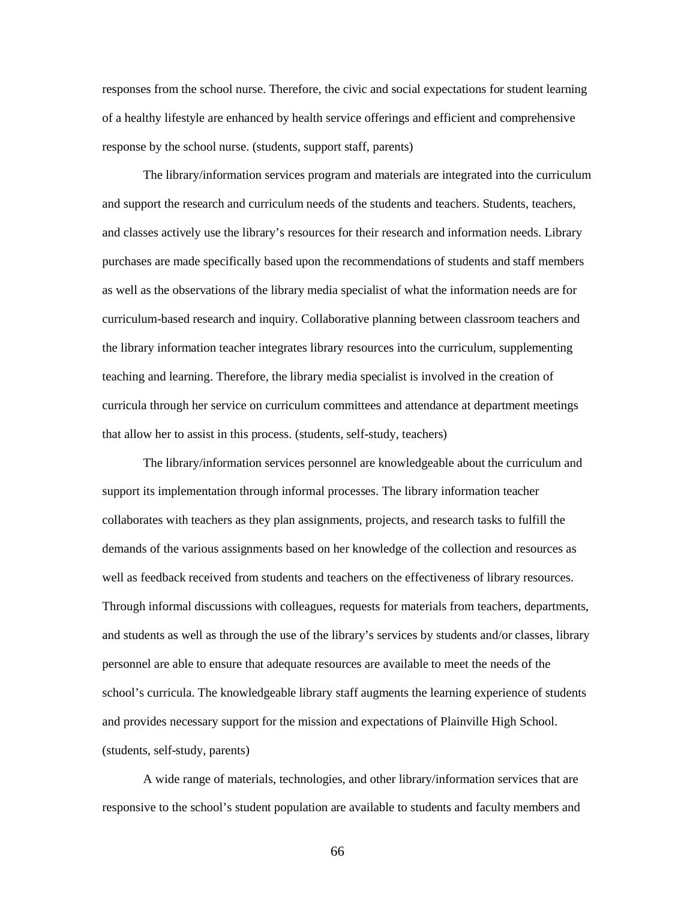responses from the school nurse. Therefore, the civic and social expectations for student learning of a healthy lifestyle are enhanced by health service offerings and efficient and comprehensive response by the school nurse. (students, support staff, parents)

The library/information services program and materials are integrated into the curriculum and support the research and curriculum needs of the students and teachers. Students, teachers, and classes actively use the library's resources for their research and information needs. Library purchases are made specifically based upon the recommendations of students and staff members as well as the observations of the library media specialist of what the information needs are for curriculum-based research and inquiry. Collaborative planning between classroom teachers and the library information teacher integrates library resources into the curriculum, supplementing teaching and learning. Therefore, the library media specialist is involved in the creation of curricula through her service on curriculum committees and attendance at department meetings that allow her to assist in this process. (students, self-study, teachers)

The library/information services personnel are knowledgeable about the curriculum and support its implementation through informal processes. The library information teacher collaborates with teachers as they plan assignments, projects, and research tasks to fulfill the demands of the various assignments based on her knowledge of the collection and resources as well as feedback received from students and teachers on the effectiveness of library resources. Through informal discussions with colleagues, requests for materials from teachers, departments, and students as well as through the use of the library's services by students and/or classes, library personnel are able to ensure that adequate resources are available to meet the needs of the school's curricula. The knowledgeable library staff augments the learning experience of students and provides necessary support for the mission and expectations of Plainville High School. (students, self-study, parents)

A wide range of materials, technologies, and other library/information services that are responsive to the school's student population are available to students and faculty members and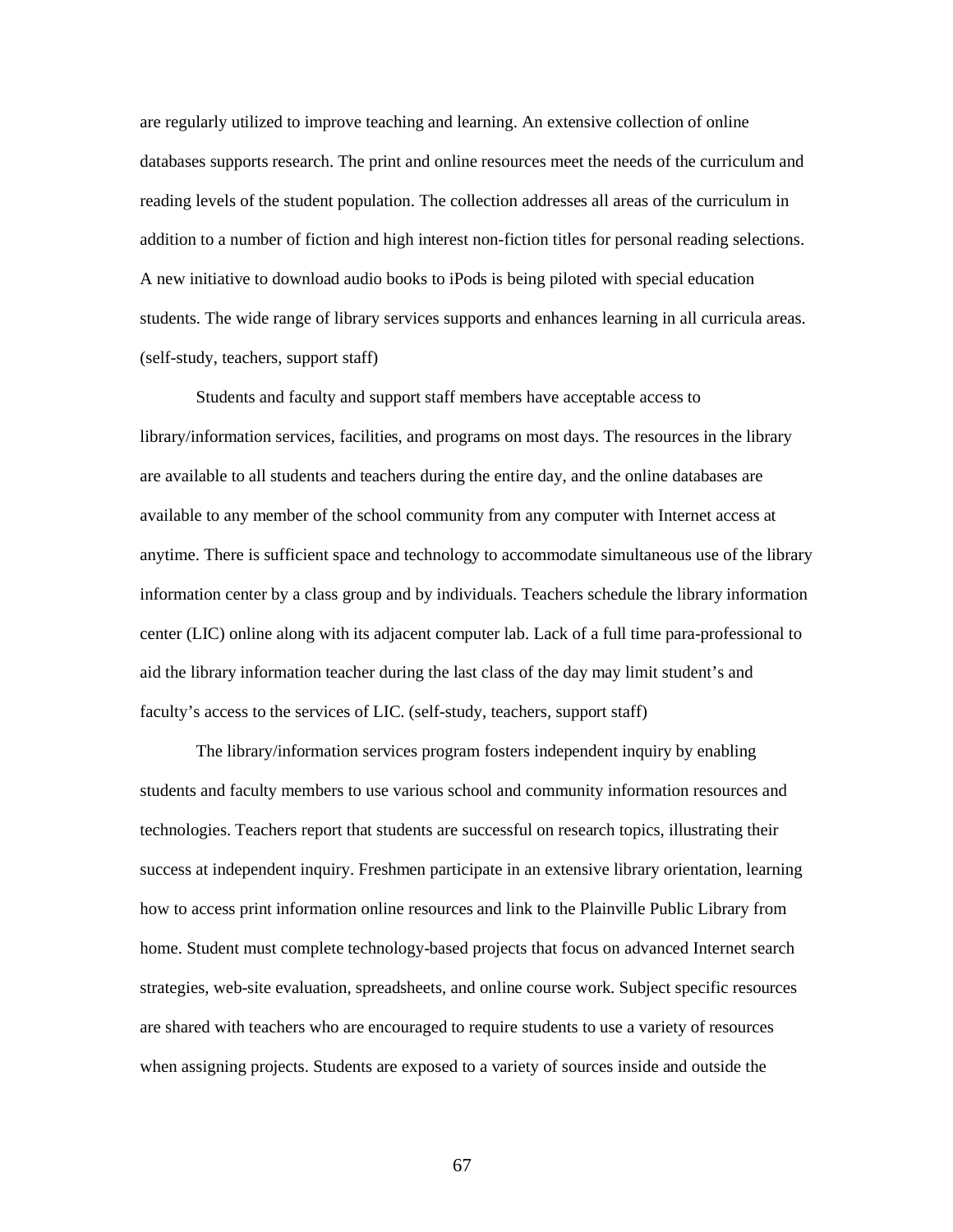are regularly utilized to improve teaching and learning. An extensive collection of online databases supports research. The print and online resources meet the needs of the curriculum and reading levels of the student population. The collection addresses all areas of the curriculum in addition to a number of fiction and high interest non-fiction titles for personal reading selections. A new initiative to download audio books to iPods is being piloted with special education students. The wide range of library services supports and enhances learning in all curricula areas. (self-study, teachers, support staff)

Students and faculty and support staff members have acceptable access to library/information services, facilities, and programs on most days. The resources in the library are available to all students and teachers during the entire day, and the online databases are available to any member of the school community from any computer with Internet access at anytime. There is sufficient space and technology to accommodate simultaneous use of the library information center by a class group and by individuals. Teachers schedule the library information center (LIC) online along with its adjacent computer lab. Lack of a full time para-professional to aid the library information teacher during the last class of the day may limit student's and faculty's access to the services of LIC. (self-study, teachers, support staff)

The library/information services program fosters independent inquiry by enabling students and faculty members to use various school and community information resources and technologies. Teachers report that students are successful on research topics, illustrating their success at independent inquiry. Freshmen participate in an extensive library orientation, learning how to access print information online resources and link to the Plainville Public Library from home. Student must complete technology-based projects that focus on advanced Internet search strategies, web-site evaluation, spreadsheets, and online course work. Subject specific resources are shared with teachers who are encouraged to require students to use a variety of resources when assigning projects. Students are exposed to a variety of sources inside and outside the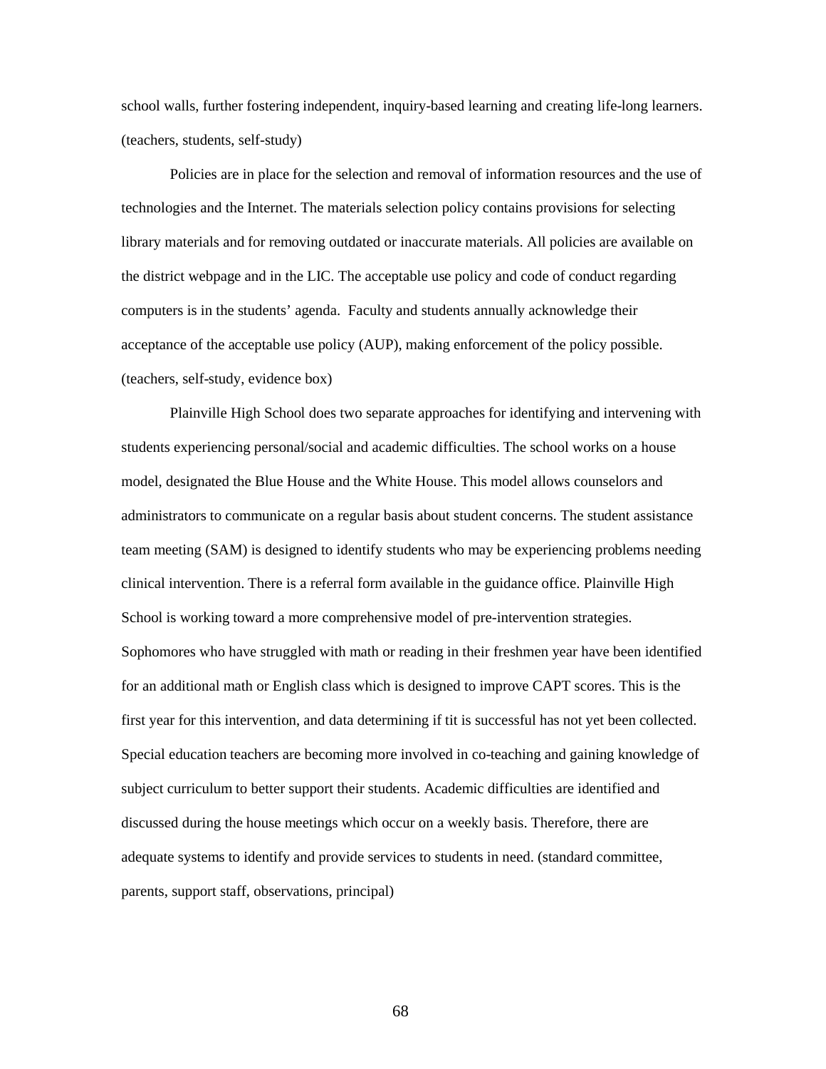school walls, further fostering independent, inquiry-based learning and creating life-long learners. (teachers, students, self-study)

Policies are in place for the selection and removal of information resources and the use of technologies and the Internet. The materials selection policy contains provisions for selecting library materials and for removing outdated or inaccurate materials. All policies are available on the district webpage and in the LIC. The acceptable use policy and code of conduct regarding computers is in the students' agenda. Faculty and students annually acknowledge their acceptance of the acceptable use policy (AUP), making enforcement of the policy possible. (teachers, self-study, evidence box)

Plainville High School does two separate approaches for identifying and intervening with students experiencing personal/social and academic difficulties. The school works on a house model, designated the Blue House and the White House. This model allows counselors and administrators to communicate on a regular basis about student concerns. The student assistance team meeting (SAM) is designed to identify students who may be experiencing problems needing clinical intervention. There is a referral form available in the guidance office. Plainville High School is working toward a more comprehensive model of pre-intervention strategies. Sophomores who have struggled with math or reading in their freshmen year have been identified for an additional math or English class which is designed to improve CAPT scores. This is the first year for this intervention, and data determining if tit is successful has not yet been collected. Special education teachers are becoming more involved in co-teaching and gaining knowledge of subject curriculum to better support their students. Academic difficulties are identified and discussed during the house meetings which occur on a weekly basis. Therefore, there are adequate systems to identify and provide services to students in need. (standard committee, parents, support staff, observations, principal)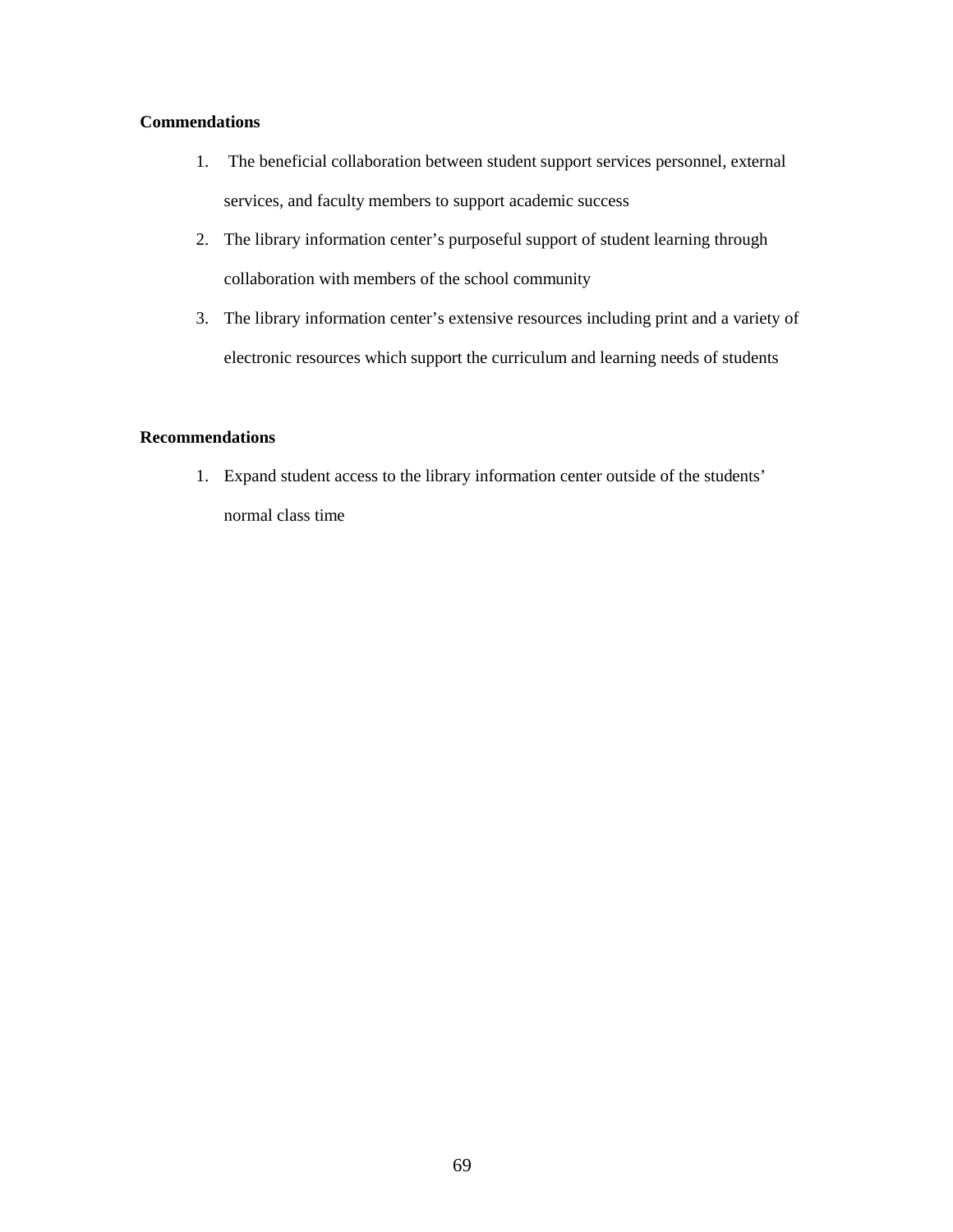**Commendations**

1. The beneficial collaboration between student support services personnel, external services, and faculty members to support academic success
2. The library information center's purposeful support of student learning through collaboration with members of the school community
3. The library information center's extensive resources including print and a variety of electronic resources which support the curriculum and learning needs of students

**Recommendations**

1. Expand student access to the library information center outside of the students' normal class time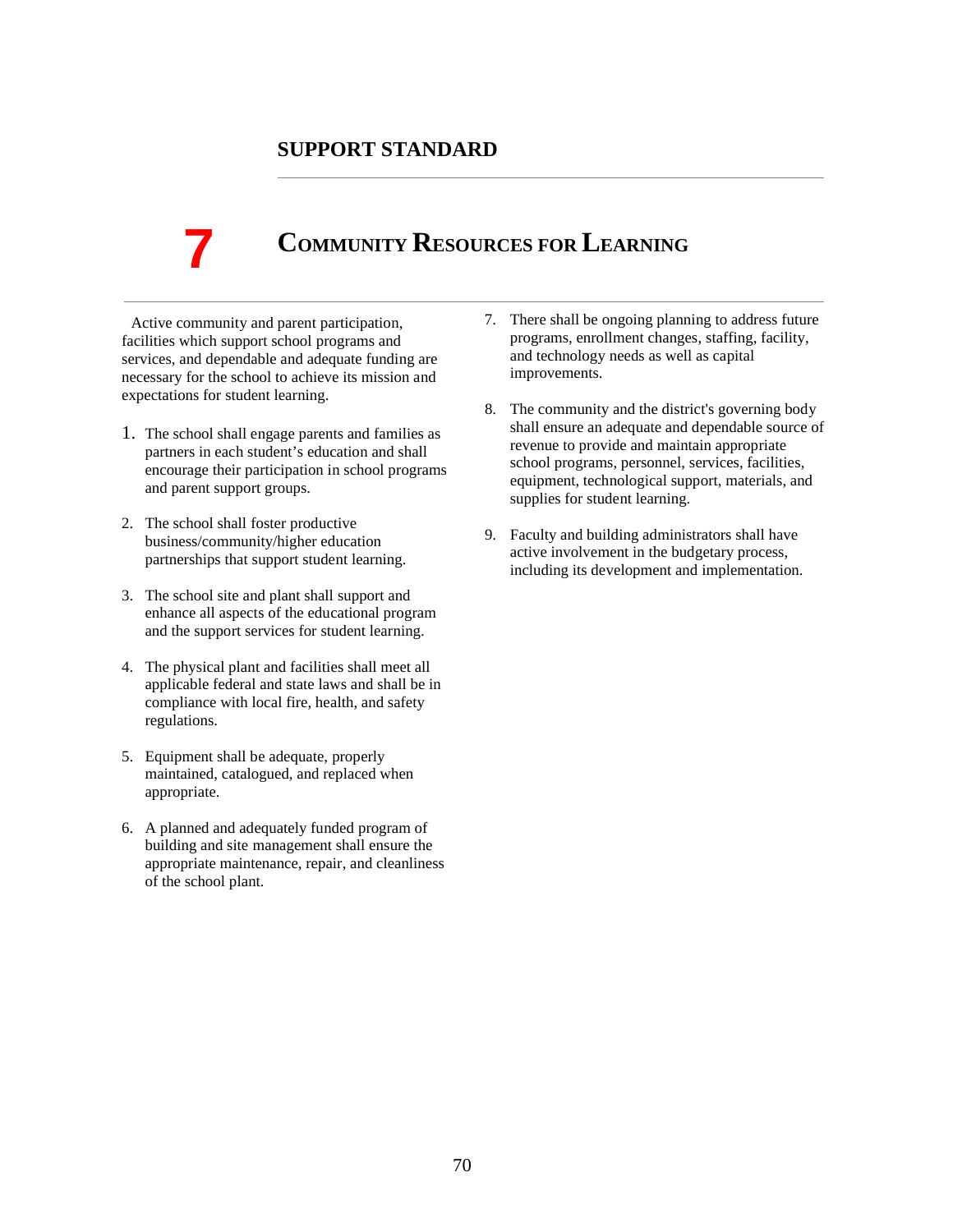## SUPPORT STANDARD

# 7 COMMUNITY RESOURCES FOR LEARNING

Active community and parent participation, facilities which support school programs and services, and dependable and adequate funding are necessary for the school to achieve its mission and expectations for student learning.

1. The school shall engage parents and families as partners in each student's education and shall encourage their participation in school programs and parent support groups.

2. The school shall foster productive business/community/higher education partnerships that support student learning.

3. The school site and plant shall support and enhance all aspects of the educational program and the support services for student learning.

4. The physical plant and facilities shall meet all applicable federal and state laws and shall be in compliance with local fire, health, and safety regulations.

5. Equipment shall be adequate, properly maintained, catalogued, and replaced when appropriate.

6. A planned and adequately funded program of building and site management shall ensure the appropriate maintenance, repair, and cleanliness of the school plant.

7. There shall be ongoing planning to address future programs, enrollment changes, staffing, facility, and technology needs as well as capital improvements.

8. The community and the district's governing body shall ensure an adequate and dependable source of revenue to provide and maintain appropriate school programs, personnel, services, facilities, equipment, technological support, materials, and supplies for student learning.

9. Faculty and building administrators shall have active involvement in the budgetary process, including its development and implementation.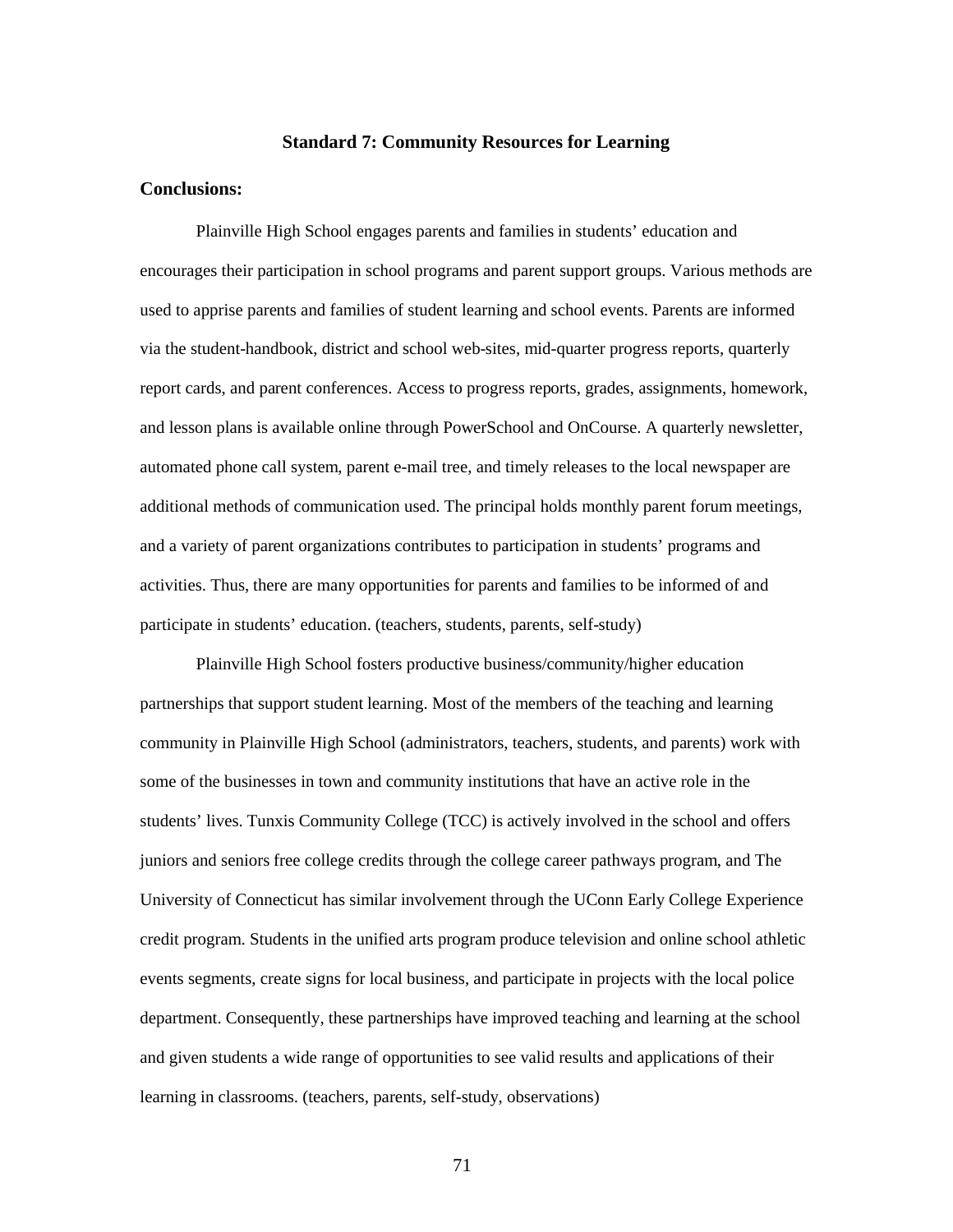## Standard 7: Community Resources for Learning

**Conclusions:**

Plainville High School engages parents and families in students' education and encourages their participation in school programs and parent support groups. Various methods are used to apprise parents and families of student learning and school events. Parents are informed via the student-handbook, district and school web-sites, mid-quarter progress reports, quarterly report cards, and parent conferences. Access to progress reports, grades, assignments, homework, and lesson plans is available online through PowerSchool and OnCourse. A quarterly newsletter, automated phone call system, parent e-mail tree, and timely releases to the local newspaper are additional methods of communication used. The principal holds monthly parent forum meetings, and a variety of parent organizations contributes to participation in students' programs and activities. Thus, there are many opportunities for parents and families to be informed of and participate in students' education. (teachers, students, parents, self-study)

Plainville High School fosters productive business/community/higher education partnerships that support student learning. Most of the members of the teaching and learning community in Plainville High School (administrators, teachers, students, and parents) work with some of the businesses in town and community institutions that have an active role in the students' lives. Tunxis Community College (TCC) is actively involved in the school and offers juniors and seniors free college credits through the college career pathways program, and The University of Connecticut has similar involvement through the UConn Early College Experience credit program. Students in the unified arts program produce television and online school athletic events segments, create signs for local business, and participate in projects with the local police department. Consequently, these partnerships have improved teaching and learning at the school and given students a wide range of opportunities to see valid results and applications of their learning in classrooms. (teachers, parents, self-study, observations)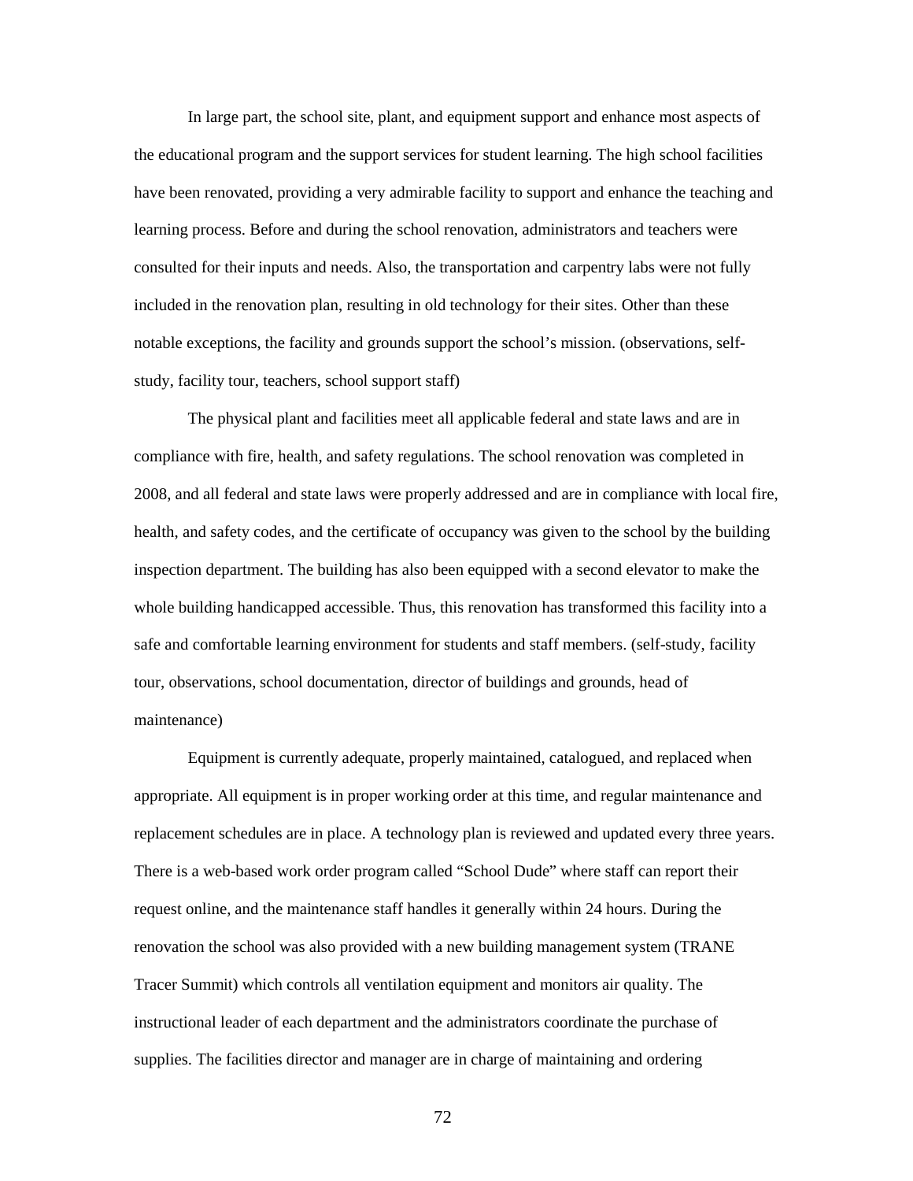In large part, the school site, plant, and equipment support and enhance most aspects of the educational program and the support services for student learning. The high school facilities have been renovated, providing a very admirable facility to support and enhance the teaching and learning process. Before and during the school renovation, administrators and teachers were consulted for their inputs and needs. Also, the transportation and carpentry labs were not fully included in the renovation plan, resulting in old technology for their sites. Other than these notable exceptions, the facility and grounds support the school's mission. (observations, self-study, facility tour, teachers, school support staff)

The physical plant and facilities meet all applicable federal and state laws and are in compliance with fire, health, and safety regulations. The school renovation was completed in 2008, and all federal and state laws were properly addressed and are in compliance with local fire, health, and safety codes, and the certificate of occupancy was given to the school by the building inspection department. The building has also been equipped with a second elevator to make the whole building handicapped accessible. Thus, this renovation has transformed this facility into a safe and comfortable learning environment for students and staff members. (self-study, facility tour, observations, school documentation, director of buildings and grounds, head of maintenance)

Equipment is currently adequate, properly maintained, catalogued, and replaced when appropriate. All equipment is in proper working order at this time, and regular maintenance and replacement schedules are in place. A technology plan is reviewed and updated every three years. There is a web-based work order program called "School Dude" where staff can report their request online, and the maintenance staff handles it generally within 24 hours. During the renovation the school was also provided with a new building management system (TRANE Tracer Summit) which controls all ventilation equipment and monitors air quality. The instructional leader of each department and the administrators coordinate the purchase of supplies. The facilities director and manager are in charge of maintaining and ordering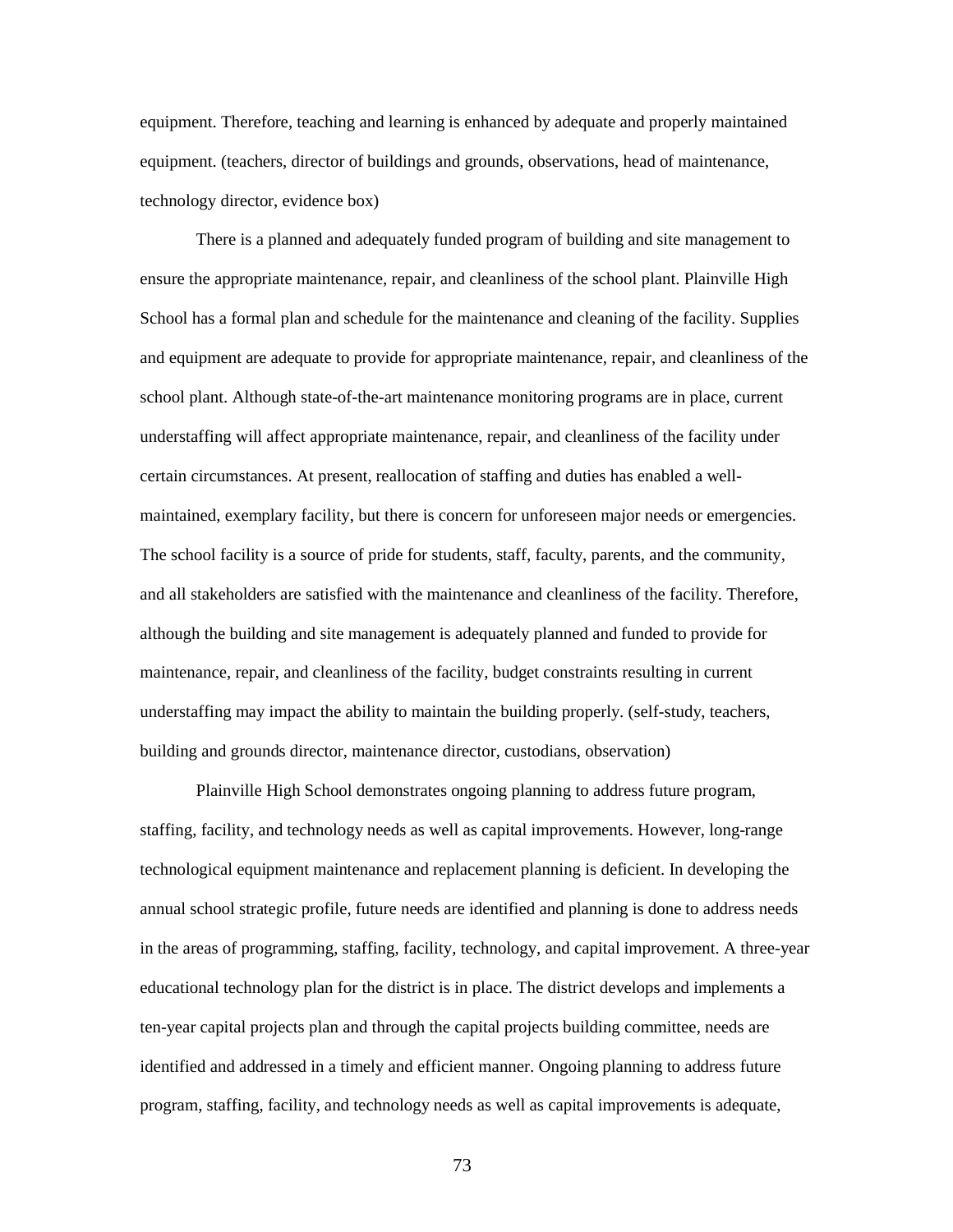equipment. Therefore, teaching and learning is enhanced by adequate and properly maintained equipment. (teachers, director of buildings and grounds, observations, head of maintenance, technology director, evidence box)

There is a planned and adequately funded program of building and site management to ensure the appropriate maintenance, repair, and cleanliness of the school plant. Plainville High School has a formal plan and schedule for the maintenance and cleaning of the facility. Supplies and equipment are adequate to provide for appropriate maintenance, repair, and cleanliness of the school plant. Although state-of-the-art maintenance monitoring programs are in place, current understaffing will affect appropriate maintenance, repair, and cleanliness of the facility under certain circumstances. At present, reallocation of staffing and duties has enabled a well-maintained, exemplary facility, but there is concern for unforeseen major needs or emergencies. The school facility is a source of pride for students, staff, faculty, parents, and the community, and all stakeholders are satisfied with the maintenance and cleanliness of the facility. Therefore, although the building and site management is adequately planned and funded to provide for maintenance, repair, and cleanliness of the facility, budget constraints resulting in current understaffing may impact the ability to maintain the building properly. (self-study, teachers, building and grounds director, maintenance director, custodians, observation)

Plainville High School demonstrates ongoing planning to address future program, staffing, facility, and technology needs as well as capital improvements. However, long-range technological equipment maintenance and replacement planning is deficient. In developing the annual school strategic profile, future needs are identified and planning is done to address needs in the areas of programming, staffing, facility, technology, and capital improvement. A three-year educational technology plan for the district is in place. The district develops and implements a ten-year capital projects plan and through the capital projects building committee, needs are identified and addressed in a timely and efficient manner. Ongoing planning to address future program, staffing, facility, and technology needs as well as capital improvements is adequate,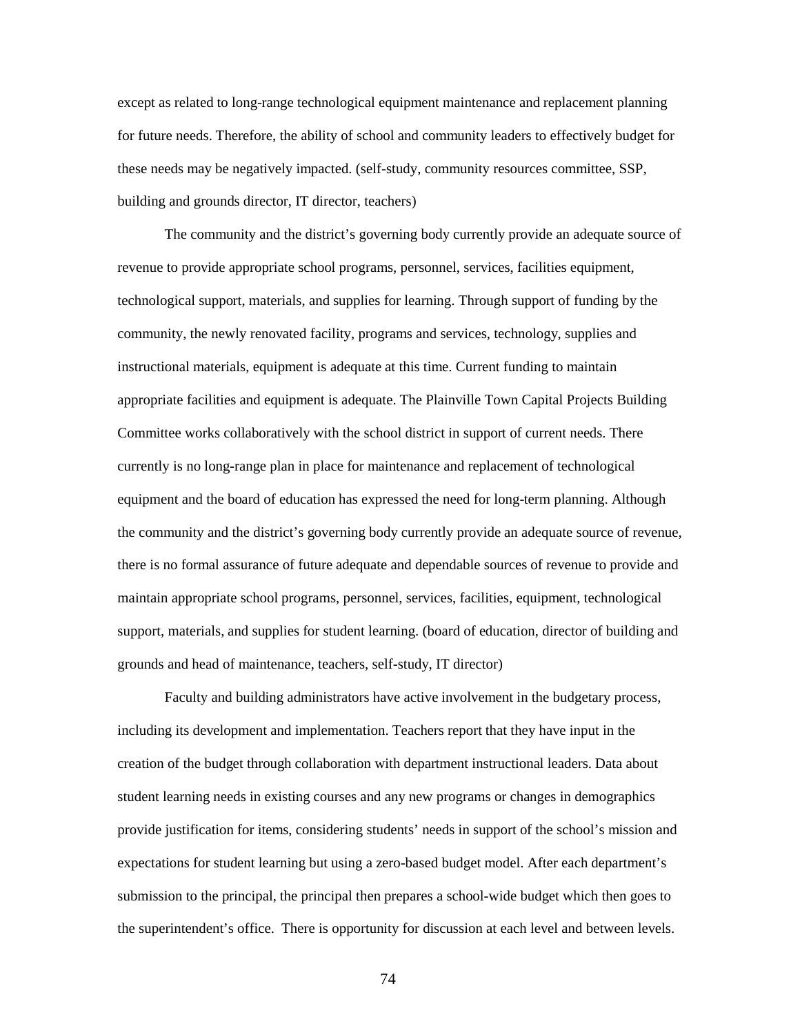except as related to long-range technological equipment maintenance and replacement planning for future needs. Therefore, the ability of school and community leaders to effectively budget for these needs may be negatively impacted. (self-study, community resources committee, SSP, building and grounds director, IT director, teachers)

The community and the district's governing body currently provide an adequate source of revenue to provide appropriate school programs, personnel, services, facilities equipment, technological support, materials, and supplies for learning. Through support of funding by the community, the newly renovated facility, programs and services, technology, supplies and instructional materials, equipment is adequate at this time. Current funding to maintain appropriate facilities and equipment is adequate. The Plainville Town Capital Projects Building Committee works collaboratively with the school district in support of current needs. There currently is no long-range plan in place for maintenance and replacement of technological equipment and the board of education has expressed the need for long-term planning. Although the community and the district's governing body currently provide an adequate source of revenue, there is no formal assurance of future adequate and dependable sources of revenue to provide and maintain appropriate school programs, personnel, services, facilities, equipment, technological support, materials, and supplies for student learning. (board of education, director of building and grounds and head of maintenance, teachers, self-study, IT director)

Faculty and building administrators have active involvement in the budgetary process, including its development and implementation. Teachers report that they have input in the creation of the budget through collaboration with department instructional leaders. Data about student learning needs in existing courses and any new programs or changes in demographics provide justification for items, considering students' needs in support of the school's mission and expectations for student learning but using a zero-based budget model. After each department's submission to the principal, the principal then prepares a school-wide budget which then goes to the superintendent's office. There is opportunity for discussion at each level and between levels.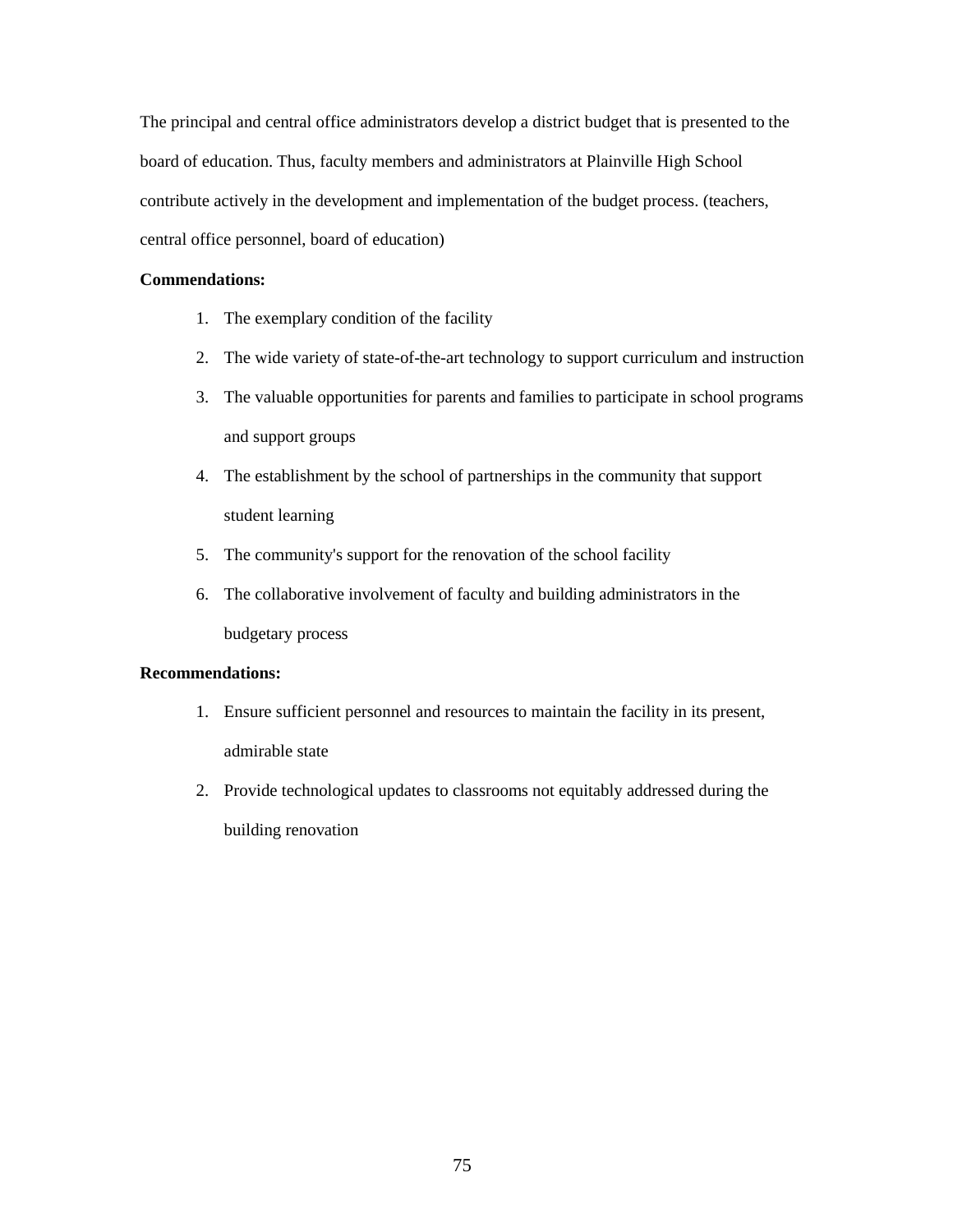The principal and central office administrators develop a district budget that is presented to the board of education. Thus, faculty members and administrators at Plainville High School contribute actively in the development and implementation of the budget process. (teachers, central office personnel, board of education)

**Commendations:**

1. The exemplary condition of the facility
2. The wide variety of state-of-the-art technology to support curriculum and instruction
3. The valuable opportunities for parents and families to participate in school programs and support groups
4. The establishment by the school of partnerships in the community that support student learning
5. The community's support for the renovation of the school facility
6. The collaborative involvement of faculty and building administrators in the budgetary process

**Recommendations:**

1. Ensure sufficient personnel and resources to maintain the facility in its present, admirable state
2. Provide technological updates to classrooms not equitably addressed during the building renovation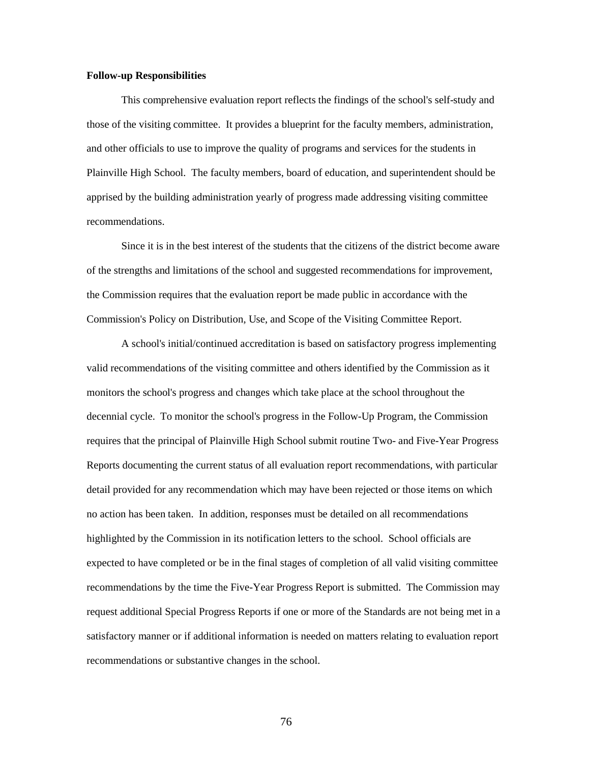**Follow-up Responsibilities**

This comprehensive evaluation report reflects the findings of the school's self-study and those of the visiting committee. It provides a blueprint for the faculty members, administration, and other officials to use to improve the quality of programs and services for the students in Plainville High School. The faculty members, board of education, and superintendent should be apprised by the building administration yearly of progress made addressing visiting committee recommendations.

Since it is in the best interest of the students that the citizens of the district become aware of the strengths and limitations of the school and suggested recommendations for improvement, the Commission requires that the evaluation report be made public in accordance with the Commission's Policy on Distribution, Use, and Scope of the Visiting Committee Report.

A school's initial/continued accreditation is based on satisfactory progress implementing valid recommendations of the visiting committee and others identified by the Commission as it monitors the school's progress and changes which take place at the school throughout the decennial cycle. To monitor the school's progress in the Follow-Up Program, the Commission requires that the principal of Plainville High School submit routine Two- and Five-Year Progress Reports documenting the current status of all evaluation report recommendations, with particular detail provided for any recommendation which may have been rejected or those items on which no action has been taken. In addition, responses must be detailed on all recommendations highlighted by the Commission in its notification letters to the school. School officials are expected to have completed or be in the final stages of completion of all valid visiting committee recommendations by the time the Five-Year Progress Report is submitted. The Commission may request additional Special Progress Reports if one or more of the Standards are not being met in a satisfactory manner or if additional information is needed on matters relating to evaluation report recommendations or substantive changes in the school.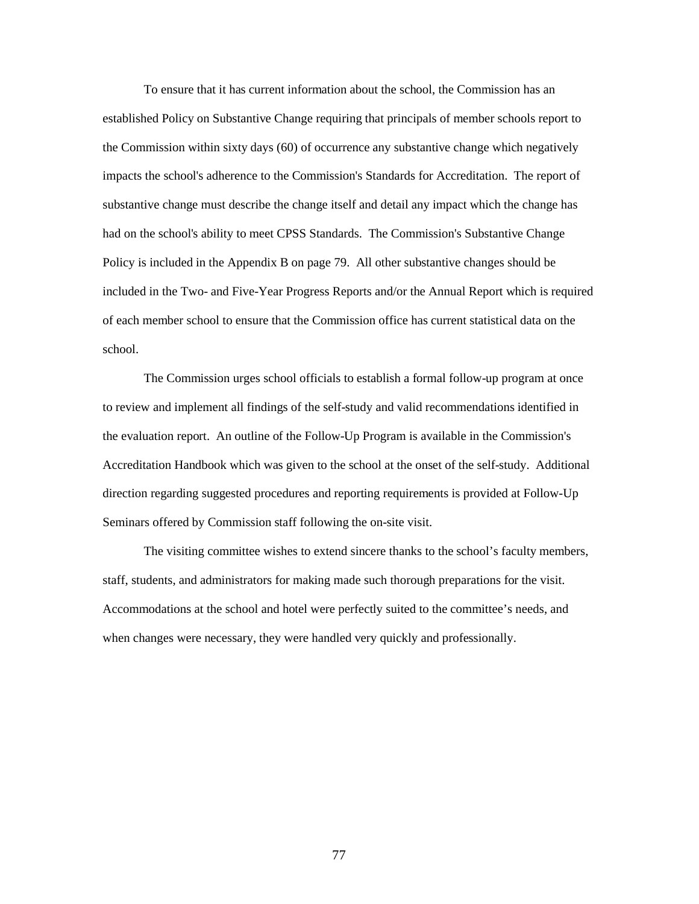To ensure that it has current information about the school, the Commission has an established Policy on Substantive Change requiring that principals of member schools report to the Commission within sixty days (60) of occurrence any substantive change which negatively impacts the school's adherence to the Commission's Standards for Accreditation. The report of substantive change must describe the change itself and detail any impact which the change has had on the school's ability to meet CPSS Standards. The Commission's Substantive Change Policy is included in the Appendix B on page 79. All other substantive changes should be included in the Two- and Five-Year Progress Reports and/or the Annual Report which is required of each member school to ensure that the Commission office has current statistical data on the school.

The Commission urges school officials to establish a formal follow-up program at once to review and implement all findings of the self-study and valid recommendations identified in the evaluation report. An outline of the Follow-Up Program is available in the Commission's Accreditation Handbook which was given to the school at the onset of the self-study. Additional direction regarding suggested procedures and reporting requirements is provided at Follow-Up Seminars offered by Commission staff following the on-site visit.

The visiting committee wishes to extend sincere thanks to the school's faculty members, staff, students, and administrators for making made such thorough preparations for the visit. Accommodations at the school and hotel were perfectly suited to the committee's needs, and when changes were necessary, they were handled very quickly and professionally.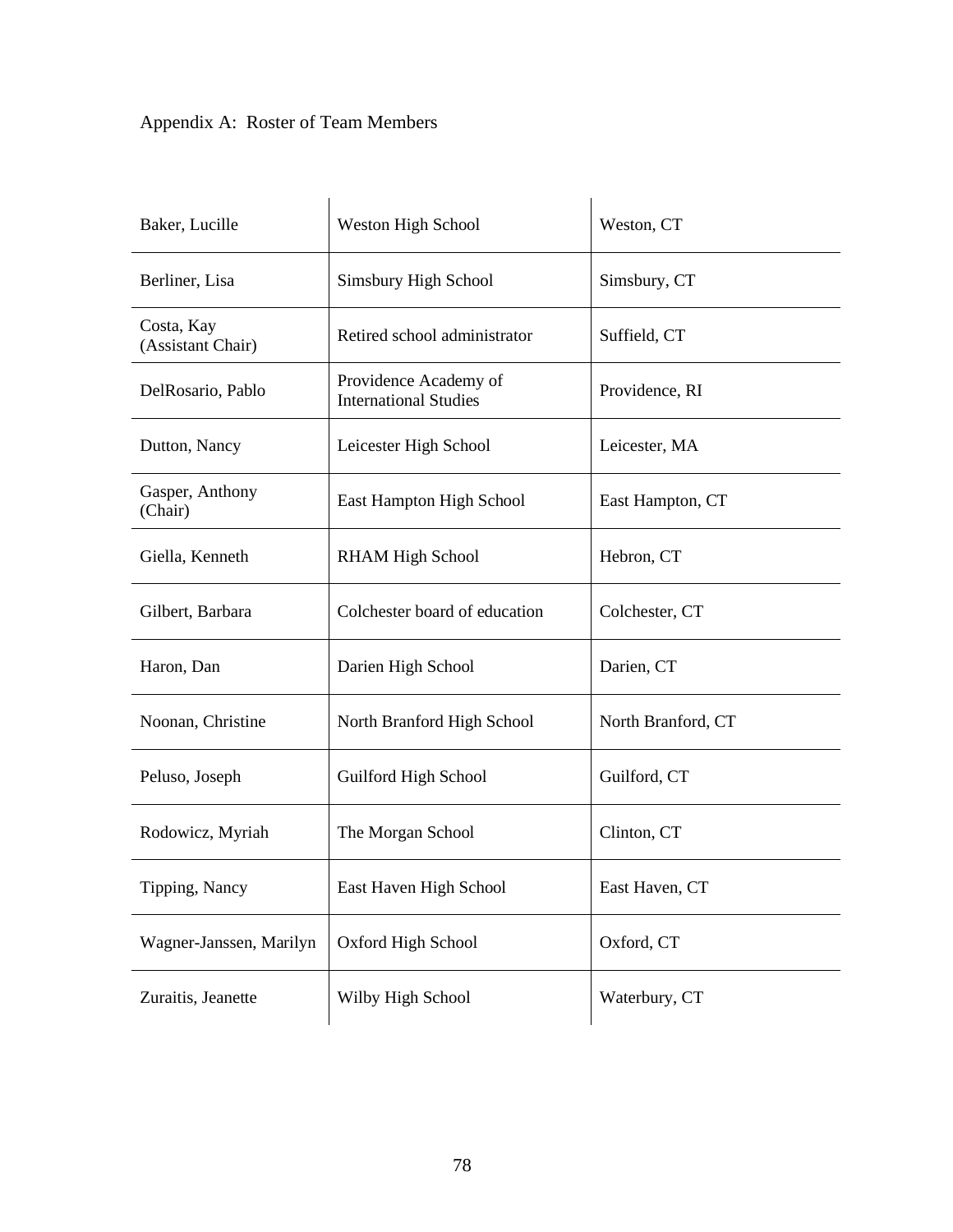## Appendix A: Roster of Team Members

| | | |
|---|---|---|
| Baker, Lucille | Weston High School | Weston, CT |
| Berliner, Lisa | Simsbury High School | Simsbury, CT |
| Costa, Kay (Assistant Chair) | Retired school administrator | Suffield, CT |
| DelRosario, Pablo | Providence Academy of International Studies | Providence, RI |
| Dutton, Nancy | Leicester High School | Leicester, MA |
| Gasper, Anthony (Chair) | East Hampton High School | East Hampton, CT |
| Giella, Kenneth | RHAM High School | Hebron, CT |
| Gilbert, Barbara | Colchester board of education | Colchester, CT |
| Haron, Dan | Darien High School | Darien, CT |
| Noonan, Christine | North Branford High School | North Branford, CT |
| Peluso, Joseph | Guilford High School | Guilford, CT |
| Rodowicz, Myriah | The Morgan School | Clinton, CT |
| Tipping, Nancy | East Haven High School | East Haven, CT |
| Wagner-Janssen, Marilyn | Oxford High School | Oxford, CT |
| Zuraitis, Jeanette | Wilby High School | Waterbury, CT |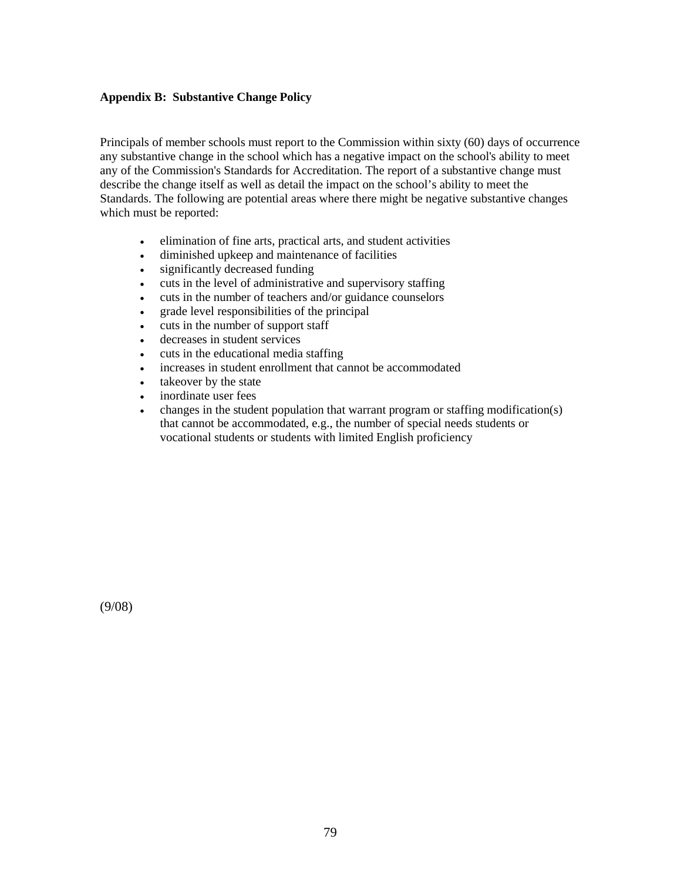## Appendix B: Substantive Change Policy

Principals of member schools must report to the Commission within sixty (60) days of occurrence any substantive change in the school which has a negative impact on the school's ability to meet any of the Commission's Standards for Accreditation. The report of a substantive change must describe the change itself as well as detail the impact on the school's ability to meet the Standards. The following are potential areas where there might be negative substantive changes which must be reported:

- elimination of fine arts, practical arts, and student activities
- diminished upkeep and maintenance of facilities
- significantly decreased funding
- cuts in the level of administrative and supervisory staffing
- cuts in the number of teachers and/or guidance counselors
- grade level responsibilities of the principal
- cuts in the number of support staff
- decreases in student services
- cuts in the educational media staffing
- increases in student enrollment that cannot be accommodated
- takeover by the state
- inordinate user fees
- changes in the student population that warrant program or staffing modification(s) that cannot be accommodated, e.g., the number of special needs students or vocational students or students with limited English proficiency

(9/08)